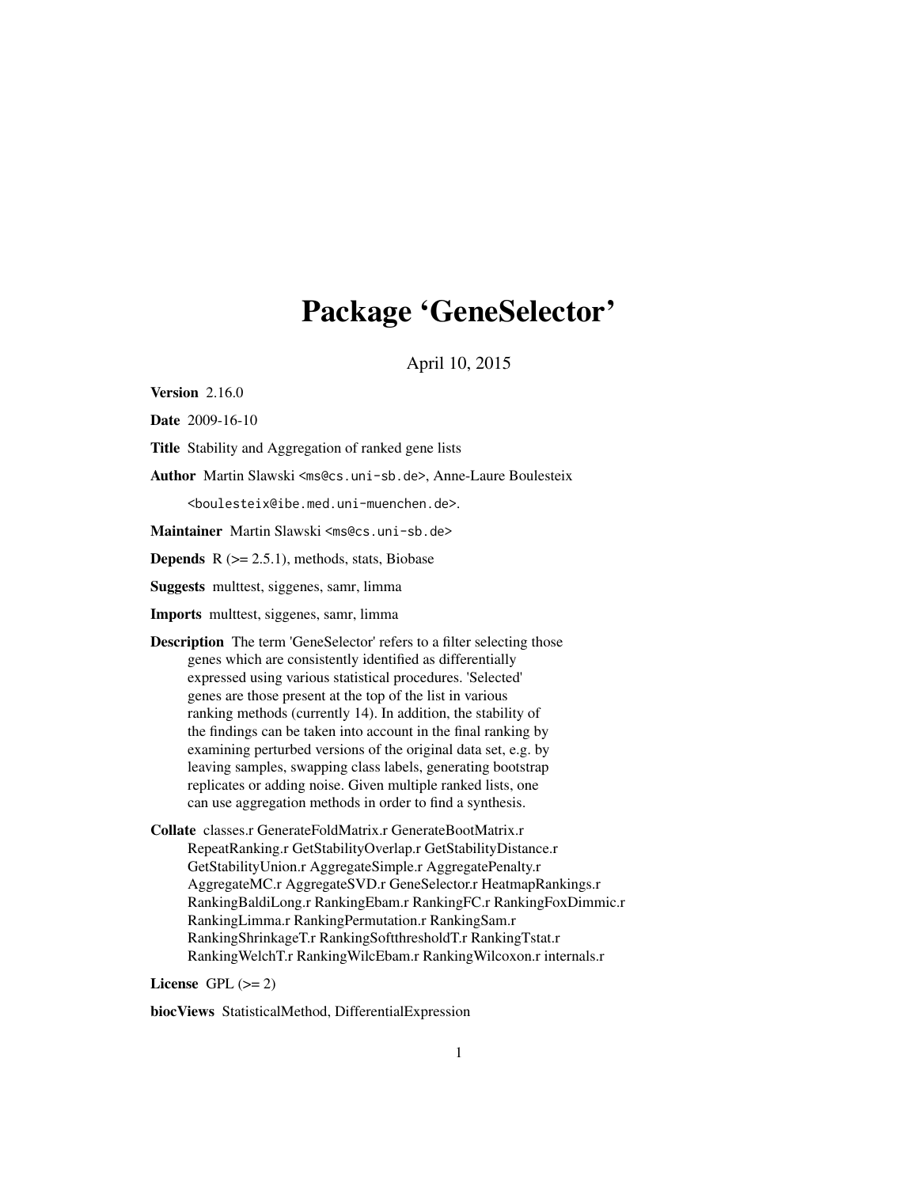# Package 'GeneSelector'

April 10, 2015

**Version** 2.16.0

**Date** 2009-16-10

**Title** Stability and Aggregation of ranked gene lists

**Author** Martin Slawski <ms@cs.uni-sb.de>, Anne-Laure Boulesteix <boulesteix@ibe.med.uni-muenchen.de>.

**Maintainer** Martin Slawski <ms@cs.uni-sb.de>

**Depends** R (>= 2.5.1), methods, stats, Biobase

**Suggests** multtest, siggenes, samr, limma

**Imports** multtest, siggenes, samr, limma

**Description** The term 'GeneSelector' refers to a filter selecting those genes which are consistently identified as differentially expressed using various statistical procedures. 'Selected' genes are those present at the top of the list in various ranking methods (currently 14). In addition, the stability of the findings can be taken into account in the final ranking by examining perturbed versions of the original data set, e.g. by leaving samples, swapping class labels, generating bootstrap replicates or adding noise. Given multiple ranked lists, one can use aggregation methods in order to find a synthesis.

**Collate** classes.r GenerateFoldMatrix.r GenerateBootMatrix.r RepeatRanking.r GetStabilityOverlap.r GetStabilityDistance.r GetStabilityUnion.r AggregateSimple.r AggregatePenalty.r AggregateMC.r AggregateSVD.r GeneSelector.r HeatmapRankings.r RankingBaldiLong.r RankingEbam.r RankingFC.r RankingFoxDimmic.r RankingLimma.r RankingPermutation.r RankingSam.r RankingShrinkageT.r RankingSoftthresholdT.r RankingTstat.r RankingWelchT.r RankingWilcEbam.r RankingWilcoxon.r internals.r

**License** GPL (>= 2)

**biocViews** StatisticalMethod, DifferentialExpression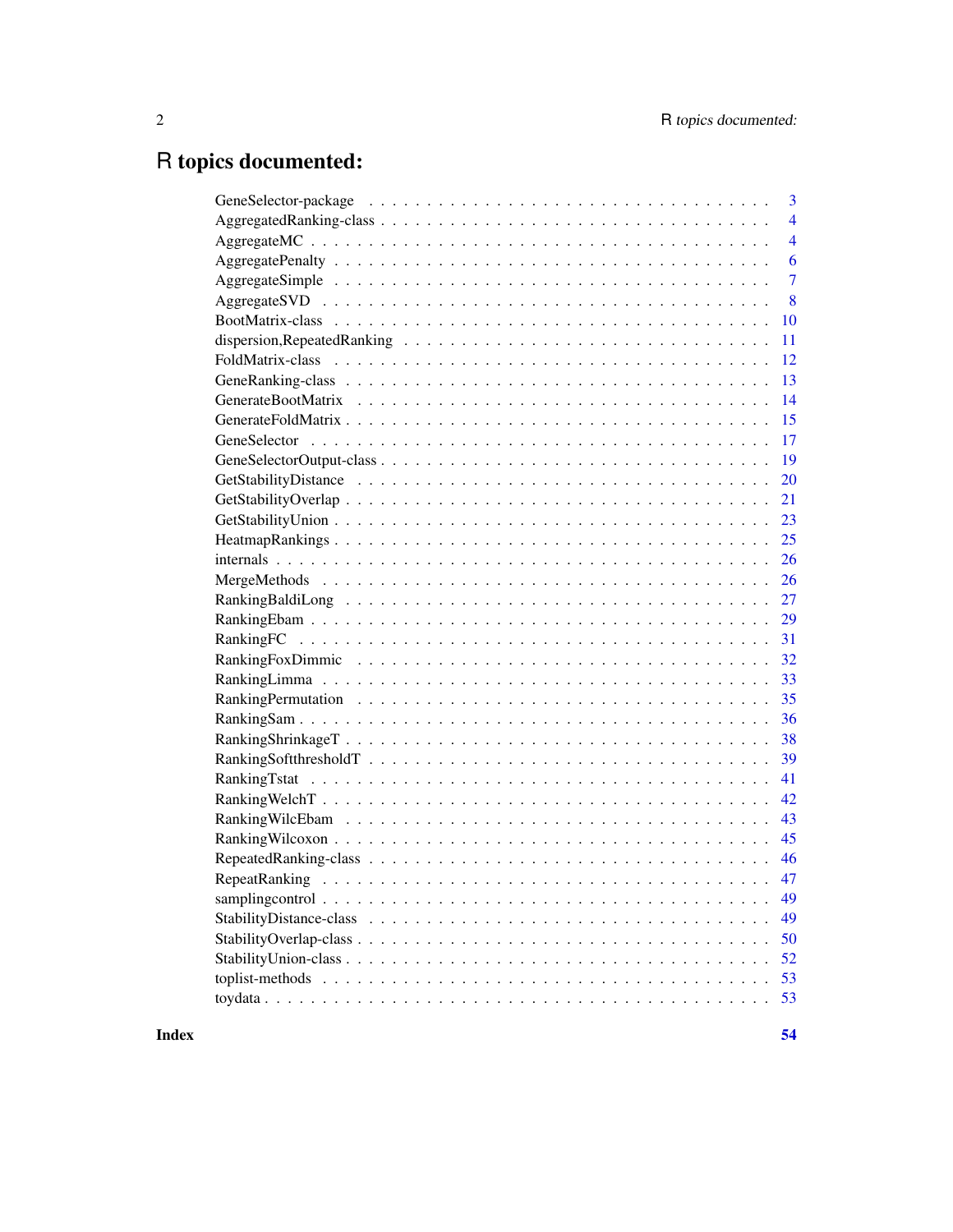# R topics documented:

| | |
|---|---|
| GeneSelector-package | 3 |
| AggregatedRanking-class | 4 |
| AggregateMC | 4 |
| AggregatePenalty | 6 |
| AggregateSimple | 7 |
| AggregateSVD | 8 |
| BootMatrix-class | 10 |
| dispersion,RepeatedRanking | 11 |
| FoldMatrix-class | 12 |
| GeneRanking-class | 13 |
| GenerateBootMatrix | 14 |
| GenerateFoldMatrix | 15 |
| GeneSelector | 17 |
| GeneSelectorOutput-class | 19 |
| GetStabilityDistance | 20 |
| GetStabilityOverlap | 21 |
| GetStabilityUnion | 23 |
| HeatmapRankings | 25 |
| internals | 26 |
| MergeMethods | 26 |
| RankingBaldiLong | 27 |
| RankingEbam | 29 |
| RankingFC | 31 |
| RankingFoxDimmic | 32 |
| RankingLimma | 33 |
| RankingPermutation | 35 |
| RankingSam | 36 |
| RankingShrinkageT | 38 |
| RankingSoftthresholdT | 39 |
| RankingTstat | 41 |
| RankingWelchT | 42 |
| RankingWilcEbam | 43 |
| RankingWilcoxon | 45 |
| RepeatedRanking-class | 46 |
| RepeatRanking | 47 |
| samplingcontrol | 49 |
| StabilityDistance-class | 49 |
| StabilityOverlap-class | 50 |
| StabilityUnion-class | 52 |
| toplist-methods | 53 |
| toydata | 53 |

**Index** **54**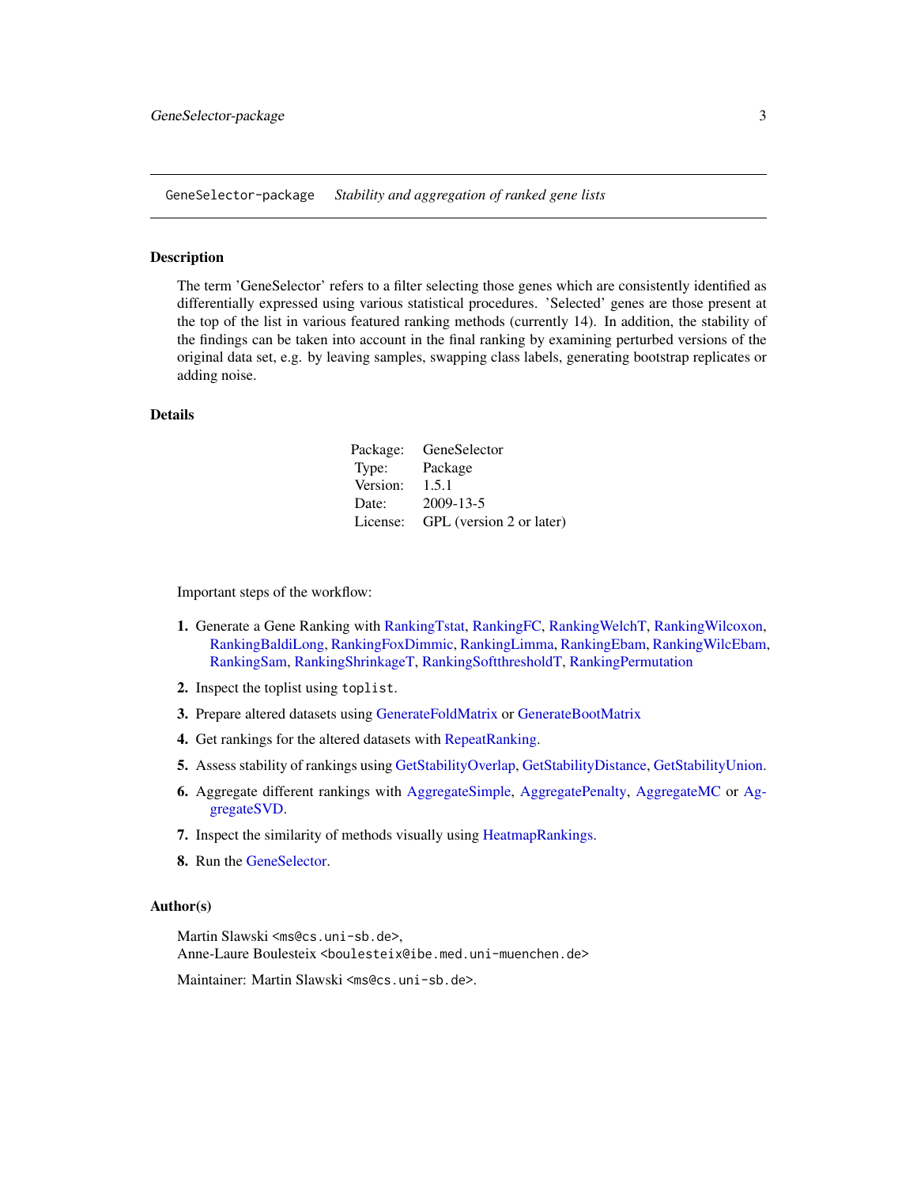GeneSelector-package    *Stability and aggregation of ranked gene lists*

## Description

The term 'GeneSelector' refers to a filter selecting those genes which are consistently identified as differentially expressed using various statistical procedures. 'Selected' genes are those present at the top of the list in various featured ranking methods (currently 14). In addition, the stability of the findings can be taken into account in the final ranking by examining perturbed versions of the original data set, e.g. by leaving samples, swapping class labels, generating bootstrap replicates or adding noise.

## Details

| | |
|---|---|
| Package: | GeneSelector |
| Type: | Package |
| Version: | 1.5.1 |
| Date: | 2009-13-5 |
| License: | GPL (version 2 or later) |

Important steps of the workflow:

1. Generate a Gene Ranking with RankingTstat, RankingFC, RankingWelchT, RankingWilcoxon, RankingBaldiLong, RankingFoxDimmic, RankingLimma, RankingEbam, RankingWilcEbam, RankingSam, RankingShrinkageT, RankingSoftthresholdT, RankingPermutation
2. Inspect the toplist using `toplist`.
3. Prepare altered datasets using GenerateFoldMatrix or GenerateBootMatrix
4. Get rankings for the altered datasets with RepeatRanking.
5. Assess stability of rankings using GetStabilityOverlap, GetStabilityDistance, GetStabilityUnion.
6. Aggregate different rankings with AggregateSimple, AggregatePenalty, AggregateMC or AggregateSVD.
7. Inspect the similarity of methods visually using HeatmapRankings.
8. Run the GeneSelector.

## Author(s)

Martin Slawski <ms@cs.uni-sb.de>,
Anne-Laure Boulesteix <boulesteix@ibe.med.uni-muenchen.de>

Maintainer: Martin Slawski <ms@cs.uni-sb.de>.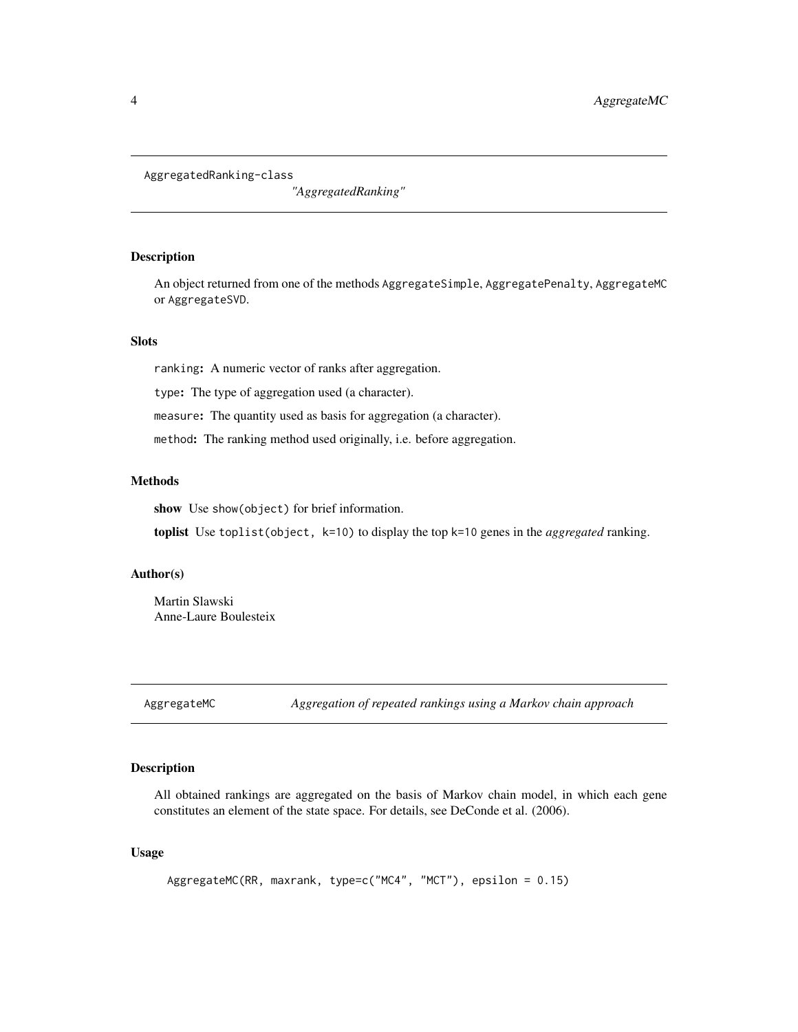AggregatedRanking-class *"AggregatedRanking"*

### Description

An object returned from one of the methods AggregateSimple, AggregatePenalty, AggregateMC or AggregateSVD.

### Slots

ranking: A numeric vector of ranks after aggregation.

type: The type of aggregation used (a character).

measure: The quantity used as basis for aggregation (a character).

method: The ranking method used originally, i.e. before aggregation.

### Methods

**show** Use show(object) for brief information.

**toplist** Use toplist(object, k=10) to display the top k=10 genes in the *aggregated* ranking.

### Author(s)

Martin Slawski
Anne-Laure Boulesteix

---

AggregateMC *Aggregation of repeated rankings using a Markov chain approach*

### Description

All obtained rankings are aggregated on the basis of Markov chain model, in which each gene constitutes an element of the state space. For details, see DeConde et al. (2006).

### Usage

```
AggregateMC(RR, maxrank, type=c("MC4", "MCT"), epsilon = 0.15)
```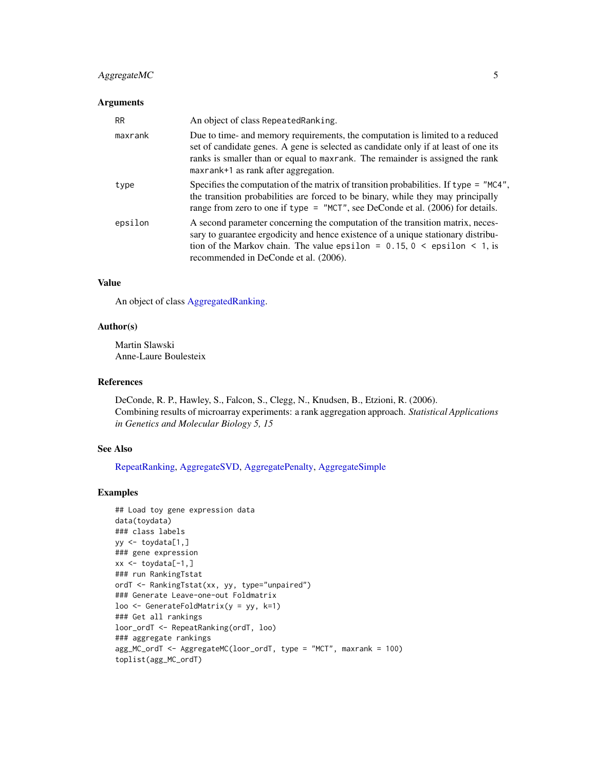### Arguments

| | |
|---|---|
| RR | An object of class RepeatedRanking. |
| maxrank | Due to time- and memory requirements, the computation is limited to a reduced set of candidate genes. A gene is selected as candidate only if at least of one its ranks is smaller than or equal to maxrank. The remainder is assigned the rank maxrank+1 as rank after aggregation. |
| type | Specifies the computation of the matrix of transition probabilities. If type = "MC4", the transition probabilities are forced to be binary, while they may principally range from zero to one if type = "MCT", see DeConde et al. (2006) for details. |
| epsilon | A second parameter concerning the computation of the transition matrix, necessary to guarantee ergodicity and hence existence of a unique stationary distribution of the Markov chain. The value epsilon = 0.15, 0 < epsilon < 1, is recommended in DeConde et al. (2006). |

### Value

An object of class AggregatedRanking.

### Author(s)

Martin Slawski
Anne-Laure Boulesteix

### References

DeConde, R. P., Hawley, S., Falcon, S., Clegg, N., Knudsen, B., Etzioni, R. (2006).
Combining results of microarray experiments: a rank aggregation approach. *Statistical Applications in Genetics and Molecular Biology 5, 15*

### See Also

RepeatRanking, AggregateSVD, AggregatePenalty, AggregateSimple

### Examples

```
## Load toy gene expression data
data(toydata)
### class labels
yy <- toydata[1,]
### gene expression
xx <- toydata[-1,]
### run RankingTstat
ordT <- RankingTstat(xx, yy, type="unpaired")
### Generate Leave-one-out Foldmatrix
loo <- GenerateFoldMatrix(y = yy, k=1)
### Get all rankings
loor_ordT <- RepeatRanking(ordT, loo)
### aggregate rankings
agg_MC_ordT <- AggregateMC(loor_ordT, type = "MCT", maxrank = 100)
toplist(agg_MC_ordT)
```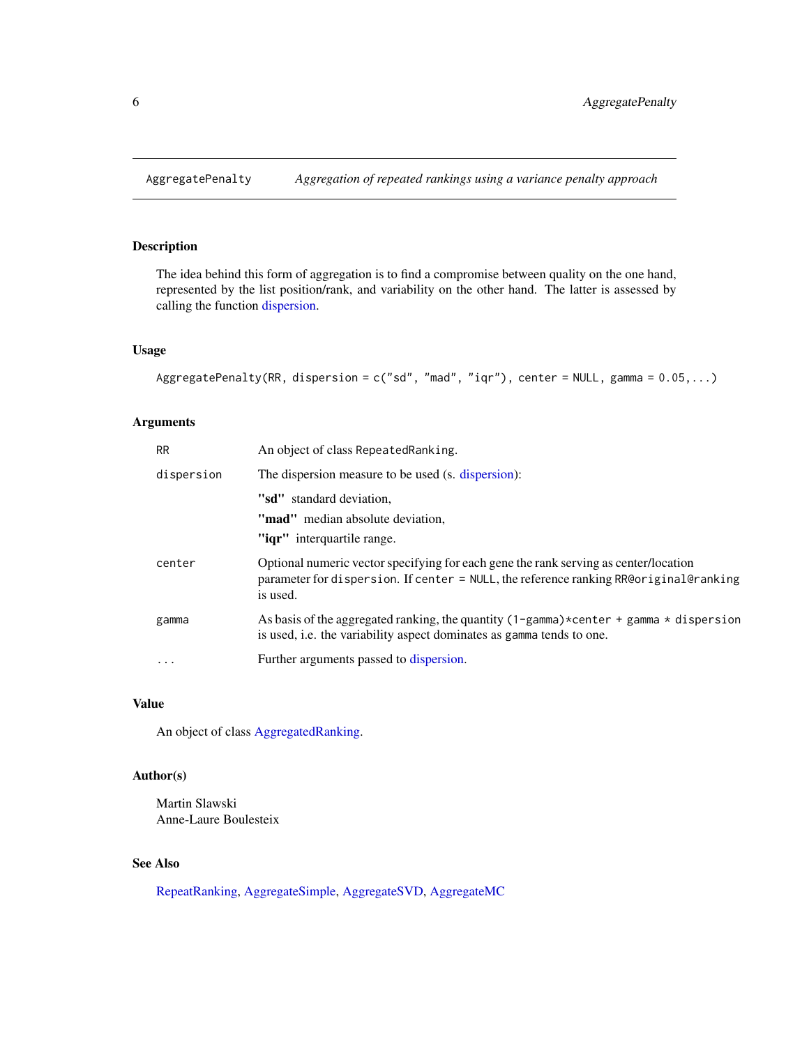AggregatePenalty *Aggregation of repeated rankings using a variance penalty approach*

## Description

The idea behind this form of aggregation is to find a compromise between quality on the one hand, represented by the list position/rank, and variability on the other hand. The latter is assessed by calling the function dispersion.

## Usage

```
AggregatePenalty(RR, dispersion = c("sd", "mad", "iqr"), center = NULL, gamma = 0.05,...)
```

## Arguments

| | |
|---|---|
| RR | An object of class RepeatedRanking. |
| dispersion | The dispersion measure to be used (s. dispersion): **"sd"** standard deviation, **"mad"** median absolute deviation, **"iqr"** interquartile range. |
| center | Optional numeric vector specifying for each gene the rank serving as center/location parameter for dispersion. If center = NULL, the reference ranking RR@original@ranking is used. |
| gamma | As basis of the aggregated ranking, the quantity (1-gamma)*center + gamma * dispersion is used, i.e. the variability aspect dominates as gamma tends to one. |
| ... | Further arguments passed to dispersion. |

## Value

An object of class AggregatedRanking.

## Author(s)

Martin Slawski
Anne-Laure Boulesteix

## See Also

RepeatRanking, AggregateSimple, AggregateSVD, AggregateMC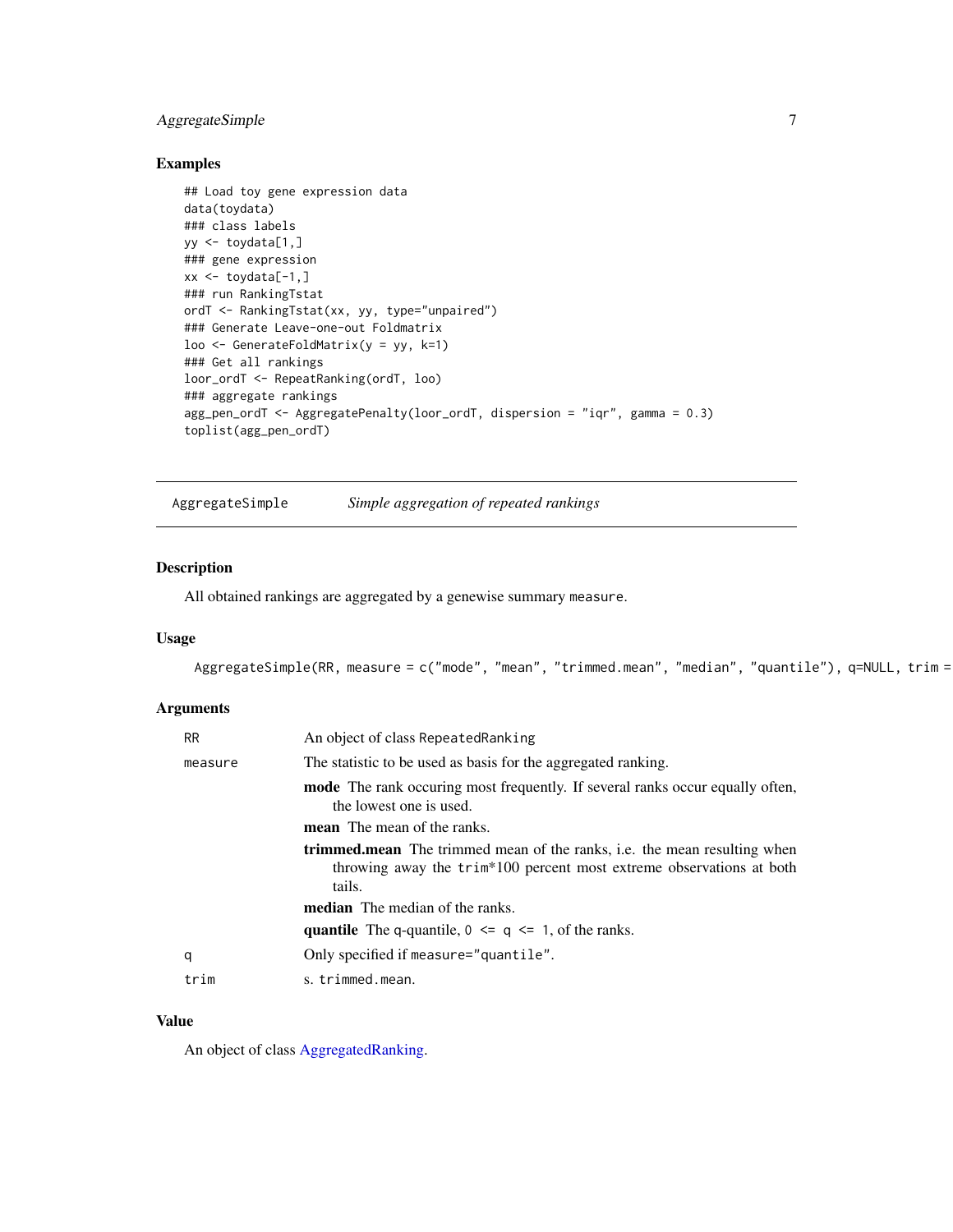## Examples

```
## Load toy gene expression data
data(toydata)
### class labels
yy <- toydata[1,]
### gene expression
xx <- toydata[-1,]
### run RankingTstat
ordT <- RankingTstat(xx, yy, type="unpaired")
### Generate Leave-one-out Foldmatrix
loo <- GenerateFoldMatrix(y = yy, k=1)
### Get all rankings
loor_ordT <- RepeatRanking(ordT, loo)
### aggregate rankings
agg_pen_ordT <- AggregatePenalty(loor_ordT, dispersion = "iqr", gamma = 0.3)
toplist(agg_pen_ordT)
```

---

# AggregateSimple — *Simple aggregation of repeated rankings*

---

## Description

All obtained rankings are aggregated by a genewise summary `measure`.

## Usage

```
AggregateSimple(RR, measure = c("mode", "mean", "trimmed.mean", "median", "quantile"), q=NULL, trim =
```

## Arguments

| | |
|---|---|
| `RR` | An object of class `RepeatedRanking` |
| `measure` | The statistic to be used as basis for the aggregated ranking. |
| | **mode** The rank occuring most frequently. If several ranks occur equally often, the lowest one is used. |
| | **mean** The mean of the ranks. |
| | **trimmed.mean** The trimmed mean of the ranks, i.e. the mean resulting when throwing away the `trim*100` percent most extreme observations at both tails. |
| | **median** The median of the ranks. |
| | **quantile** The q-quantile, `0 <= q <= 1`, of the ranks. |
| `q` | Only specified if `measure="quantile"`. |
| `trim` | s. `trimmed.mean`. |

## Value

An object of class AggregatedRanking.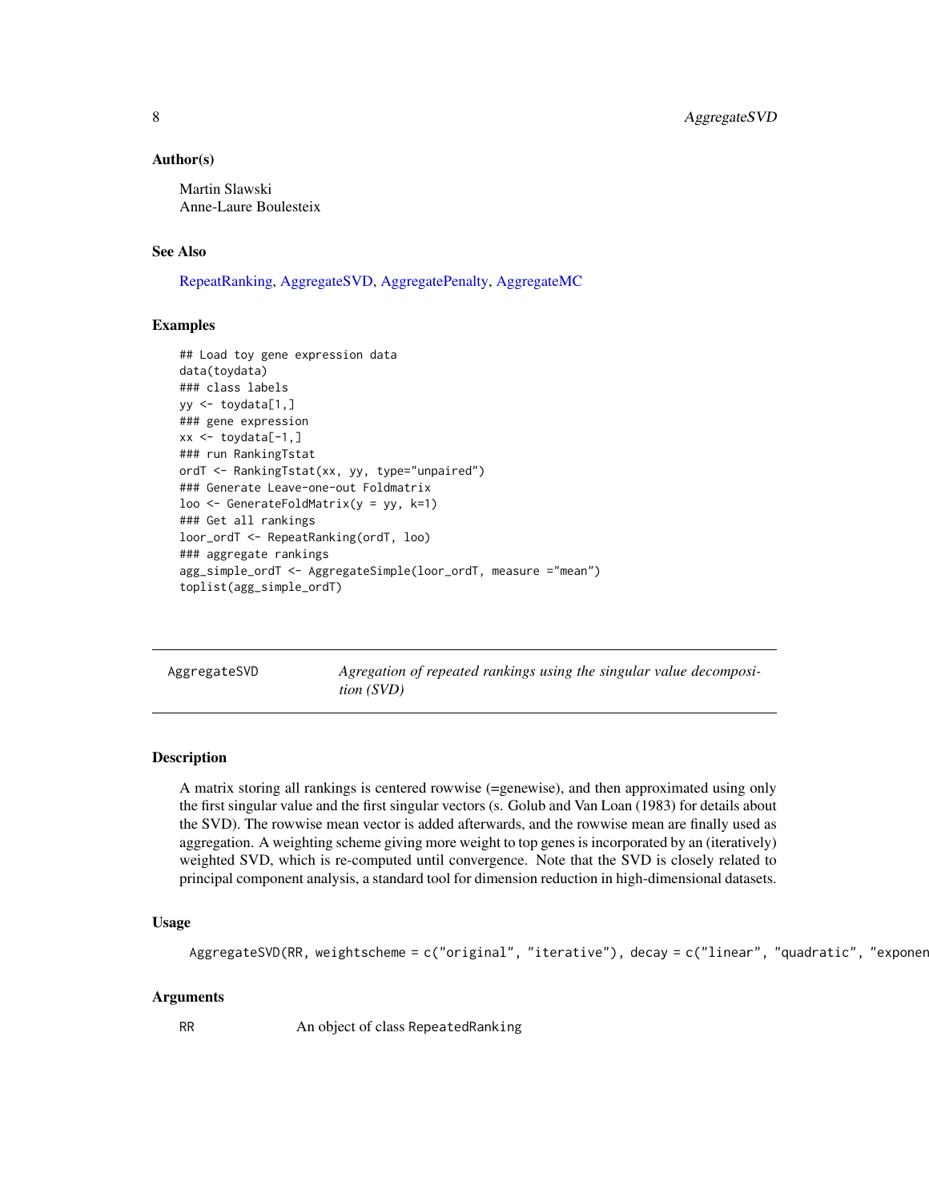### Author(s)

Martin Slawski
Anne-Laure Boulesteix

### See Also

RepeatRanking, AggregateSVD, AggregatePenalty, AggregateMC

### Examples

```
## Load toy gene expression data
data(toydata)
### class labels
yy <- toydata[1,]
### gene expression
xx <- toydata[-1,]
### run RankingTstat
ordT <- RankingTstat(xx, yy, type="unpaired")
### Generate Leave-one-out Foldmatrix
loo <- GenerateFoldMatrix(y = yy, k=1)
### Get all rankings
loor_ordT <- RepeatRanking(ordT, loo)
### aggregate rankings
agg_simple_ordT <- AggregateSimple(loor_ordT, measure ="mean")
toplist(agg_simple_ordT)
```

---

## AggregateSVD — *Agregation of repeated rankings using the singular value decomposition (SVD)*

---

### Description

A matrix storing all rankings is centered rowwise (=genewise), and then approximated using only the first singular value and the first singular vectors (s. Golub and Van Loan (1983) for details about the SVD). The rowwise mean vector is added afterwards, and the rowwise mean are finally used as aggregation. A weighting scheme giving more weight to top genes is incorporated by an (iteratively) weighted SVD, which is re-computed until convergence. Note that the SVD is closely related to principal component analysis, a standard tool for dimension reduction in high-dimensional datasets.

### Usage

```
AggregateSVD(RR, weightscheme = c("original", "iterative"), decay = c("linear", "quadratic", "exponen
```

### Arguments

| | |
|---|---|
| RR | An object of class `RepeatedRanking` |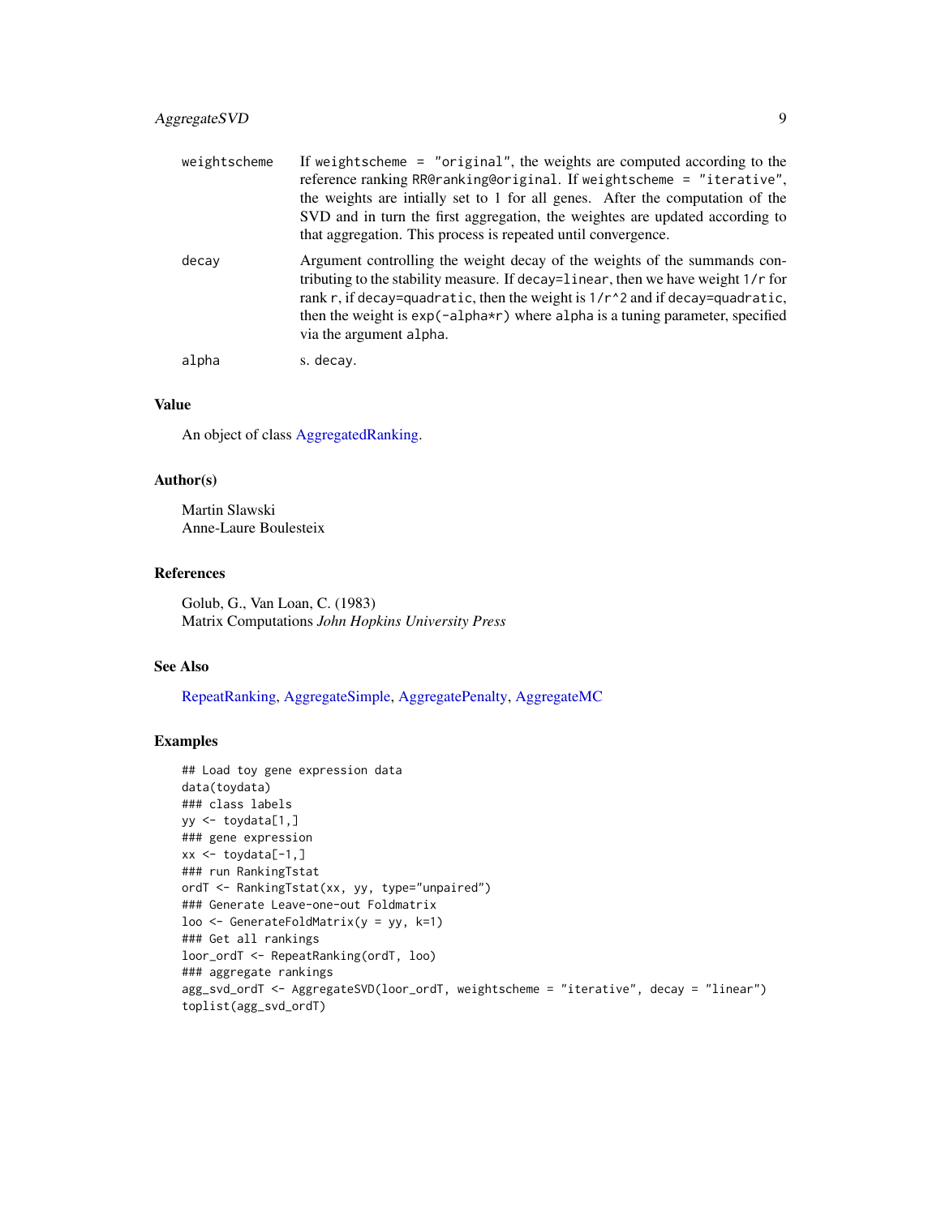| | |
|---|---|
| weightscheme | If weightscheme = "original", the weights are computed according to the reference ranking RR@ranking@original. If weightscheme = "iterative", the weights are intially set to 1 for all genes. After the computation of the SVD and in turn the first aggregation, the weightes are updated according to that aggregation. This process is repeated until convergence. |
| decay | Argument controlling the weight decay of the weights of the summands contributing to the stability measure. If decay=linear, then we have weight 1/r for rank r, if decay=quadratic, then the weight is 1/r^2 and if decay=quadratic, then the weight is exp(-alpha*r) where alpha is a tuning parameter, specified via the argument alpha. |
| alpha | s. decay. |

## Value

An object of class AggregatedRanking.

## Author(s)

Martin Slawski
Anne-Laure Boulesteix

## References

Golub, G., Van Loan, C. (1983)
Matrix Computations *John Hopkins University Press*

## See Also

RepeatRanking, AggregateSimple, AggregatePenalty, AggregateMC

## Examples

```
## Load toy gene expression data
data(toydata)
### class labels
yy <- toydata[1,]
### gene expression
xx <- toydata[-1,]
### run RankingTstat
ordT <- RankingTstat(xx, yy, type="unpaired")
### Generate Leave-one-out Foldmatrix
loo <- GenerateFoldMatrix(y = yy, k=1)
### Get all rankings
loor_ordT <- RepeatRanking(ordT, loo)
### aggregate rankings
agg_svd_ordT <- AggregateSVD(loor_ordT, weightscheme = "iterative", decay = "linear")
toplist(agg_svd_ordT)
```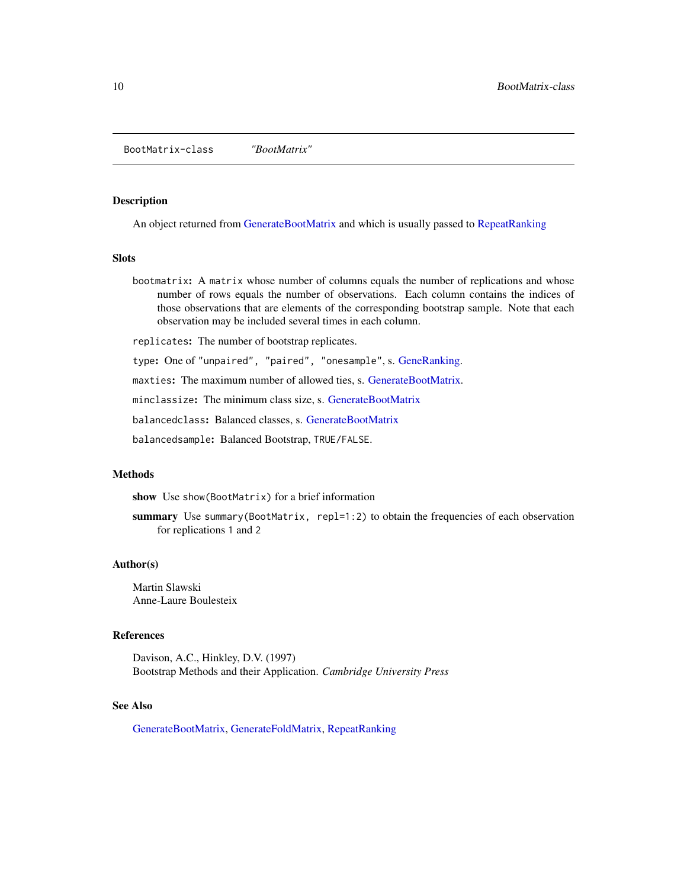BootMatrix-class *"BootMatrix"*

## Description

An object returned from GenerateBootMatrix and which is usually passed to RepeatRanking

## Slots

`bootmatrix`: A `matrix` whose number of columns equals the number of replications and whose number of rows equals the number of observations. Each column contains the indices of those observations that are elements of the corresponding bootstrap sample. Note that each observation may be included several times in each column.

`replicates`: The number of bootstrap replicates.

`type`: One of `"unpaired", "paired", "onesample"`, s. GeneRanking.

`maxties`: The maximum number of allowed ties, s. GenerateBootMatrix.

`minclassize`: The minimum class size, s. GenerateBootMatrix

`balancedclass`: Balanced classes, s. GenerateBootMatrix

`balancedsample`: Balanced Bootstrap, `TRUE/FALSE`.

## Methods

**show** Use `show(BootMatrix)` for a brief information

**summary** Use `summary(BootMatrix, repl=1:2)` to obtain the frequencies of each observation for replications `1` and `2`

## Author(s)

Martin Slawski
Anne-Laure Boulesteix

## References

Davison, A.C., Hinkley, D.V. (1997)
Bootstrap Methods and their Application. *Cambridge University Press*

## See Also

GenerateBootMatrix, GenerateFoldMatrix, RepeatRanking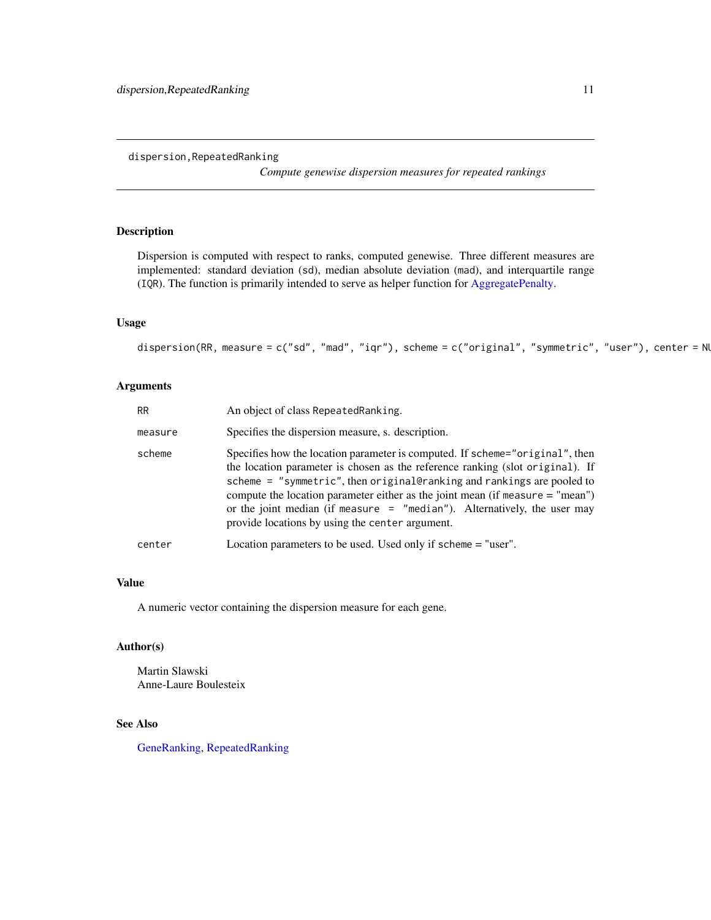dispersion,RepeatedRanking *Compute genewise dispersion measures for repeated rankings*

## Description

Dispersion is computed with respect to ranks, computed genewise. Three different measures are implemented: standard deviation (sd), median absolute deviation (mad), and interquartile range (IQR). The function is primarily intended to serve as helper function for AggregatePenalty.

## Usage

```
dispersion(RR, measure = c("sd", "mad", "iqr"), scheme = c("original", "symmetric", "user"), center = NU
```

## Arguments

| | |
|---|---|
| RR | An object of class RepeatedRanking. |
| measure | Specifies the dispersion measure, s. description. |
| scheme | Specifies how the location parameter is computed. If scheme="original", then the location parameter is chosen as the reference ranking (slot original). If scheme = "symmetric", then original@ranking and rankings are pooled to compute the location parameter either as the joint mean (if measure = "mean") or the joint median (if measure = "median"). Alternatively, the user may provide locations by using the center argument. |
| center | Location parameters to be used. Used only if scheme = "user". |

## Value

A numeric vector containing the dispersion measure for each gene.

## Author(s)

Martin Slawski
Anne-Laure Boulesteix

## See Also

GeneRanking, RepeatedRanking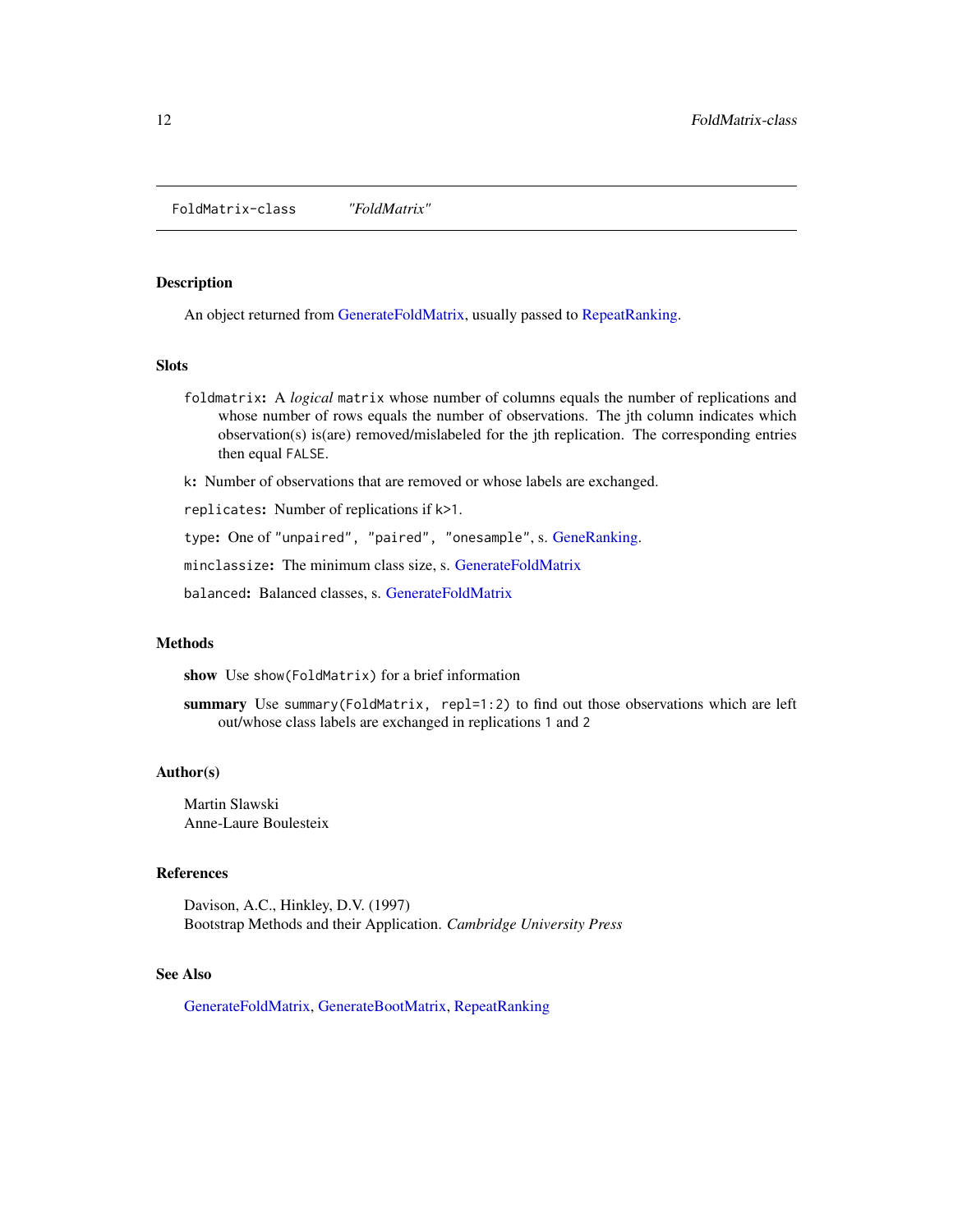## FoldMatrix-class *"FoldMatrix"*

### Description

An object returned from GenerateFoldMatrix, usually passed to RepeatRanking.

### Slots

`foldmatrix`: A *logical* `matrix` whose number of columns equals the number of replications and whose number of rows equals the number of observations. The jth column indicates which observation(s) is(are) removed/mislabeled for the jth replication. The corresponding entries then equal `FALSE`.

`k`: Number of observations that are removed or whose labels are exchanged.

`replicates`: Number of replications if `k>1`.

`type`: One of `"unpaired", "paired", "onesample"`, s. GeneRanking.

`minclassize`: The minimum class size, s. GenerateFoldMatrix

`balanced`: Balanced classes, s. GenerateFoldMatrix

### Methods

**show** Use `show(FoldMatrix)` for a brief information

**summary** Use `summary(FoldMatrix, repl=1:2)` to find out those observations which are left out/whose class labels are exchanged in replications `1` and `2`

### Author(s)

Martin Slawski
Anne-Laure Boulesteix

### References

Davison, A.C., Hinkley, D.V. (1997)
Bootstrap Methods and their Application. *Cambridge University Press*

### See Also

GenerateFoldMatrix, GenerateBootMatrix, RepeatRanking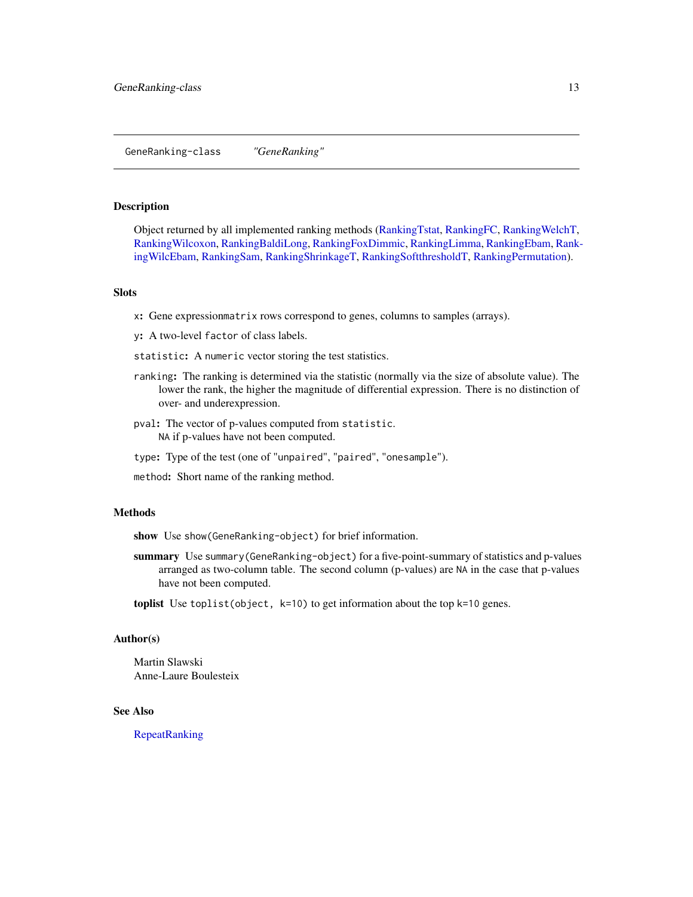GeneRanking-class *"GeneRanking"*

## Description

Object returned by all implemented ranking methods (RankingTstat, RankingFC, RankingWelchT, RankingWilcoxon, RankingBaldiLong, RankingFoxDimmic, RankingLimma, RankingEbam, RankingWilcEbam, RankingSam, RankingShrinkageT, RankingSoftthresholdT, RankingPermutation).

## Slots

`x`: Gene expression`matrix` rows correspond to genes, columns to samples (arrays).

`y`: A two-level `factor` of class labels.

`statistic`: A `numeric` vector storing the test statistics.

`ranking`: The ranking is determined via the statistic (normally via the size of absolute value). The lower the rank, the higher the magnitude of differential expression. There is no distinction of over- and underexpression.

`pval`: The vector of p-values computed from `statistic`.
`NA` if p-values have not been computed.

`type`: Type of the test (one of `"unpaired"`, `"paired"`, `"onesample"`).

`method`: Short name of the ranking method.

## Methods

**show** Use `show(GeneRanking-object)` for brief information.

**summary** Use `summary(GeneRanking-object)` for a five-point-summary of statistics and p-values arranged as two-column table. The second column (p-values) are `NA` in the case that p-values have not been computed.

**toplist** Use `toplist(object, k=10)` to get information about the top `k=10` genes.

## Author(s)

Martin Slawski
Anne-Laure Boulesteix

## See Also

RepeatRanking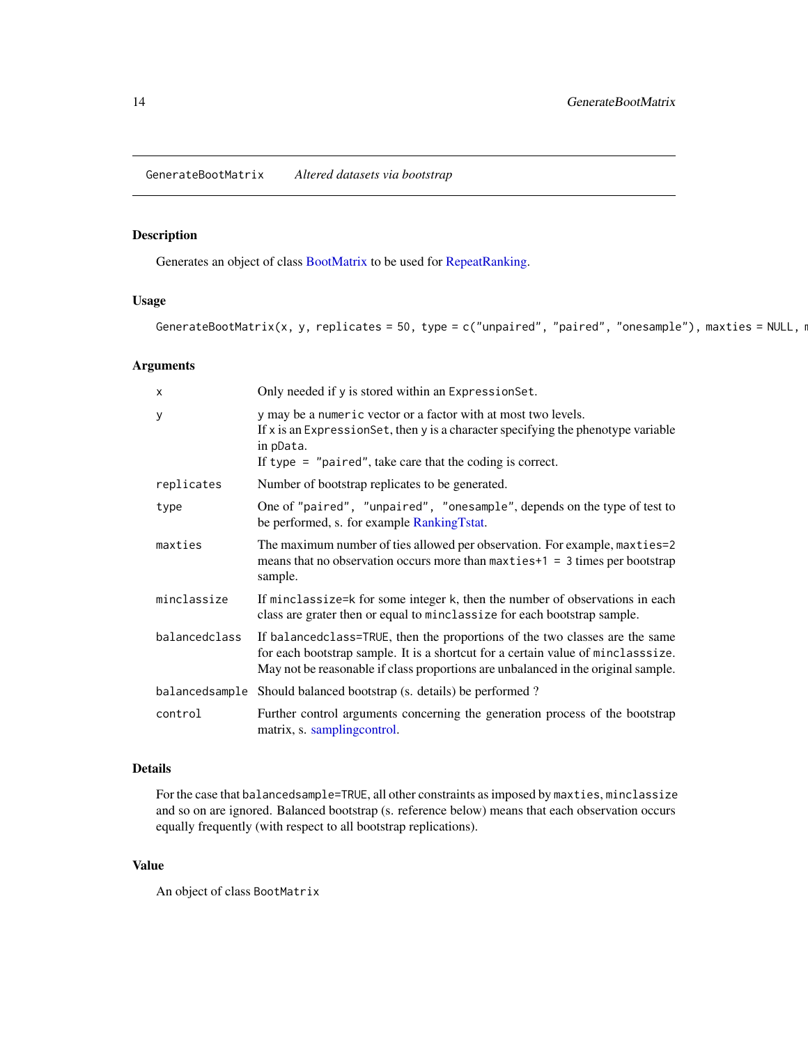GenerateBootMatrix *Altered datasets via bootstrap*

## Description

Generates an object of class BootMatrix to be used for RepeatRanking.

## Usage

```
GenerateBootMatrix(x, y, replicates = 50, type = c("unpaired", "paired", "onesample"), maxties = NULL, m
```

## Arguments

| | |
|---|---|
| `x` | Only needed if `y` is stored within an `ExpressionSet`. |
| `y` | `y` may be a `numeric` vector or a factor with at most two levels. If `x` is an `ExpressionSet`, then `y` is a character specifying the phenotype variable in `pData`. If `type = "paired"`, take care that the coding is correct. |
| `replicates` | Number of bootstrap replicates to be generated. |
| `type` | One of `"paired", "unpaired", "onesample"`, depends on the type of test to be performed, s. for example RankingTstat. |
| `maxties` | The maximum number of ties allowed per observation. For example, `maxties=2` means that no observation occurs more than `maxties+1 = 3` times per bootstrap sample. |
| `minclassize` | If `minclassize=k` for some integer `k`, then the number of observations in each class are grater then or equal to `minclassize` for each bootstrap sample. |
| `balancedclass` | If `balancedclass=TRUE`, then the proportions of the two classes are the same for each bootstrap sample. It is a shortcut for a certain value of `minclasssize`. May not be reasonable if class proportions are unbalanced in the original sample. |
| `balancedsample` | Should balanced bootstrap (s. details) be performed ? |
| `control` | Further control arguments concerning the generation process of the bootstrap matrix, s. samplingcontrol. |

## Details

For the case that `balancedsample=TRUE`, all other constraints as imposed by `maxties`, `minclassize` and so on are ignored. Balanced bootstrap (s. reference below) means that each observation occurs equally frequently (with respect to all bootstrap replications).

## Value

An object of class `BootMatrix`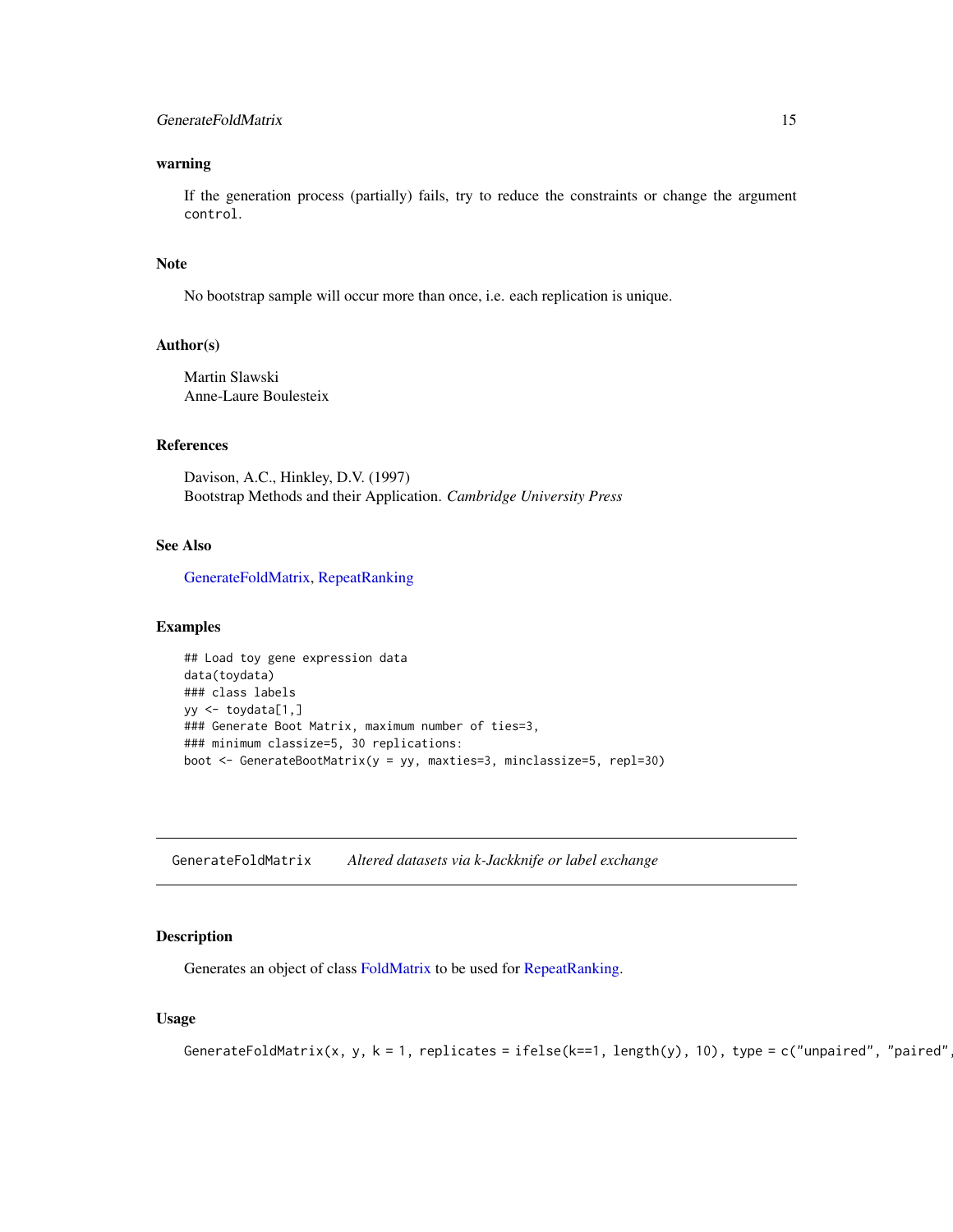## warning

If the generation process (partially) fails, try to reduce the constraints or change the argument `control`.

## Note

No bootstrap sample will occur more than once, i.e. each replication is unique.

## Author(s)

Martin Slawski
Anne-Laure Boulesteix

## References

Davison, A.C., Hinkley, D.V. (1997)
Bootstrap Methods and their Application. *Cambridge University Press*

## See Also

GenerateFoldMatrix, RepeatRanking

## Examples

```
## Load toy gene expression data
data(toydata)
### class labels
yy <- toydata[1,]
### Generate Boot Matrix, maximum number of ties=3,
### minimum classize=5, 30 replications:
boot <- GenerateBootMatrix(y = yy, maxties=3, minclassize=5, repl=30)
```

---

# GenerateFoldMatrix *Altered datasets via k-Jackknife or label exchange*

## Description

Generates an object of class FoldMatrix to be used for RepeatRanking.

## Usage

```
GenerateFoldMatrix(x, y, k = 1, replicates = ifelse(k==1, length(y), 10), type = c("unpaired", "paired",
```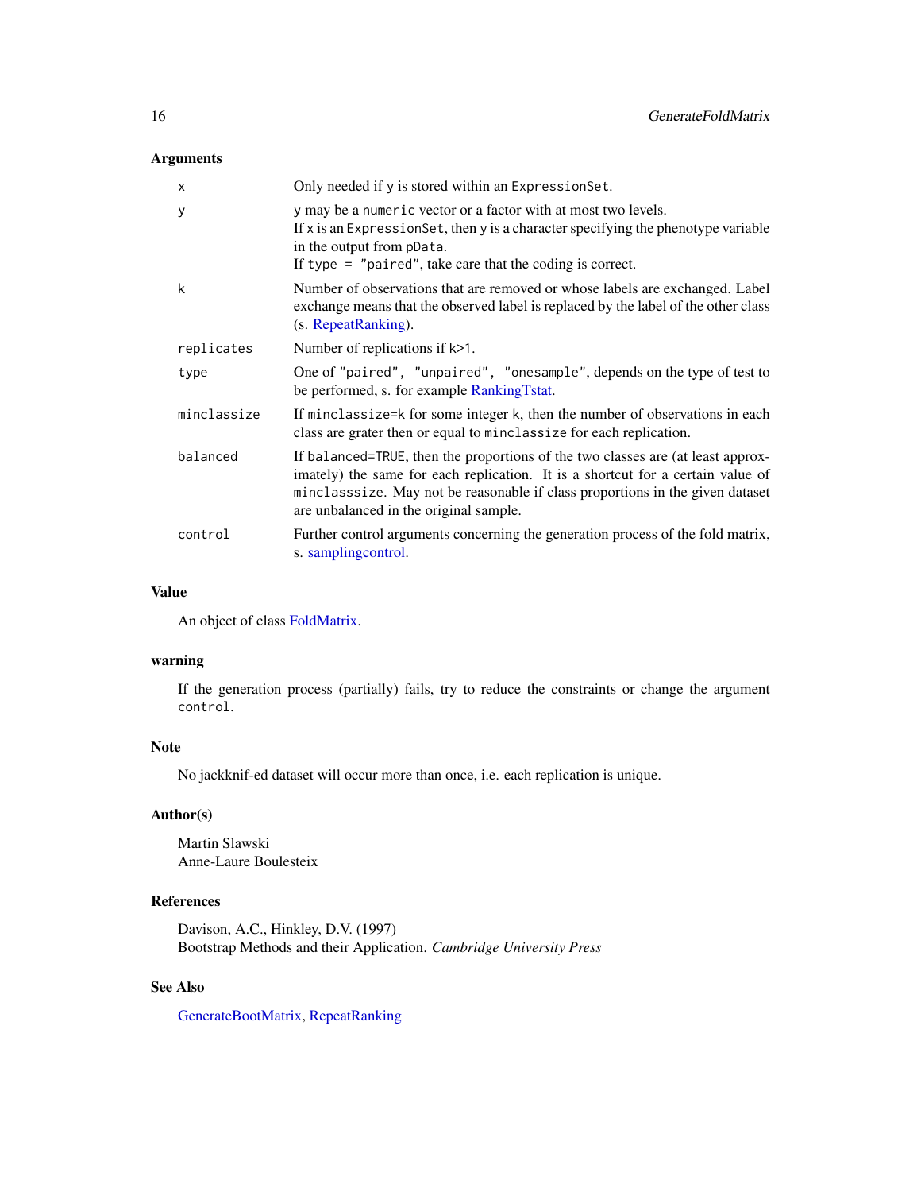## Arguments

| | |
|---|---|
| `x` | Only needed if `y` is stored within an `ExpressionSet`. |
| `y` | `y` may be a `numeric` vector or a factor with at most two levels. If `x` is an `ExpressionSet`, then `y` is a character specifying the phenotype variable in the output from `pData`. If `type = "paired"`, take care that the coding is correct. |
| `k` | Number of observations that are removed or whose labels are exchanged. Label exchange means that the observed label is replaced by the label of the other class (s. RepeatRanking). |
| `replicates` | Number of replications if `k>1`. |
| `type` | One of `"paired"`, `"unpaired"`, `"onesample"`, depends on the type of test to be performed, s. for example RankingTstat. |
| `minclassize` | If `minclassize=k` for some integer `k`, then the number of observations in each class are grater then or equal to `minclassize` for each replication. |
| `balanced` | If `balanced=TRUE`, then the proportions of the two classes are (at least approximately) the same for each replication. It is a shortcut for a certain value of `minclasssize`. May not be reasonable if class proportions in the given dataset are unbalanced in the original sample. |
| `control` | Further control arguments concerning the generation process of the fold matrix, s. samplingcontrol. |

## Value

An object of class FoldMatrix.

## warning

If the generation process (partially) fails, try to reduce the constraints or change the argument `control`.

## Note

No jackknif-ed dataset will occur more than once, i.e. each replication is unique.

## Author(s)

Martin Slawski
Anne-Laure Boulesteix

## References

Davison, A.C., Hinkley, D.V. (1997)
Bootstrap Methods and their Application. *Cambridge University Press*

## See Also

GenerateBootMatrix, RepeatRanking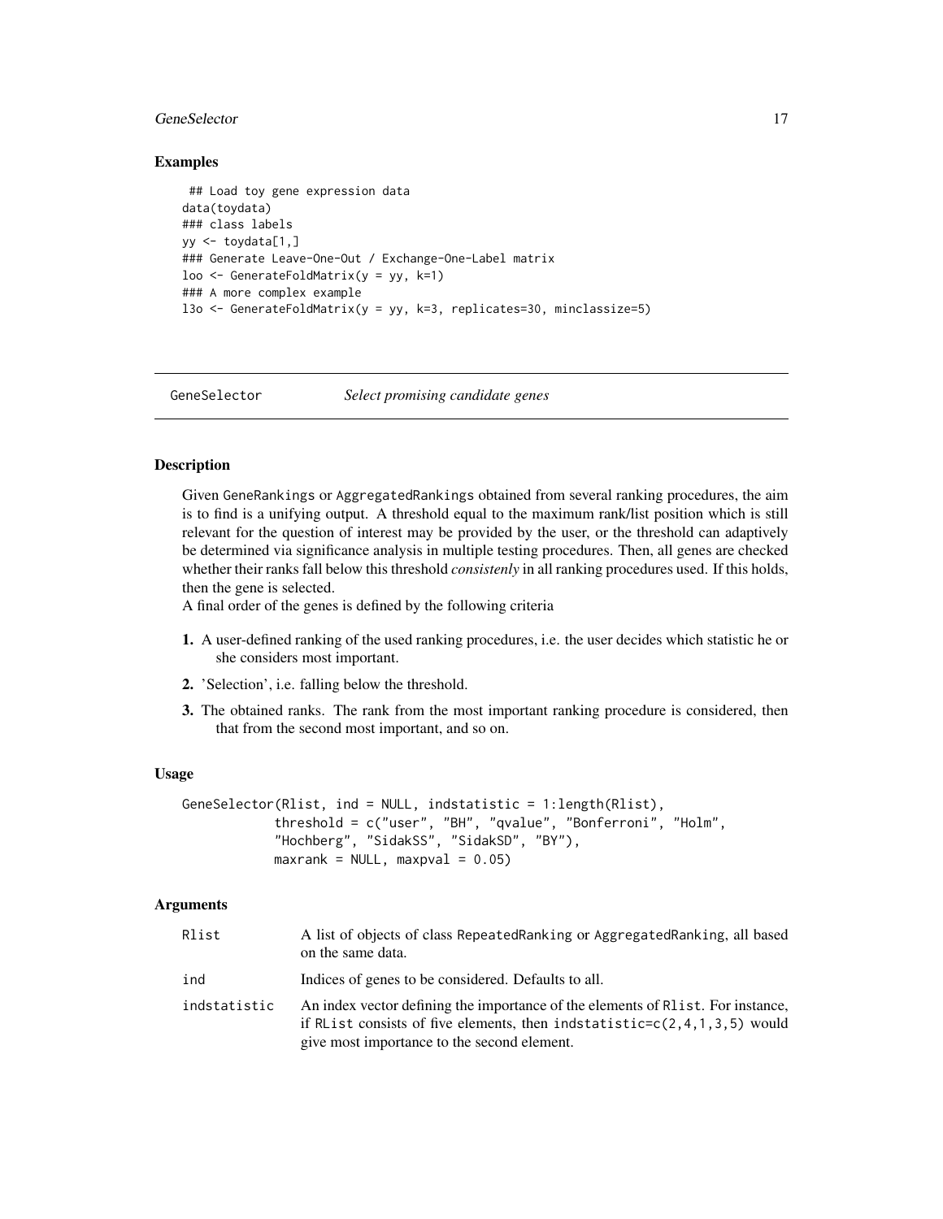## Examples

```
## Load toy gene expression data
data(toydata)
### class labels
yy <- toydata[1,]
### Generate Leave-One-Out / Exchange-One-Label matrix
loo <- GenerateFoldMatrix(y = yy, k=1)
### A more complex example
l3o <- GenerateFoldMatrix(y = yy, k=3, replicates=30, minclassize=5)
```

---

# GeneSelector *Select promising candidate genes*

## Description

Given GeneRankings or AggregatedRankings obtained from several ranking procedures, the aim is to find is a unifying output. A threshold equal to the maximum rank/list position which is still relevant for the question of interest may be provided by the user, or the threshold can adaptively be determined via significance analysis in multiple testing procedures. Then, all genes are checked whether their ranks fall below this threshold *consistenly* in all ranking procedures used. If this holds, then the gene is selected.
A final order of the genes is defined by the following criteria

1. A user-defined ranking of the used ranking procedures, i.e. the user decides which statistic he or she considers most important.
2. 'Selection', i.e. falling below the threshold.
3. The obtained ranks. The rank from the most important ranking procedure is considered, then that from the second most important, and so on.

## Usage

```
GeneSelector(Rlist, ind = NULL, indstatistic = 1:length(Rlist),
            threshold = c("user", "BH", "qvalue", "Bonferroni", "Holm",
            "Hochberg", "SidakSS", "SidakSD", "BY"),
            maxrank = NULL, maxpval = 0.05)
```

## Arguments

| | |
|---|---|
| Rlist | A list of objects of class RepeatedRanking or AggregatedRanking, all based on the same data. |
| ind | Indices of genes to be considered. Defaults to all. |
| indstatistic | An index vector defining the importance of the elements of Rlist. For instance, if RList consists of five elements, then indstatistic=c(2,4,1,3,5) would give most importance to the second element. |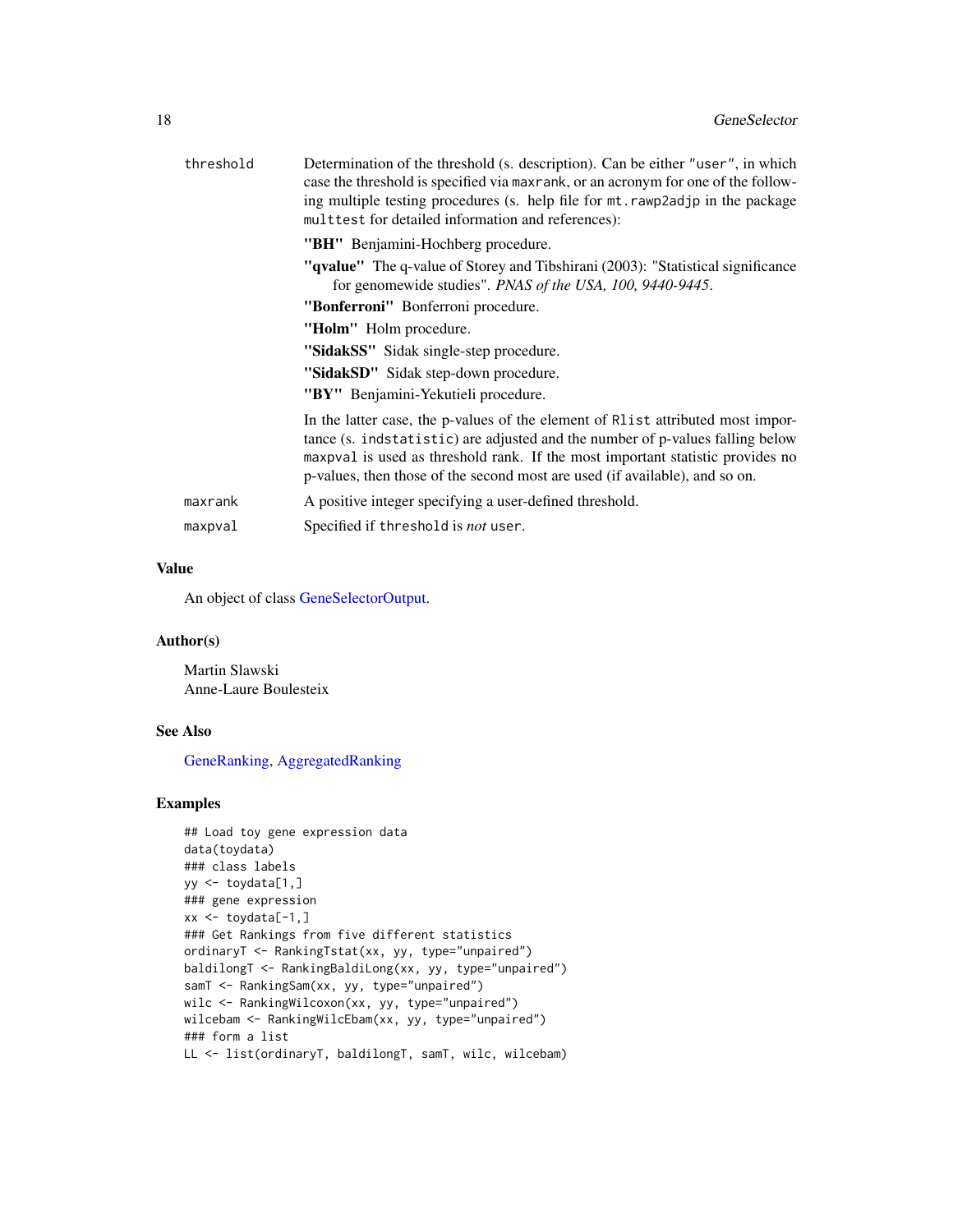| | |
|---|---|
| threshold | Determination of the threshold (s. description). Can be either "user", in which case the threshold is specified via maxrank, or an acronym for one of the following multiple testing procedures (s. help file for mt.rawp2adjp in the package multtest for detailed information and references): |

- **"BH"** Benjamini-Hochberg procedure.
- **"qvalue"** The q-value of Storey and Tibshirani (2003): "Statistical significance for genomewide studies". *PNAS of the USA, 100, 9440-9445*.
- **"Bonferroni"** Bonferroni procedure.
- **"Holm"** Holm procedure.
- **"SidakSS"** Sidak single-step procedure.
- **"SidakSD"** Sidak step-down procedure.
- **"BY"** Benjamini-Yekutieli procedure.

In the latter case, the p-values of the element of Rlist attributed most importance (s. indstatistic) are adjusted and the number of p-values falling below maxpval is used as threshold rank. If the most important statistic provides no p-values, then those of the second most are used (if available), and so on.

| | |
|---|---|
| maxrank | A positive integer specifying a user-defined threshold. |
| maxpval | Specified if threshold is *not* user. |

## Value

An object of class GeneSelectorOutput.

## Author(s)

Martin Slawski
Anne-Laure Boulesteix

## See Also

GeneRanking, AggregatedRanking

## Examples

```
## Load toy gene expression data
data(toydata)
### class labels
yy <- toydata[1,]
### gene expression
xx <- toydata[-1,]
### Get Rankings from five different statistics
ordinaryT <- RankingTstat(xx, yy, type="unpaired")
baldilongT <- RankingBaldiLong(xx, yy, type="unpaired")
samT <- RankingSam(xx, yy, type="unpaired")
wilc <- RankingWilcoxon(xx, yy, type="unpaired")
wilcebam <- RankingWilcEbam(xx, yy, type="unpaired")
### form a list
LL <- list(ordinaryT, baldilongT, samT, wilc, wilcebam)
```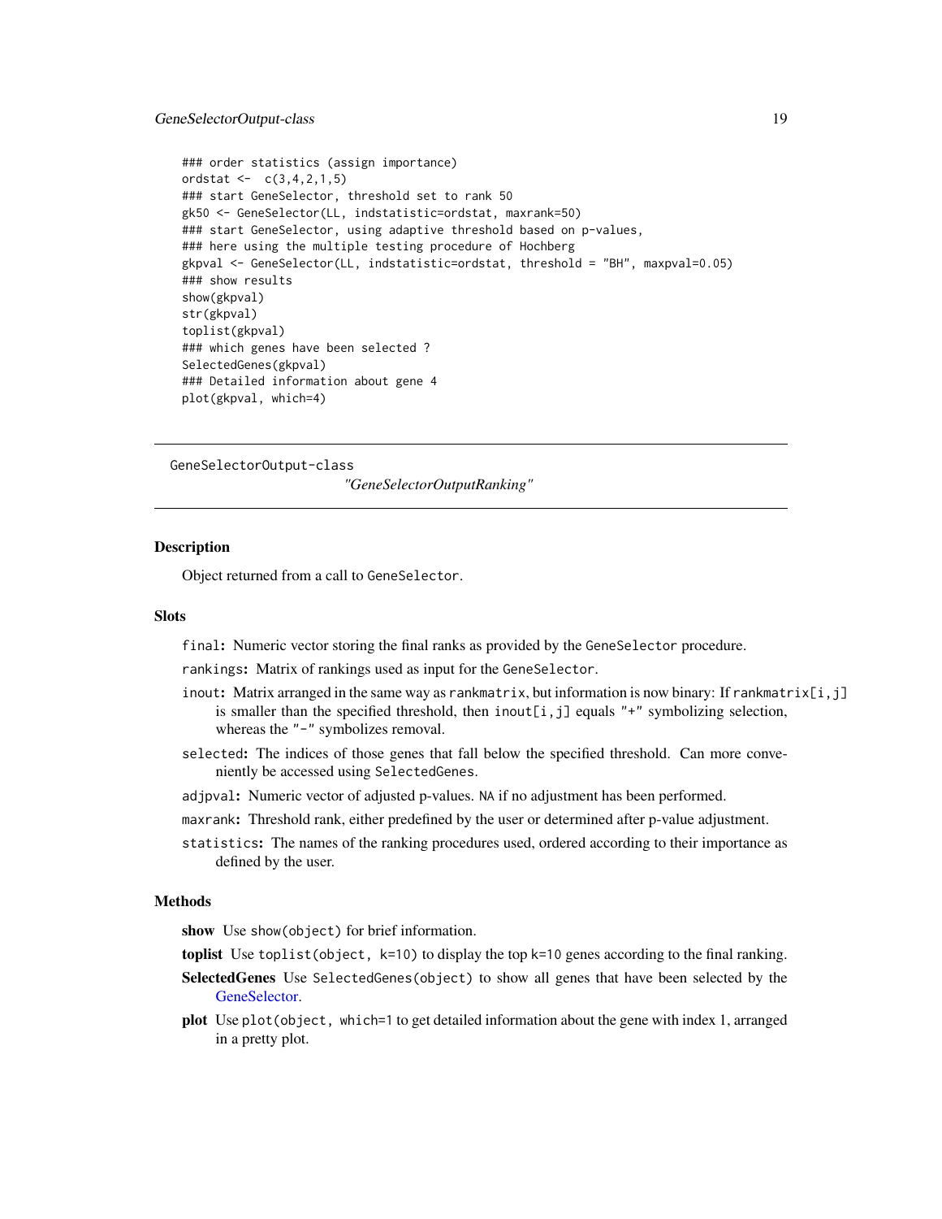```
### order statistics (assign importance)
ordstat <-  c(3,4,2,1,5)
### start GeneSelector, threshold set to rank 50
gk50 <- GeneSelector(LL, indstatistic=ordstat, maxrank=50)
### start GeneSelector, using adaptive threshold based on p-values,
### here using the multiple testing procedure of Hochberg
gkpval <- GeneSelector(LL, indstatistic=ordstat, threshold = "BH", maxpval=0.05)
### show results
show(gkpval)
str(gkpval)
toplist(gkpval)
### which genes have been selected ?
SelectedGenes(gkpval)
### Detailed information about gene 4
plot(gkpval, which=4)
```

---

## GeneSelectorOutput-class *"GeneSelectorOutputRanking"*

---

### Description

Object returned from a call to `GeneSelector`.

### Slots

`final`: Numeric vector storing the final ranks as provided by the `GeneSelector` procedure.

`rankings`: Matrix of rankings used as input for the `GeneSelector`.

`inout`: Matrix arranged in the same way as `rankmatrix`, but information is now binary: If `rankmatrix[i,j]` is smaller than the specified threshold, then `inout[i,j]` equals `"+"` symbolizing selection, whereas the `"-"` symbolizes removal.

`selected`: The indices of those genes that fall below the specified threshold. Can more conveniently be accessed using `SelectedGenes`.

`adjpval`: Numeric vector of adjusted p-values. `NA` if no adjustment has been performed.

`maxrank`: Threshold rank, either predefined by the user or determined after p-value adjustment.

`statistics`: The names of the ranking procedures used, ordered according to their importance as defined by the user.

### Methods

**show** Use `show(object)` for brief information.

**toplist** Use `toplist(object, k=10)` to display the top `k=10` genes according to the final ranking.

**SelectedGenes** Use `SelectedGenes(object)` to show all genes that have been selected by the GeneSelector.

**plot** Use `plot(object, which=1` to get detailed information about the gene with index 1, arranged in a pretty plot.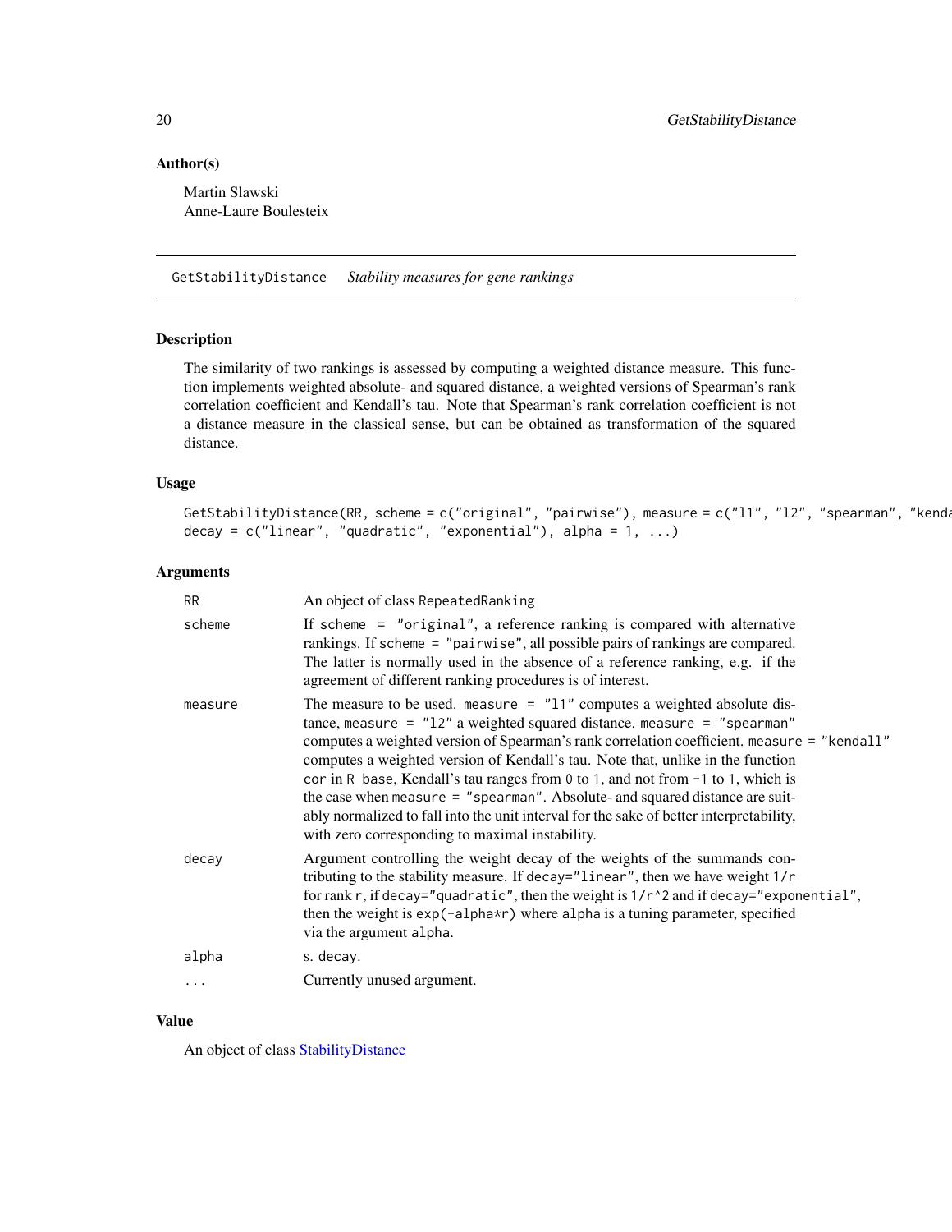## Author(s)

Martin Slawski
Anne-Laure Boulesteix

---

GetStabilityDistance *Stability measures for gene rankings*

---

## Description

The similarity of two rankings is assessed by computing a weighted distance measure. This function implements weighted absolute- and squared distance, a weighted versions of Spearman's rank correlation coefficient and Kendall's tau. Note that Spearman's rank correlation coefficient is not a distance measure in the classical sense, but can be obtained as transformation of the squared distance.

## Usage

```
GetStabilityDistance(RR, scheme = c("original", "pairwise"), measure = c("l1", "l2", "spearman", "kenda
decay = c("linear", "quadratic", "exponential"), alpha = 1, ...)
```

## Arguments

| | |
|---|---|
| RR | An object of class `RepeatedRanking` |
| scheme | If `scheme = "original"`, a reference ranking is compared with alternative rankings. If `scheme = "pairwise"`, all possible pairs of rankings are compared. The latter is normally used in the absence of a reference ranking, e.g. if the agreement of different ranking procedures is of interest. |
| measure | The measure to be used. `measure = "l1"` computes a weighted absolute distance, `measure = "l2"` a weighted squared distance. `measure = "spearman"` computes a weighted version of Spearman's rank correlation coefficient. `measure = "kendall"` computes a weighted version of Kendall's tau. Note that, unlike in the function `cor` in `R base`, Kendall's tau ranges from `0` to `1`, and not from `-1` to `1`, which is the case when `measure = "spearman"`. Absolute- and squared distance are suitably normalized to fall into the unit interval for the sake of better interpretability, with zero corresponding to maximal instability. |
| decay | Argument controlling the weight decay of the weights of the summands contributing to the stability measure. If `decay="linear"`, then we have weight `1/r` for rank `r`, if `decay="quadratic"`, then the weight is `1/r^2` and if `decay="exponential"`, then the weight is `exp(-alpha*r)` where `alpha` is a tuning parameter, specified via the argument `alpha`. |
| alpha | s. `decay`. |
| ... | Currently unused argument. |

## Value

An object of class StabilityDistance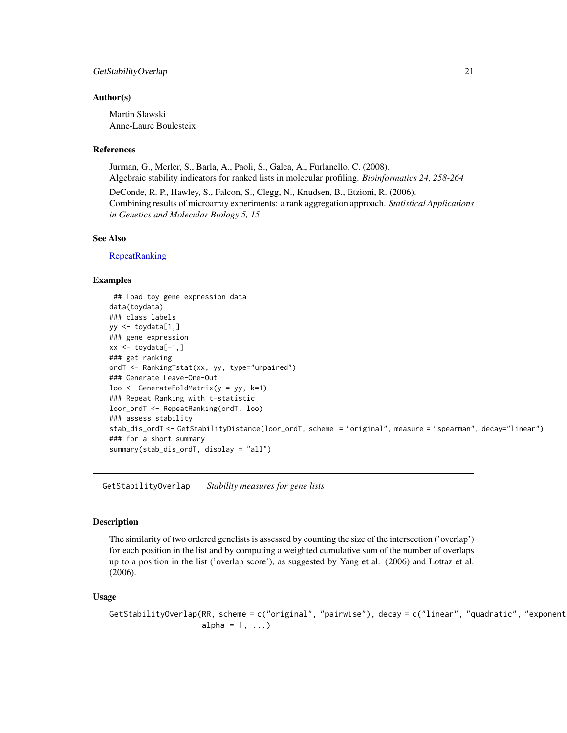## Author(s)

Martin Slawski
Anne-Laure Boulesteix

## References

Jurman, G., Merler, S., Barla, A., Paoli, S., Galea, A., Furlanello, C. (2008).
Algebraic stability indicators for ranked lists in molecular profiling. *Bioinformatics 24, 258-264*

DeConde, R. P., Hawley, S., Falcon, S., Clegg, N., Knudsen, B., Etzioni, R. (2006).
Combining results of microarray experiments: a rank aggregation approach. *Statistical Applications in Genetics and Molecular Biology 5, 15*

## See Also

RepeatRanking

## Examples

```
 ## Load toy gene expression data
data(toydata)
### class labels
yy <- toydata[1,]
### gene expression
xx <- toydata[-1,]
### get ranking
ordT <- RankingTstat(xx, yy, type="unpaired")
### Generate Leave-One-Out
loo <- GenerateFoldMatrix(y = yy, k=1)
### Repeat Ranking with t-statistic
loor_ordT <- RepeatRanking(ordT, loo)
### assess stability
stab_dis_ordT <- GetStabilityDistance(loor_ordT, scheme  = "original", measure = "spearman", decay="linear")
### for a short summary
summary(stab_dis_ordT, display = "all")
```

---

# GetStabilityOverlap *Stability measures for gene lists*

## Description

The similarity of two ordered genelists is assessed by counting the size of the intersection ('overlap') for each position in the list and by computing a weighted cumulative sum of the number of overlaps up to a position in the list ('overlap score'), as suggested by Yang et al. (2006) and Lottaz et al. (2006).

## Usage

```
GetStabilityOverlap(RR, scheme = c("original", "pairwise"), decay = c("linear", "quadratic", "exponent
                    alpha = 1, ...)
```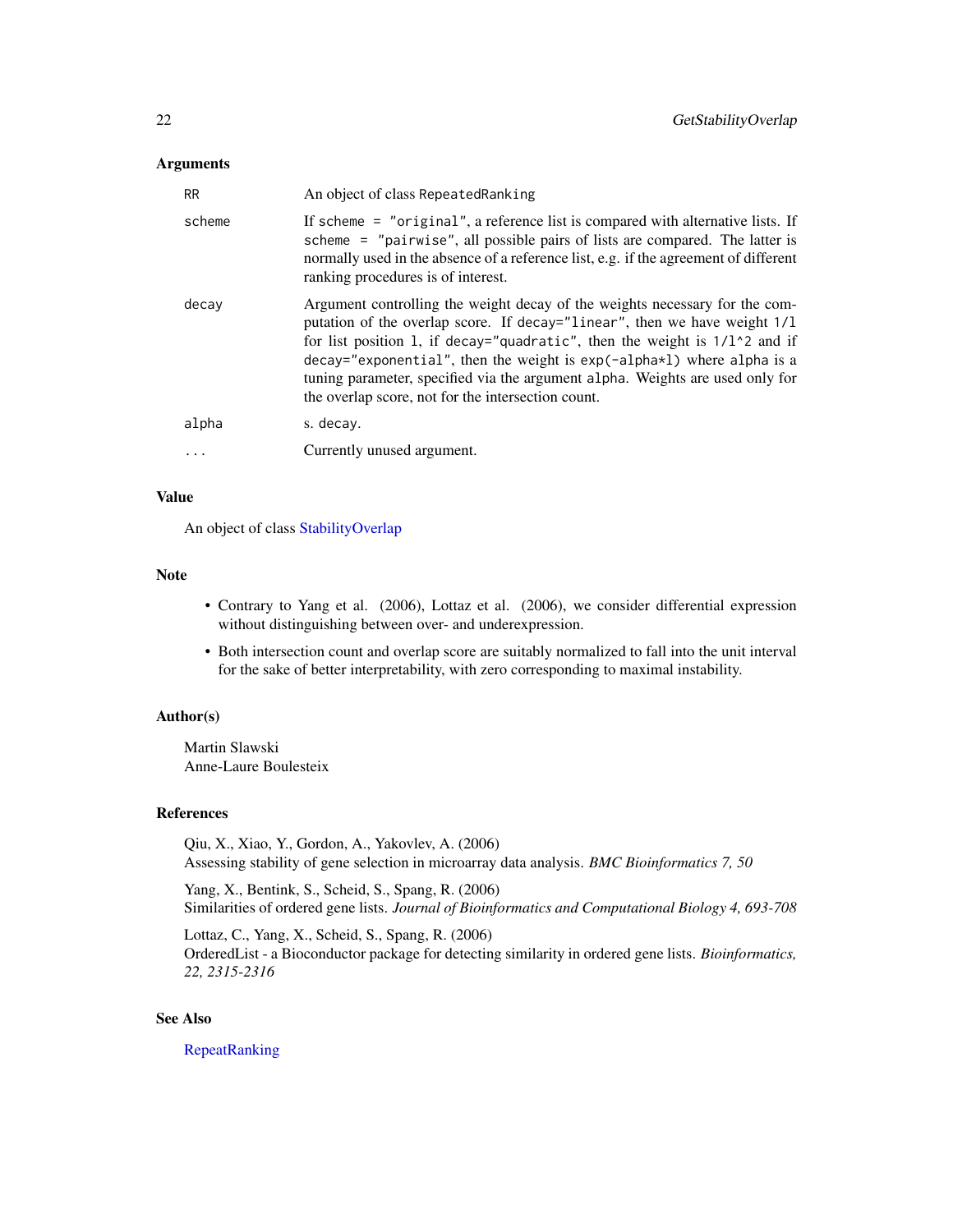## Arguments

| | |
|---|---|
| `RR` | An object of class `RepeatedRanking` |
| `scheme` | If `scheme = "original"`, a reference list is compared with alternative lists. If `scheme = "pairwise"`, all possible pairs of lists are compared. The latter is normally used in the absence of a reference list, e.g. if the agreement of different ranking procedures is of interest. |
| `decay` | Argument controlling the weight decay of the weights necessary for the computation of the overlap score. If `decay="linear"`, then we have weight `1/l` for list position `l`, if `decay="quadratic"`, then the weight is `1/l^2` and if `decay="exponential"`, then the weight is `exp(-alpha*l)` where `alpha` is a tuning parameter, specified via the argument `alpha`. Weights are used only for the overlap score, not for the intersection count. |
| `alpha` | s. `decay`. |
| `...` | Currently unused argument. |

## Value

An object of class StabilityOverlap

## Note

- Contrary to Yang et al. (2006), Lottaz et al. (2006), we consider differential expression without distinguishing between over- and underexpression.
- Both intersection count and overlap score are suitably normalized to fall into the unit interval for the sake of better interpretability, with zero corresponding to maximal instability.

## Author(s)

Martin Slawski
Anne-Laure Boulesteix

## References

Qiu, X., Xiao, Y., Gordon, A., Yakovlev, A. (2006)
Assessing stability of gene selection in microarray data analysis. *BMC Bioinformatics 7, 50*

Yang, X., Bentink, S., Scheid, S., Spang, R. (2006)
Similarities of ordered gene lists. *Journal of Bioinformatics and Computational Biology 4, 693-708*

Lottaz, C., Yang, X., Scheid, S., Spang, R. (2006)
OrderedList - a Bioconductor package for detecting similarity in ordered gene lists. *Bioinformatics, 22, 2315-2316*

## See Also

RepeatRanking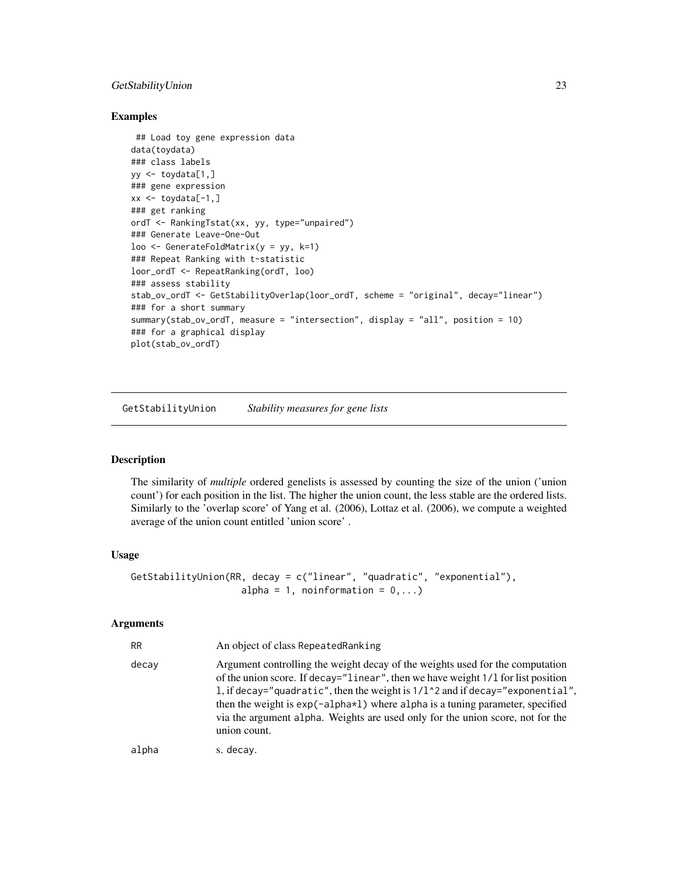## Examples

```
 ## Load toy gene expression data
data(toydata)
### class labels
yy <- toydata[1,]
### gene expression
xx <- toydata[-1,]
### get ranking
ordT <- RankingTstat(xx, yy, type="unpaired")
### Generate Leave-One-Out
loo <- GenerateFoldMatrix(y = yy, k=1)
### Repeat Ranking with t-statistic
loor_ordT <- RepeatRanking(ordT, loo)
### assess stability
stab_ov_ordT <- GetStabilityOverlap(loor_ordT, scheme = "original", decay="linear")
### for a short summary
summary(stab_ov_ordT, measure = "intersection", display = "all", position = 10)
### for a graphical display
plot(stab_ov_ordT)
```

---

# GetStabilityUnion &nbsp;&nbsp;&nbsp; *Stability measures for gene lists*

---

## Description

The similarity of *multiple* ordered genelists is assessed by counting the size of the union ('union count') for each position in the list. The higher the union count, the less stable are the ordered lists. Similarly to the 'overlap score' of Yang et al. (2006), Lottaz et al. (2006), we compute a weighted average of the union count entitled 'union score' .

## Usage

```
GetStabilityUnion(RR, decay = c("linear", "quadratic", "exponential"),
                  alpha = 1, noinformation = 0,...)
```

## Arguments

| | |
|---|---|
| RR | An object of class RepeatedRanking |
| decay | Argument controlling the weight decay of the weights used for the computation of the union score. If decay="linear", then we have weight 1/l for list position l, if decay="quadratic", then the weight is 1/l^2 and if decay="exponential", then the weight is exp(-alpha*l) where alpha is a tuning parameter, specified via the argument alpha. Weights are used only for the union score, not for the union count. |
| alpha | s. decay. |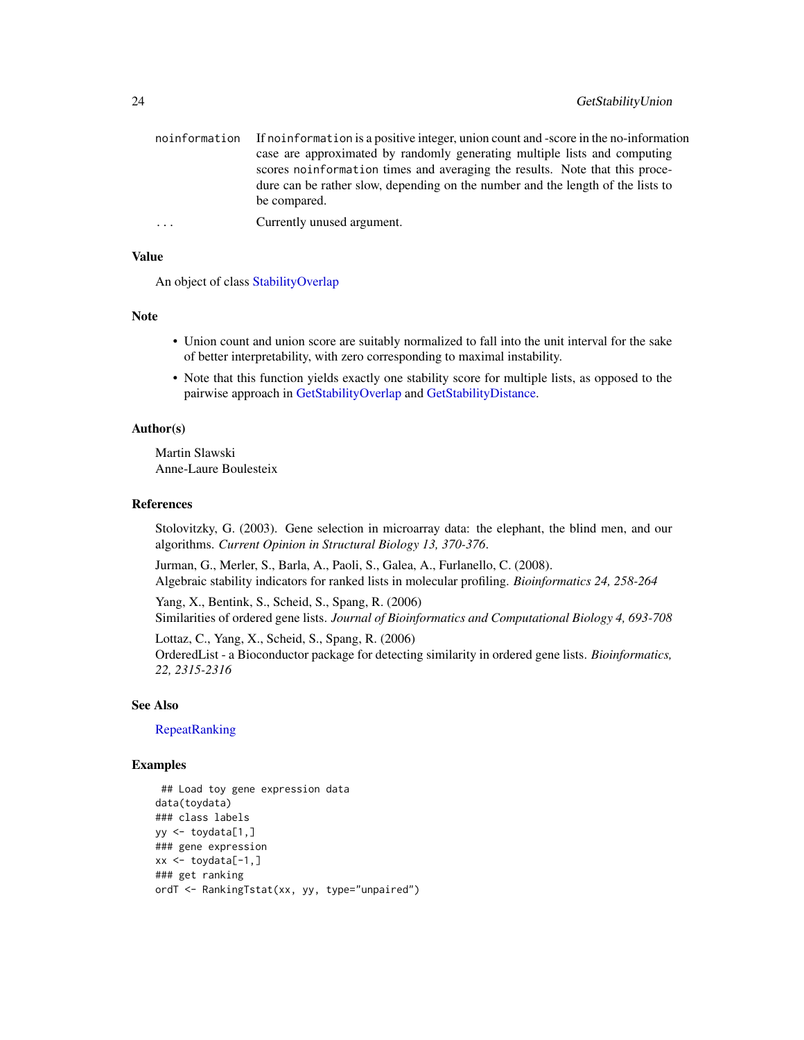| | |
|---|---|
| `noinformation` | If `noinformation` is a positive integer, union count and -score in the no-information case are approximated by randomly generating multiple lists and computing scores `noinformation` times and averaging the results. Note that this procedure can be rather slow, depending on the number and the length of the lists to be compared. |
| `...` | Currently unused argument. |

## Value

An object of class StabilityOverlap

## Note

- Union count and union score are suitably normalized to fall into the unit interval for the sake of better interpretability, with zero corresponding to maximal instability.
- Note that this function yields exactly one stability score for multiple lists, as opposed to the pairwise approach in GetStabilityOverlap and GetStabilityDistance.

## Author(s)

Martin Slawski
Anne-Laure Boulesteix

## References

Stolovitzky, G. (2003). Gene selection in microarray data: the elephant, the blind men, and our algorithms. *Current Opinion in Structural Biology 13, 370-376*.

Jurman, G., Merler, S., Barla, A., Paoli, S., Galea, A., Furlanello, C. (2008).
Algebraic stability indicators for ranked lists in molecular profiling. *Bioinformatics 24, 258-264*

Yang, X., Bentink, S., Scheid, S., Spang, R. (2006)
Similarities of ordered gene lists. *Journal of Bioinformatics and Computational Biology 4, 693-708*

Lottaz, C., Yang, X., Scheid, S., Spang, R. (2006)
OrderedList - a Bioconductor package for detecting similarity in ordered gene lists. *Bioinformatics, 22, 2315-2316*

## See Also

RepeatRanking

## Examples

```
 ## Load toy gene expression data
data(toydata)
### class labels
yy <- toydata[1,]
### gene expression
xx <- toydata[-1,]
### get ranking
ordT <- RankingTstat(xx, yy, type="unpaired")
```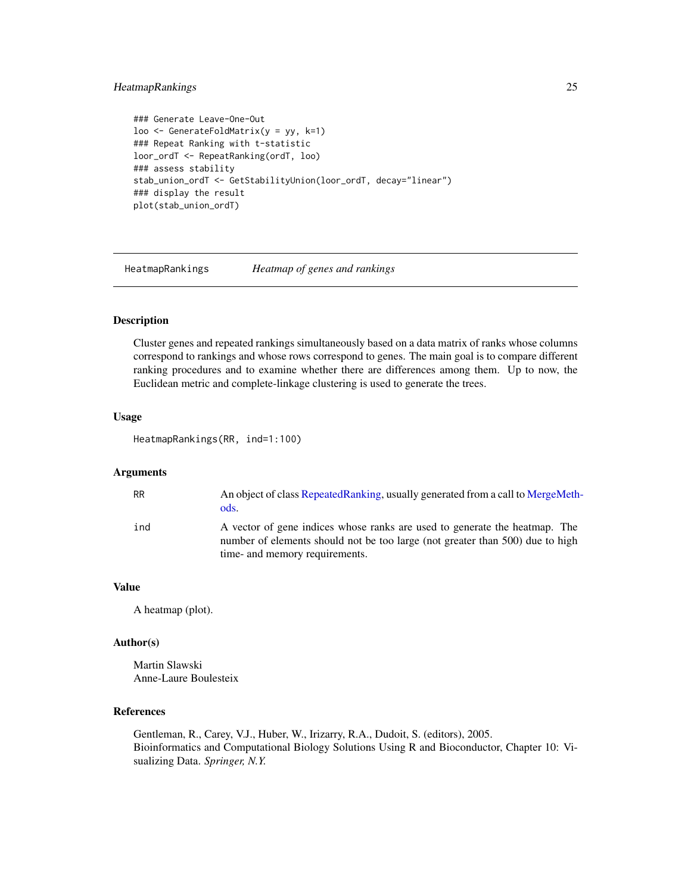```
### Generate Leave-One-Out
loo <- GenerateFoldMatrix(y = yy, k=1)
### Repeat Ranking with t-statistic
loor_ordT <- RepeatRanking(ordT, loo)
### assess stability
stab_union_ordT <- GetStabilityUnion(loor_ordT, decay="linear")
### display the result
plot(stab_union_ordT)
```

---

## HeatmapRankings    *Heatmap of genes and rankings*

---

### Description

Cluster genes and repeated rankings simultaneously based on a data matrix of ranks whose columns correspond to rankings and whose rows correspond to genes. The main goal is to compare different ranking procedures and to examine whether there are differences among them. Up to now, the Euclidean metric and complete-linkage clustering is used to generate the trees.

### Usage

```
HeatmapRankings(RR, ind=1:100)
```

### Arguments

| | |
|---|---|
| RR | An object of class RepeatedRanking, usually generated from a call to MergeMethods. |
| ind | A vector of gene indices whose ranks are used to generate the heatmap. The number of elements should not be too large (not greater than 500) due to high time- and memory requirements. |

### Value

A heatmap (plot).

### Author(s)

Martin Slawski
Anne-Laure Boulesteix

### References

Gentleman, R., Carey, V.J., Huber, W., Irizarry, R.A., Dudoit, S. (editors), 2005.
Bioinformatics and Computational Biology Solutions Using R and Bioconductor, Chapter 10: Visualizing Data. *Springer, N.Y.*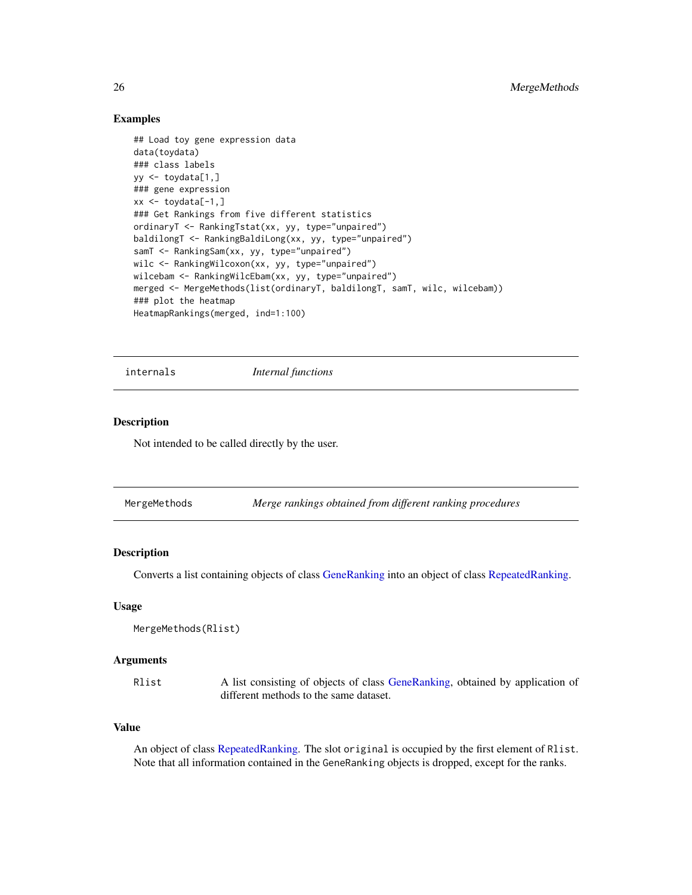## Examples

```
## Load toy gene expression data
data(toydata)
### class labels
yy <- toydata[1,]
### gene expression
xx <- toydata[-1,]
### Get Rankings from five different statistics
ordinaryT <- RankingTstat(xx, yy, type="unpaired")
baldilongT <- RankingBaldiLong(xx, yy, type="unpaired")
samT <- RankingSam(xx, yy, type="unpaired")
wilc <- RankingWilcoxon(xx, yy, type="unpaired")
wilcebam <- RankingWilcEbam(xx, yy, type="unpaired")
merged <- MergeMethods(list(ordinaryT, baldilongT, samT, wilc, wilcebam))
### plot the heatmap
HeatmapRankings(merged, ind=1:100)
```

---

# internals *Internal functions*

## Description

Not intended to be called directly by the user.

---

# MergeMethods *Merge rankings obtained from different ranking procedures*

## Description

Converts a list containing objects of class GeneRanking into an object of class RepeatedRanking.

## Usage

```
MergeMethods(Rlist)
```

## Arguments

| | |
|---|---|
| Rlist | A list consisting of objects of class GeneRanking, obtained by application of different methods to the same dataset. |

## Value

An object of class RepeatedRanking. The slot `original` is occupied by the first element of `Rlist`. Note that all information contained in the `GeneRanking` objects is dropped, except for the ranks.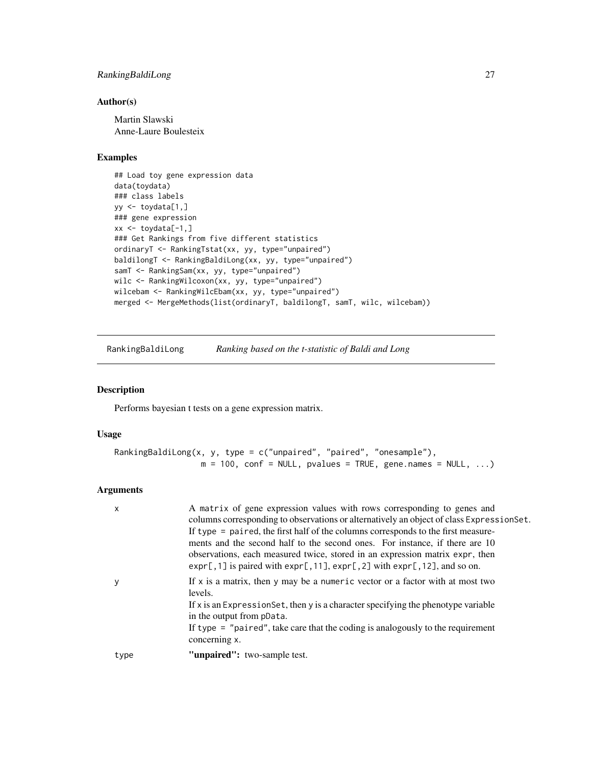### Author(s)

Martin Slawski
Anne-Laure Boulesteix

### Examples

```
## Load toy gene expression data
data(toydata)
### class labels
yy <- toydata[1,]
### gene expression
xx <- toydata[-1,]
### Get Rankings from five different statistics
ordinaryT <- RankingTstat(xx, yy, type="unpaired")
baldilongT <- RankingBaldiLong(xx, yy, type="unpaired")
samT <- RankingSam(xx, yy, type="unpaired")
wilc <- RankingWilcoxon(xx, yy, type="unpaired")
wilcebam <- RankingWilcEbam(xx, yy, type="unpaired")
merged <- MergeMethods(list(ordinaryT, baldilongT, samT, wilc, wilcebam))
```

---

## RankingBaldiLong — *Ranking based on the t-statistic of Baldi and Long*

### Description

Performs bayesian t tests on a gene expression matrix.

### Usage

```
RankingBaldiLong(x, y, type = c("unpaired", "paired", "onesample"),
                 m = 100, conf = NULL, pvalues = TRUE, gene.names = NULL, ...)
```

### Arguments

| | |
|---|---|
| x | A `matrix` of gene expression values with rows corresponding to genes and columns corresponding to observations or alternatively an object of class `ExpressionSet`. If `type = paired`, the first half of the columns corresponds to the first measurements and the second half to the second ones. For instance, if there are 10 observations, each measured twice, stored in an expression matrix `expr`, then `expr[,1]` is paired with `expr[,11]`, `expr[,2]` with `expr[,12]`, and so on. |
| y | If `x` is a matrix, then `y` may be a `numeric` vector or a factor with at most two levels. If `x` is an `ExpressionSet`, then `y` is a character specifying the phenotype variable in the output from `pData`. If `type = "paired"`, take care that the coding is analogously to the requirement concerning `x`. |
| type | **"unpaired":** two-sample test. |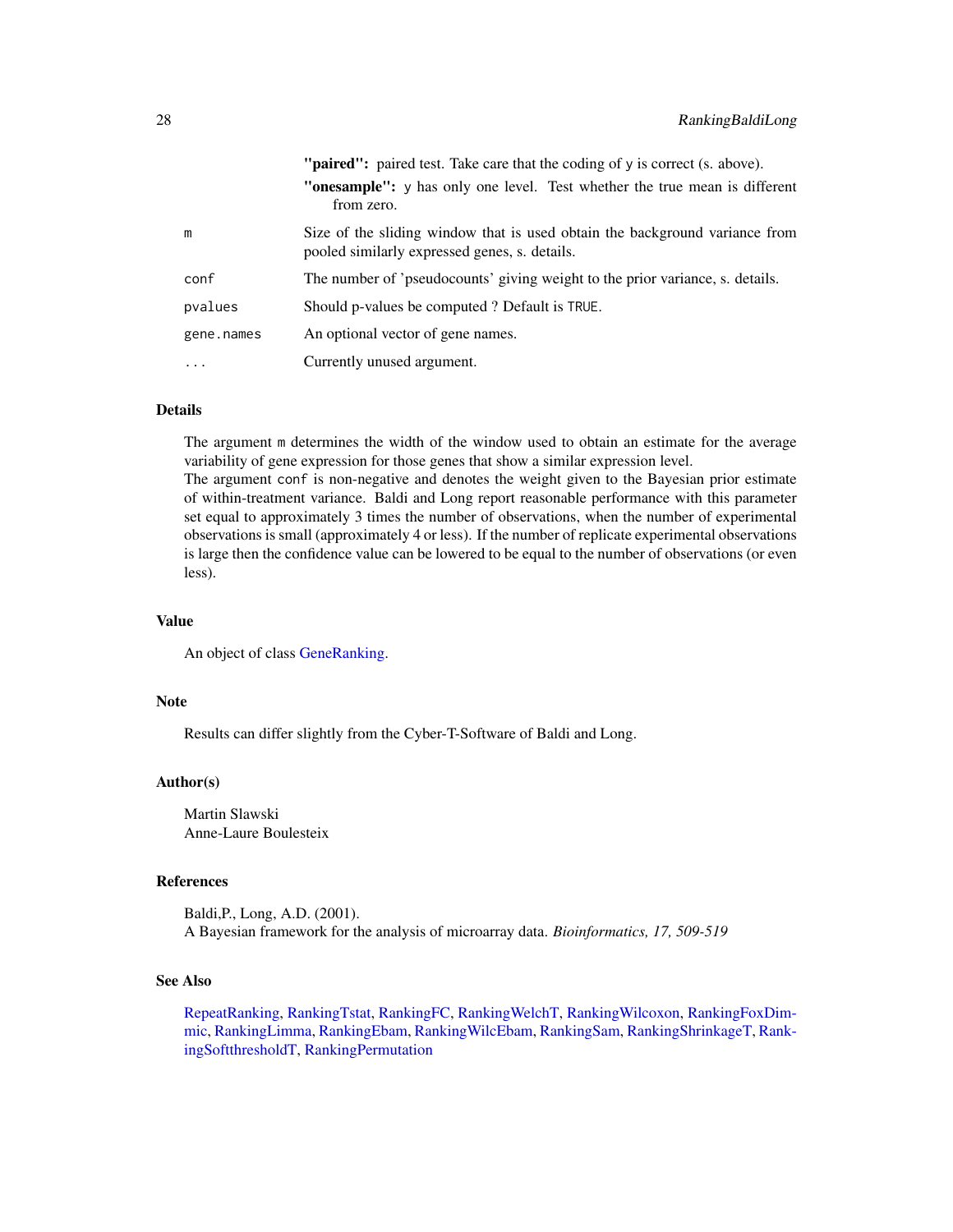**"paired":** paired test. Take care that the coding of `y` is correct (s. above).

**"onesample":** `y` has only one level. Test whether the true mean is different from zero.

| | |
|---|---|
| `m` | Size of the sliding window that is used obtain the background variance from pooled similarly expressed genes, s. details. |
| `conf` | The number of 'pseudocounts' giving weight to the prior variance, s. details. |
| `pvalues` | Should p-values be computed ? Default is `TRUE`. |
| `gene.names` | An optional vector of gene names. |
| `...` | Currently unused argument. |

## Details

The argument `m` determines the width of the window used to obtain an estimate for the average variability of gene expression for those genes that show a similar expression level.
The argument `conf` is non-negative and denotes the weight given to the Bayesian prior estimate of within-treatment variance. Baldi and Long report reasonable performance with this parameter set equal to approximately 3 times the number of observations, when the number of experimental observations is small (approximately 4 or less). If the number of replicate experimental observations is large then the confidence value can be lowered to be equal to the number of observations (or even less).

## Value

An object of class GeneRanking.

## Note

Results can differ slightly from the Cyber-T-Software of Baldi and Long.

## Author(s)

Martin Slawski
Anne-Laure Boulesteix

## References

Baldi,P., Long, A.D. (2001).
A Bayesian framework for the analysis of microarray data. *Bioinformatics, 17, 509-519*

## See Also

RepeatRanking, RankingTstat, RankingFC, RankingWelchT, RankingWilcoxon, RankingFoxDimmic, RankingLimma, RankingEbam, RankingWilcEbam, RankingSam, RankingShrinkageT, RankingSoftthresholdT, RankingPermutation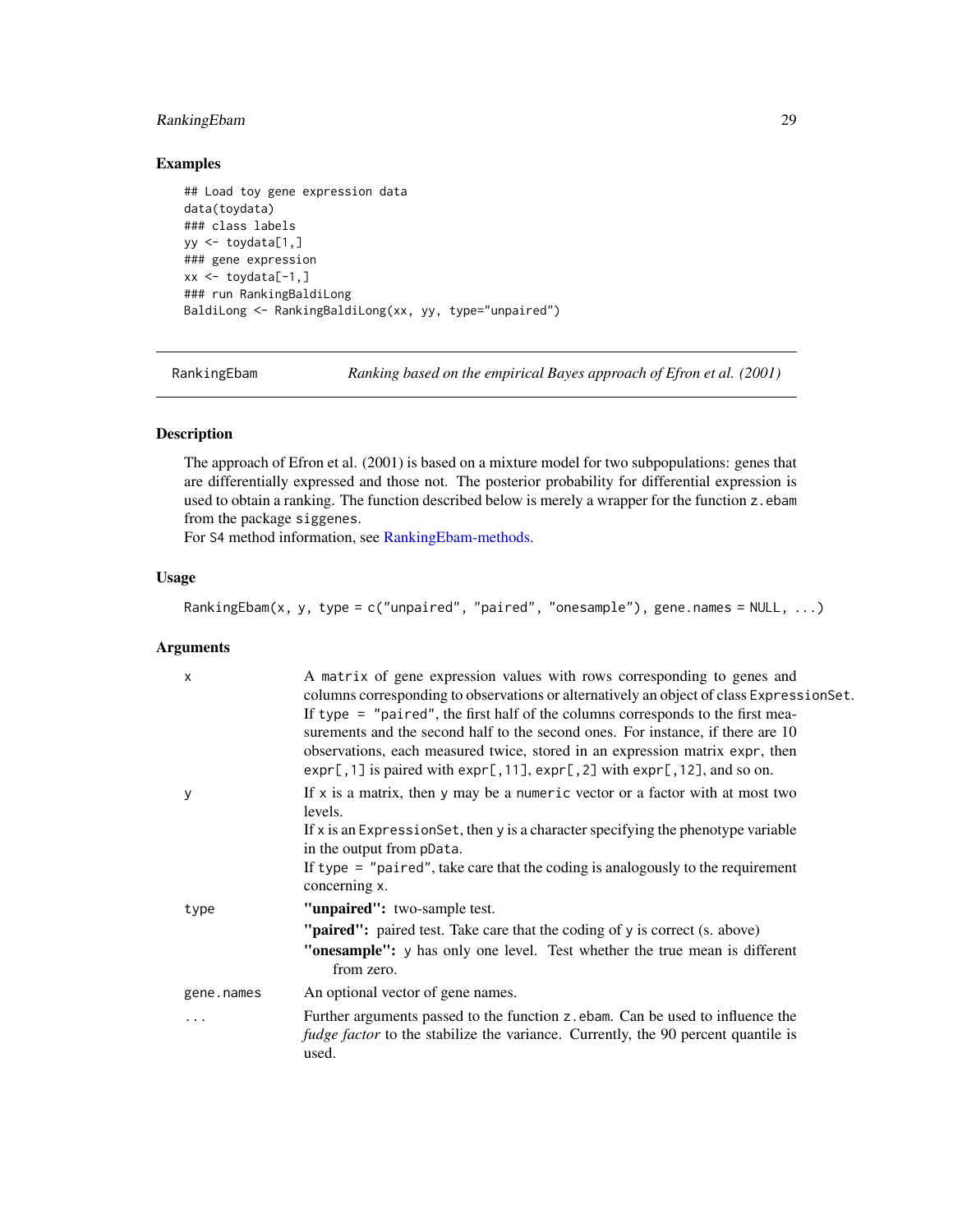### Examples

```
## Load toy gene expression data
data(toydata)
### class labels
yy <- toydata[1,]
### gene expression
xx <- toydata[-1,]
### run RankingBaldiLong
BaldiLong <- RankingBaldiLong(xx, yy, type="unpaired")
```

---

## RankingEbam — *Ranking based on the empirical Bayes approach of Efron et al. (2001)*

### Description

The approach of Efron et al. (2001) is based on a mixture model for two subpopulations: genes that are differentially expressed and those not. The posterior probability for differential expression is used to obtain a ranking. The function described below is merely a wrapper for the function `z.ebam` from the package `siggenes`.

For S4 method information, see RankingEbam-methods.

### Usage

```
RankingEbam(x, y, type = c("unpaired", "paired", "onesample"), gene.names = NULL, ...)
```

### Arguments

- `x` — A `matrix` of gene expression values with rows corresponding to genes and columns corresponding to observations or alternatively an object of class `ExpressionSet`. If `type = "paired"`, the first half of the columns corresponds to the first measurements and the second half to the second ones. For instance, if there are 10 observations, each measured twice, stored in an expression matrix `expr`, then `expr[,1]` is paired with `expr[,11]`, `expr[,2]` with `expr[,12]`, and so on.
- `y` — If `x` is a matrix, then `y` may be a `numeric` vector or a factor with at most two levels.
  If `x` is an `ExpressionSet`, then `y` is a character specifying the phenotype variable in the output from `pData`.
  If `type = "paired"`, take care that the coding is analogously to the requirement concerning `x`.
- `type` —
  - **"unpaired":** two-sample test.
  - **"paired":** paired test. Take care that the coding of `y` is correct (s. above)
  - **"onesample":** `y` has only one level. Test whether the true mean is different from zero.
- `gene.names` — An optional vector of gene names.
- `...` — Further arguments passed to the function `z.ebam`. Can be used to influence the *fudge factor* to the stabilize the variance. Currently, the 90 percent quantile is used.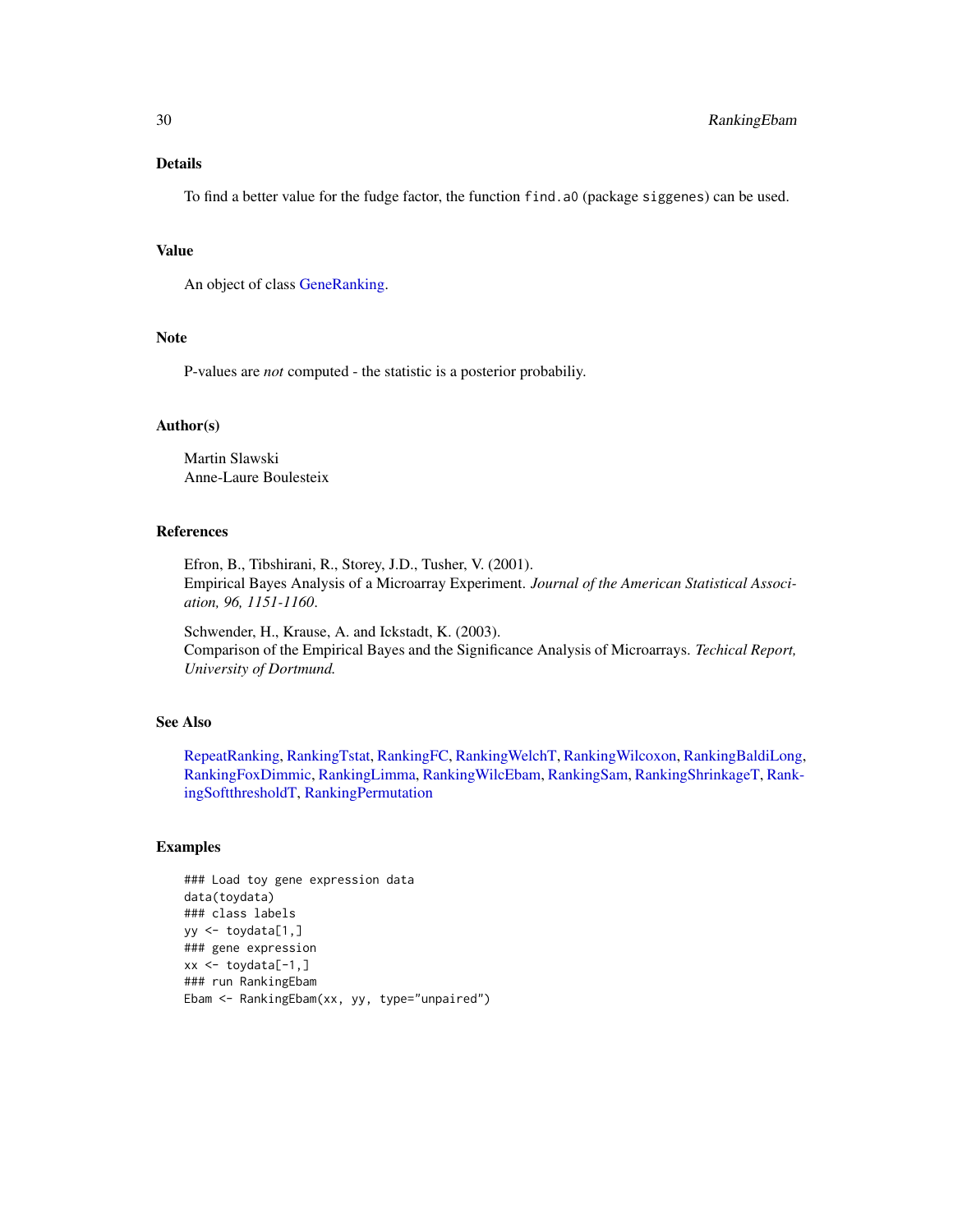## Details

To find a better value for the fudge factor, the function `find.a0` (package `siggenes`) can be used.

## Value

An object of class GeneRanking.

## Note

P-values are *not* computed - the statistic is a posterior probabiliy.

## Author(s)

Martin Slawski
Anne-Laure Boulesteix

## References

Efron, B., Tibshirani, R., Storey, J.D., Tusher, V. (2001).
Empirical Bayes Analysis of a Microarray Experiment. *Journal of the American Statistical Association, 96, 1151-1160*.

Schwender, H., Krause, A. and Ickstadt, K. (2003).
Comparison of the Empirical Bayes and the Significance Analysis of Microarrays. *Techical Report, University of Dortmund.*

## See Also

RepeatRanking, RankingTstat, RankingFC, RankingWelchT, RankingWilcoxon, RankingBaldiLong, RankingFoxDimmic, RankingLimma, RankingWilcEbam, RankingSam, RankingShrinkageT, RankingSoftthresholdT, RankingPermutation

## Examples

```
### Load toy gene expression data
data(toydata)
### class labels
yy <- toydata[1,]
### gene expression
xx <- toydata[-1,]
### run RankingEbam
Ebam <- RankingEbam(xx, yy, type="unpaired")
```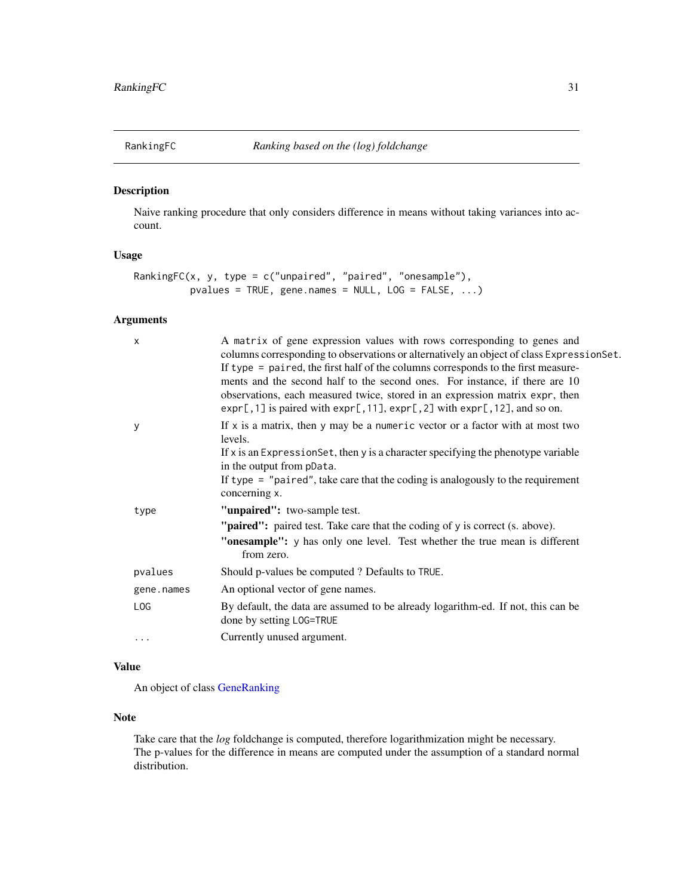# RankingFC — *Ranking based on the (log) foldchange*

## Description

Naive ranking procedure that only considers difference in means without taking variances into account.

## Usage

```
RankingFC(x, y, type = c("unpaired", "paired", "onesample"),
          pvalues = TRUE, gene.names = NULL, LOG = FALSE, ...)
```

## Arguments

| Argument | Description |
|---|---|
| `x` | A `matrix` of gene expression values with rows corresponding to genes and columns corresponding to observations or alternatively an object of class `ExpressionSet`. If `type = paired`, the first half of the columns corresponds to the first measurements and the second half to the second ones. For instance, if there are 10 observations, each measured twice, stored in an expression matrix `expr`, then `expr[,1]` is paired with `expr[,11]`, `expr[,2]` with `expr[,12]`, and so on. |
| `y` | If `x` is a matrix, then `y` may be a `numeric` vector or a factor with at most two levels. If `x` is an `ExpressionSet`, then `y` is a character specifying the phenotype variable in the output from `pData`. If `type = "paired"`, take care that the coding is analogously to the requirement concerning `x`. |
| `type` | **"unpaired":** two-sample test. **"paired":** paired test. Take care that the coding of `y` is correct (s. above). **"onesample":** `y` has only one level. Test whether the true mean is different from zero. |
| `pvalues` | Should p-values be computed ? Defaults to `TRUE`. |
| `gene.names` | An optional vector of gene names. |
| `LOG` | By default, the data are assumed to be already logarithm-ed. If not, this can be done by setting `LOG=TRUE` |
| `...` | Currently unused argument. |

## Value

An object of class GeneRanking

## Note

Take care that the *log* foldchange is computed, therefore logarithmization might be necessary.
The p-values for the difference in means are computed under the assumption of a standard normal distribution.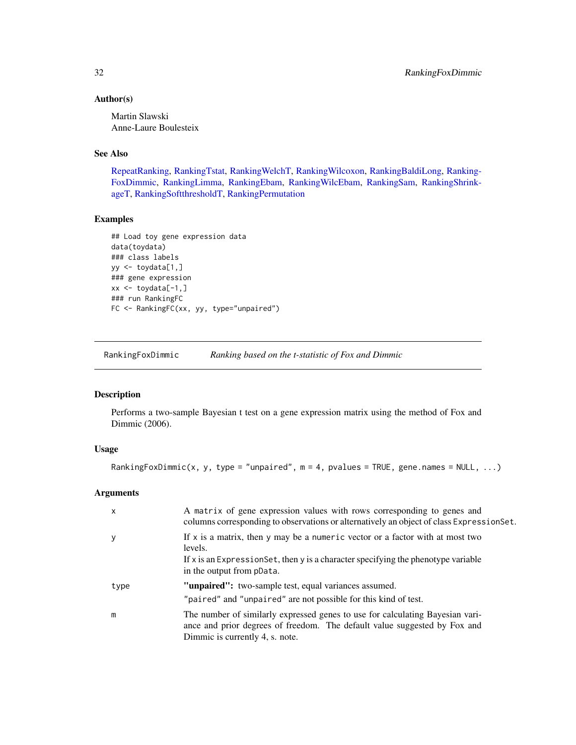### Author(s)

Martin Slawski
Anne-Laure Boulesteix

### See Also

RepeatRanking, RankingTstat, RankingWelchT, RankingWilcoxon, RankingBaldiLong, RankingFoxDimmic, RankingLimma, RankingEbam, RankingWilcEbam, RankingSam, RankingShrinkageT, RankingSoftthresholdT, RankingPermutation

### Examples

```
## Load toy gene expression data
data(toydata)
### class labels
yy <- toydata[1,]
### gene expression
xx <- toydata[-1,]
### run RankingFC
FC <- RankingFC(xx, yy, type="unpaired")
```

---

## RankingFoxDimmic    *Ranking based on the t-statistic of Fox and Dimmic*

---

### Description

Performs a two-sample Bayesian t test on a gene expression matrix using the method of Fox and Dimmic (2006).

### Usage

```
RankingFoxDimmic(x, y, type = "unpaired", m = 4, pvalues = TRUE, gene.names = NULL, ...)
```

### Arguments

| | |
|---|---|
| x | A `matrix` of gene expression values with rows corresponding to genes and columns corresponding to observations or alternatively an object of class `ExpressionSet`. |
| y | If `x` is a matrix, then `y` may be a `numeric` vector or a factor with at most two levels.<br>If `x` is an `ExpressionSet`, then `y` is a character specifying the phenotype variable in the output from `pData`. |
| type | **"unpaired":** two-sample test, equal variances assumed.<br>`"paired"` and `"unpaired"` are not possible for this kind of test. |
| m | The number of similarly expressed genes to use for calculating Bayesian variance and prior degrees of freedom. The default value suggested by Fox and Dimmic is currently 4, s. note. |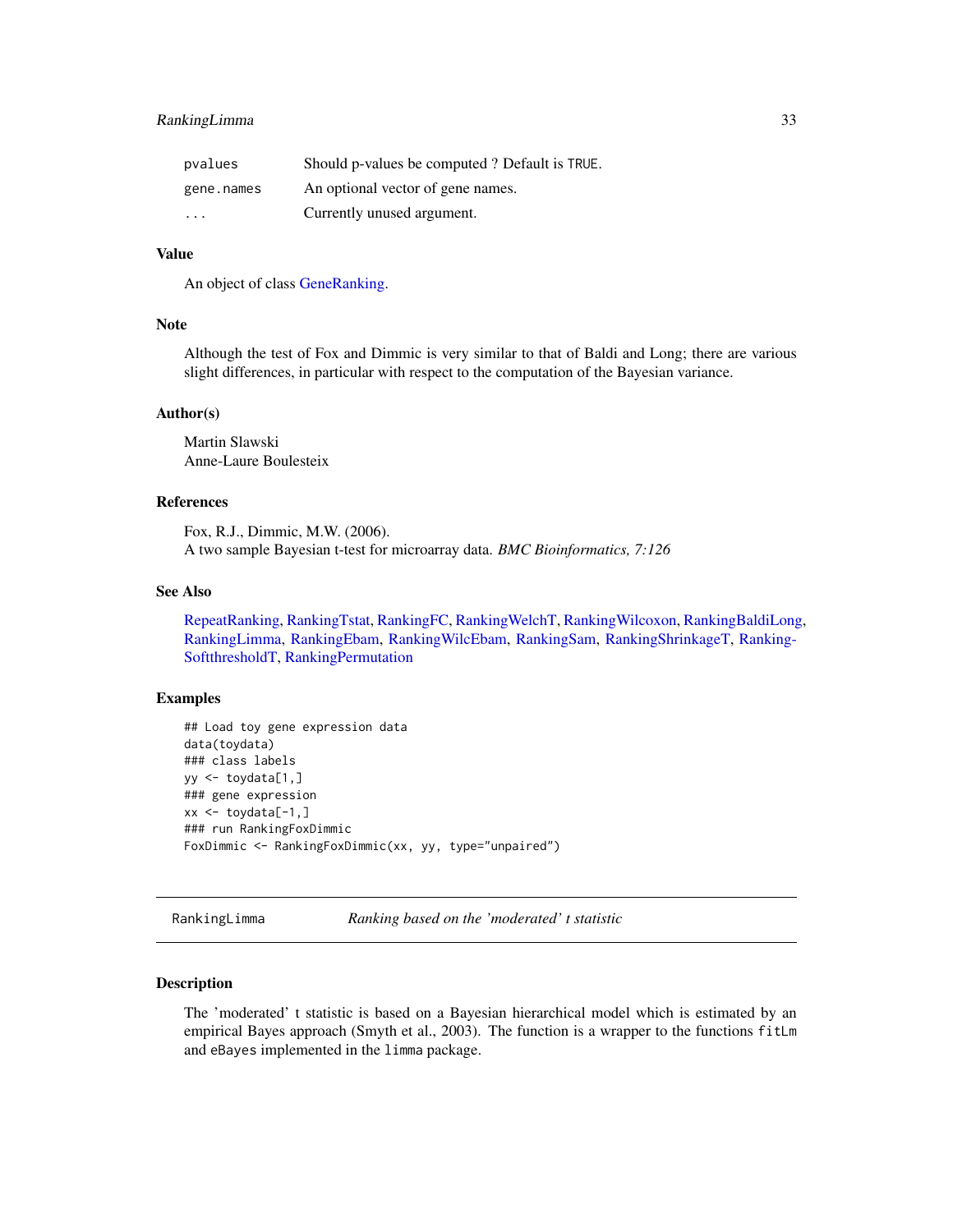| | |
|---|---|
| `pvalues` | Should p-values be computed ? Default is `TRUE`. |
| `gene.names` | An optional vector of gene names. |
| `...` | Currently unused argument. |

### Value

An object of class GeneRanking.

### Note

Although the test of Fox and Dimmic is very similar to that of Baldi and Long; there are various slight differences, in particular with respect to the computation of the Bayesian variance.

### Author(s)

Martin Slawski
Anne-Laure Boulesteix

### References

Fox, R.J., Dimmic, M.W. (2006).
A two sample Bayesian t-test for microarray data. *BMC Bioinformatics, 7:126*

### See Also

RepeatRanking, RankingTstat, RankingFC, RankingWelchT, RankingWilcoxon, RankingBaldiLong, RankingLimma, RankingEbam, RankingWilcEbam, RankingSam, RankingShrinkageT, RankingSoftthresholdT, RankingPermutation

### Examples

```
## Load toy gene expression data
data(toydata)
### class labels
yy <- toydata[1,]
### gene expression
xx <- toydata[-1,]
### run RankingFoxDimmic
FoxDimmic <- RankingFoxDimmic(xx, yy, type="unpaired")
```

---

## RankingLimma — *Ranking based on the 'moderated' t statistic*

### Description

The 'moderated' t statistic is based on a Bayesian hierarchical model which is estimated by an empirical Bayes approach (Smyth et al., 2003). The function is a wrapper to the functions `fitLm` and `eBayes` implemented in the `limma` package.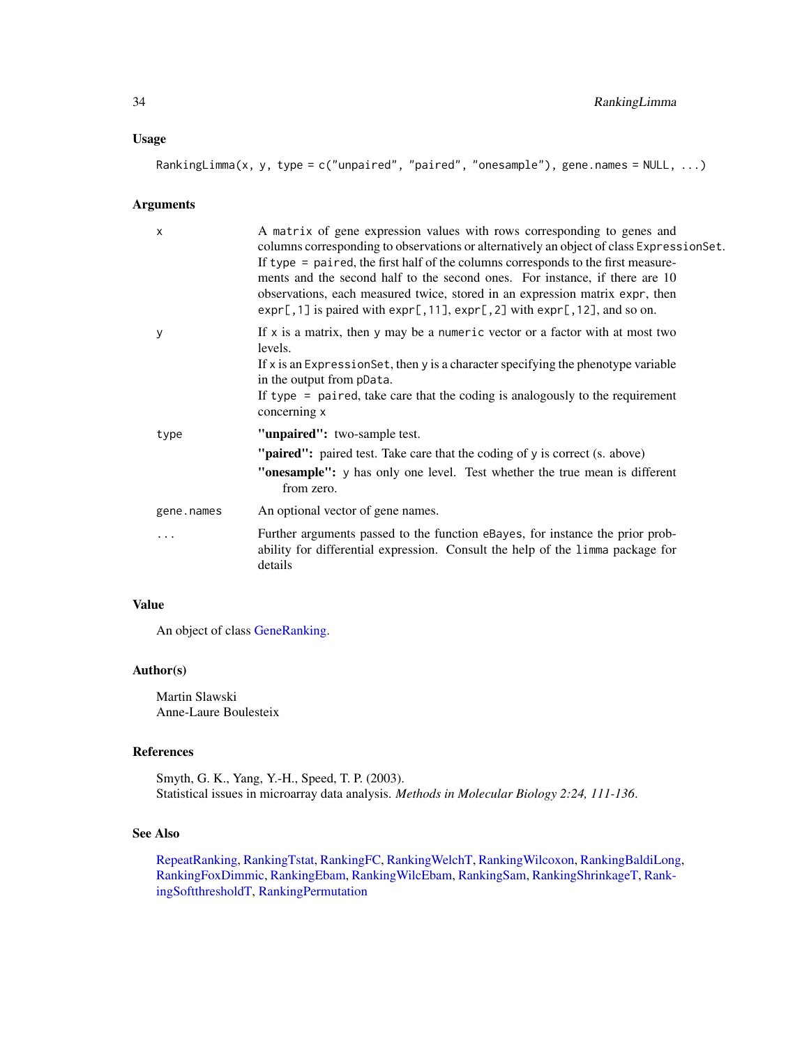## Usage

```
RankingLimma(x, y, type = c("unpaired", "paired", "onesample"), gene.names = NULL, ...)
```

## Arguments

- **x**: A `matrix` of gene expression values with rows corresponding to genes and columns corresponding to observations or alternatively an object of class `ExpressionSet`. If `type = paired`, the first half of the columns corresponds to the first measurements and the second half to the second ones. For instance, if there are 10 observations, each measured twice, stored in an expression matrix `expr`, then `expr[,1]` is paired with `expr[,11]`, `expr[,2]` with `expr[,12]`, and so on.
- **y**: If `x` is a matrix, then `y` may be a `numeric` vector or a factor with at most two levels.
  If `x` is an `ExpressionSet`, then `y` is a character specifying the phenotype variable in the output from `pData`.
  If `type = paired`, take care that the coding is analogously to the requirement concerning `x`
- **type**:
  - **"unpaired":** two-sample test.
  - **"paired":** paired test. Take care that the coding of `y` is correct (s. above)
  - **"onesample":** `y` has only one level. Test whether the true mean is different from zero.
- **gene.names**: An optional vector of gene names.
- **...**: Further arguments passed to the function `eBayes`, for instance the prior probability for differential expression. Consult the help of the `limma` package for details

## Value

An object of class GeneRanking.

## Author(s)

Martin Slawski
Anne-Laure Boulesteix

## References

Smyth, G. K., Yang, Y.-H., Speed, T. P. (2003).
Statistical issues in microarray data analysis. *Methods in Molecular Biology 2:24, 111-136*.

## See Also

RepeatRanking, RankingTstat, RankingFC, RankingWelchT, RankingWilcoxon, RankingBaldiLong, RankingFoxDimmic, RankingEbam, RankingWilcEbam, RankingSam, RankingShrinkageT, RankingSoftthresholdT, RankingPermutation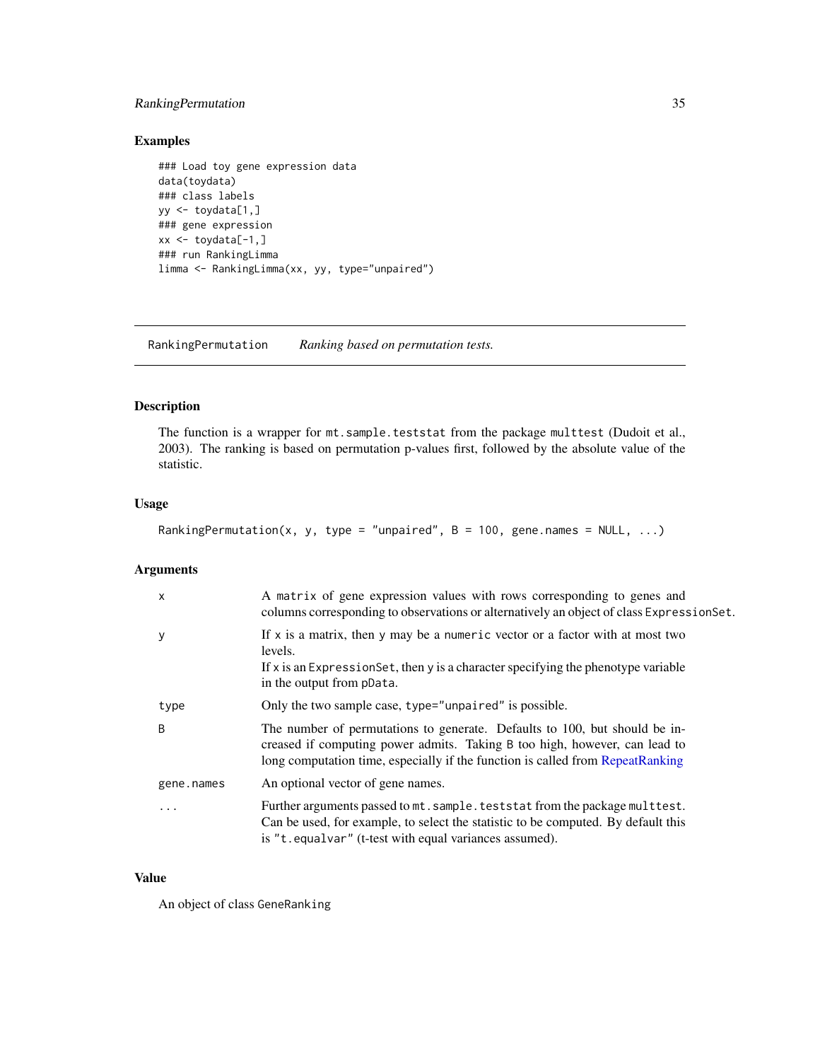## Examples

```
### Load toy gene expression data
data(toydata)
### class labels
yy <- toydata[1,]
### gene expression
xx <- toydata[-1,]
### run RankingLimma
limma <- RankingLimma(xx, yy, type="unpaired")
```

---

## RankingPermutation — *Ranking based on permutation tests.*

---

### Description

The function is a wrapper for `mt.sample.teststat` from the package `multtest` (Dudoit et al., 2003). The ranking is based on permutation p-values first, followed by the absolute value of the statistic.

### Usage

```
RankingPermutation(x, y, type = "unpaired", B = 100, gene.names = NULL, ...)
```

### Arguments

| | |
|---|---|
| `x` | A `matrix` of gene expression values with rows corresponding to genes and columns corresponding to observations or alternatively an object of class `ExpressionSet`. |
| `y` | If `x` is a matrix, then `y` may be a `numeric` vector or a factor with at most two levels. If `x` is an `ExpressionSet`, then `y` is a character specifying the phenotype variable in the output from `pData`. |
| `type` | Only the two sample case, `type="unpaired"` is possible. |
| `B` | The number of permutations to generate. Defaults to 100, but should be increased if computing power admits. Taking `B` too high, however, can lead to long computation time, especially if the function is called from RepeatRanking |
| `gene.names` | An optional vector of gene names. |
| `...` | Further arguments passed to `mt.sample.teststat` from the package `multtest`. Can be used, for example, to select the statistic to be computed. By default this is `"t.equalvar"` (t-test with equal variances assumed). |

### Value

An object of class `GeneRanking`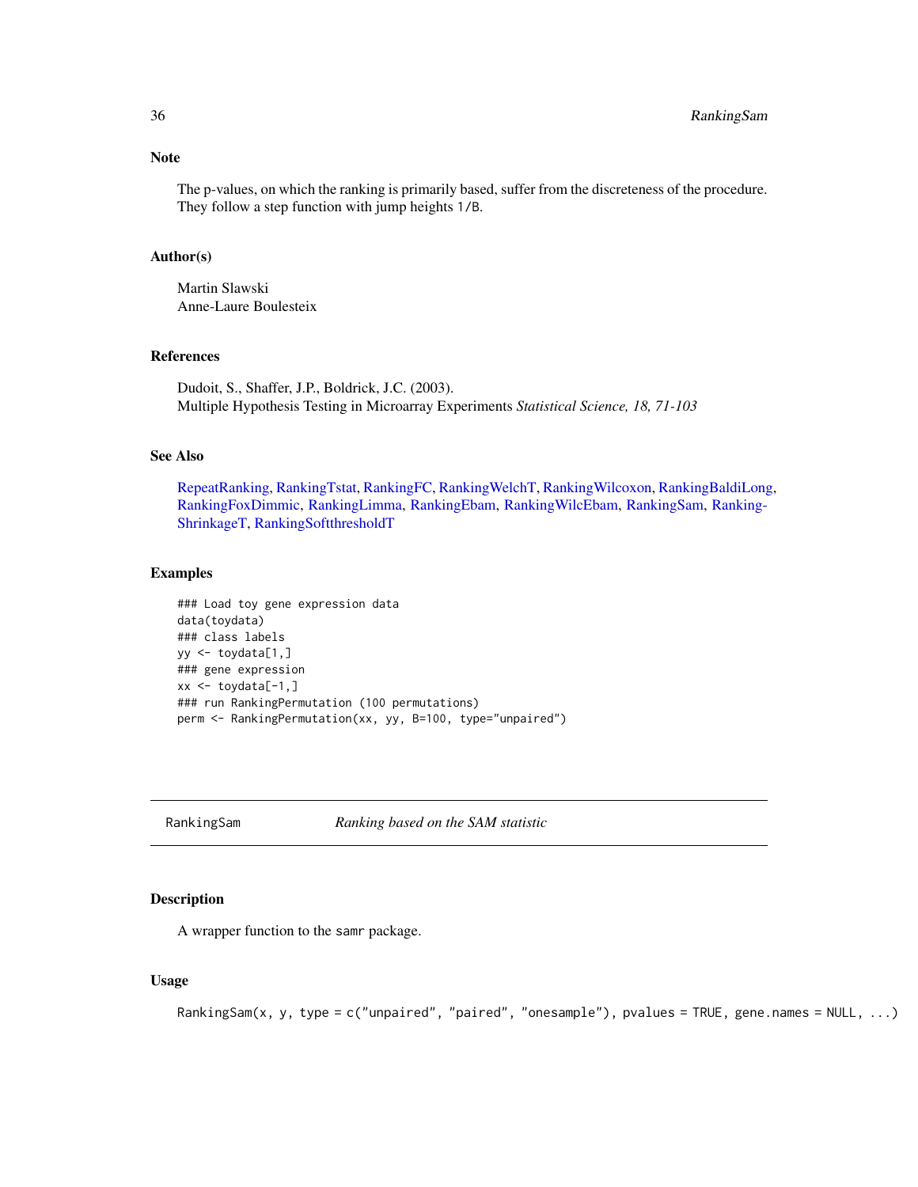## Note

The p-values, on which the ranking is primarily based, suffer from the discreteness of the procedure. They follow a step function with jump heights `1/B`.

## Author(s)

Martin Slawski
Anne-Laure Boulesteix

## References

Dudoit, S., Shaffer, J.P., Boldrick, J.C. (2003).
Multiple Hypothesis Testing in Microarray Experiments *Statistical Science, 18, 71-103*

## See Also

RepeatRanking, RankingTstat, RankingFC, RankingWelchT, RankingWilcoxon, RankingBaldiLong, RankingFoxDimmic, RankingLimma, RankingEbam, RankingWilcEbam, RankingSam, RankingShrinkageT, RankingSoftthresholdT

## Examples

```
### Load toy gene expression data
data(toydata)
### class labels
yy <- toydata[1,]
### gene expression
xx <- toydata[-1,]
### run RankingPermutation (100 permutations)
perm <- RankingPermutation(xx, yy, B=100, type="unpaired")
```

---

# RankingSam — *Ranking based on the SAM statistic*

## Description

A wrapper function to the `samr` package.

## Usage

```
RankingSam(x, y, type = c("unpaired", "paired", "onesample"), pvalues = TRUE, gene.names = NULL, ...)
```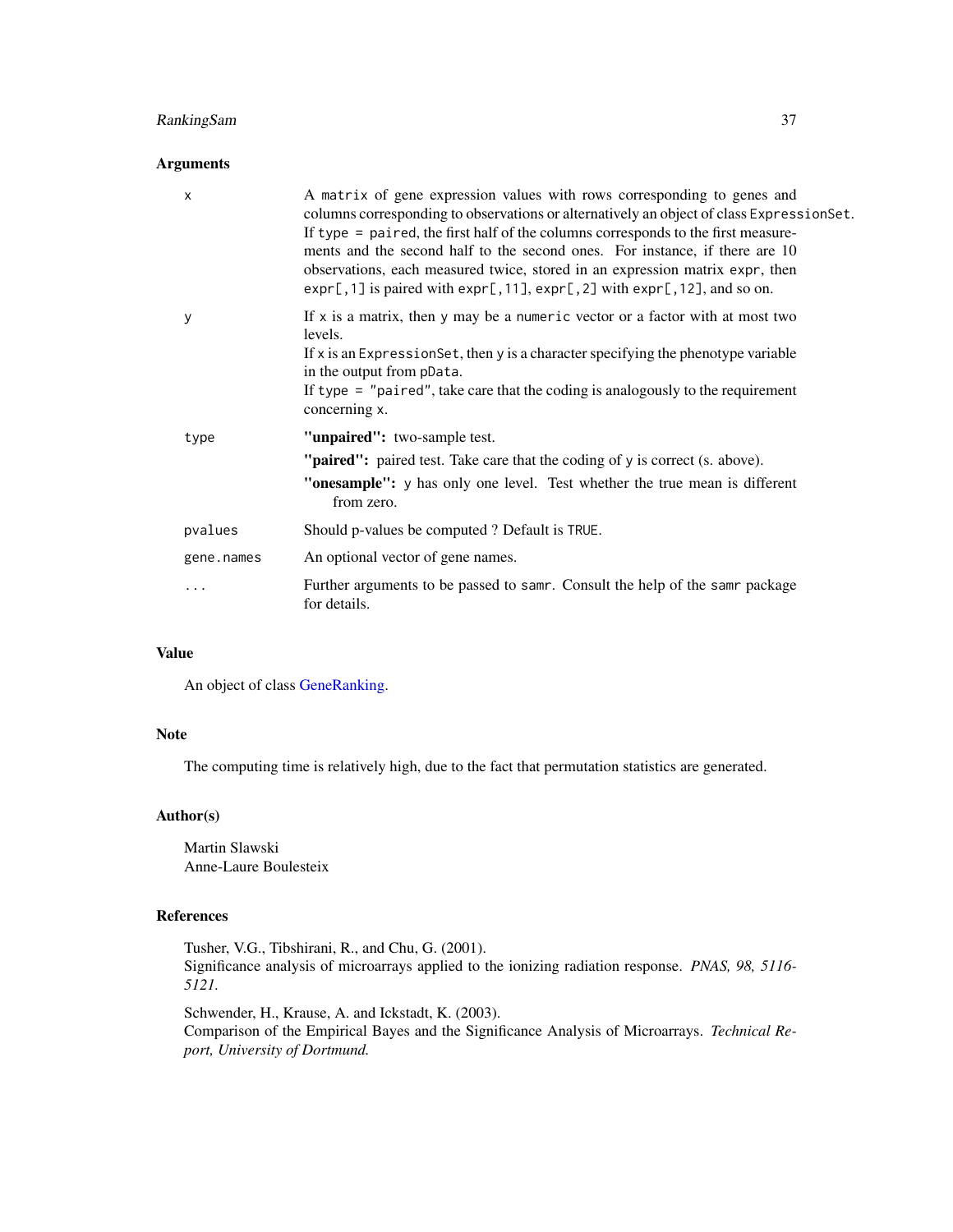### Arguments

| | |
|---|---|
| `x` | A `matrix` of gene expression values with rows corresponding to genes and columns corresponding to observations or alternatively an object of class `ExpressionSet`. If `type = paired`, the first half of the columns corresponds to the first measurements and the second half to the second ones. For instance, if there are 10 observations, each measured twice, stored in an expression matrix `expr`, then `expr[,1]` is paired with `expr[,11]`, `expr[,2]` with `expr[,12]`, and so on. |
| `y` | If `x` is a matrix, then `y` may be a `numeric` vector or a factor with at most two levels. If `x` is an `ExpressionSet`, then `y` is a character specifying the phenotype variable in the output from `pData`. If `type = "paired"`, take care that the coding is analogously to the requirement concerning `x`. |
| `type` | **"unpaired":** two-sample test. **"paired":** paired test. Take care that the coding of `y` is correct (s. above). **"onesample":** `y` has only one level. Test whether the true mean is different from zero. |
| `pvalues` | Should p-values be computed ? Default is `TRUE`. |
| `gene.names` | An optional vector of gene names. |
| `...` | Further arguments to be passed to `samr`. Consult the help of the `samr` package for details. |

### Value

An object of class GeneRanking.

### Note

The computing time is relatively high, due to the fact that permutation statistics are generated.

### Author(s)

Martin Slawski
Anne-Laure Boulesteix

### References

Tusher, V.G., Tibshirani, R., and Chu, G. (2001).
Significance analysis of microarrays applied to the ionizing radiation response. *PNAS, 98, 5116-5121.*

Schwender, H., Krause, A. and Ickstadt, K. (2003).
Comparison of the Empirical Bayes and the Significance Analysis of Microarrays. *Technical Report, University of Dortmund.*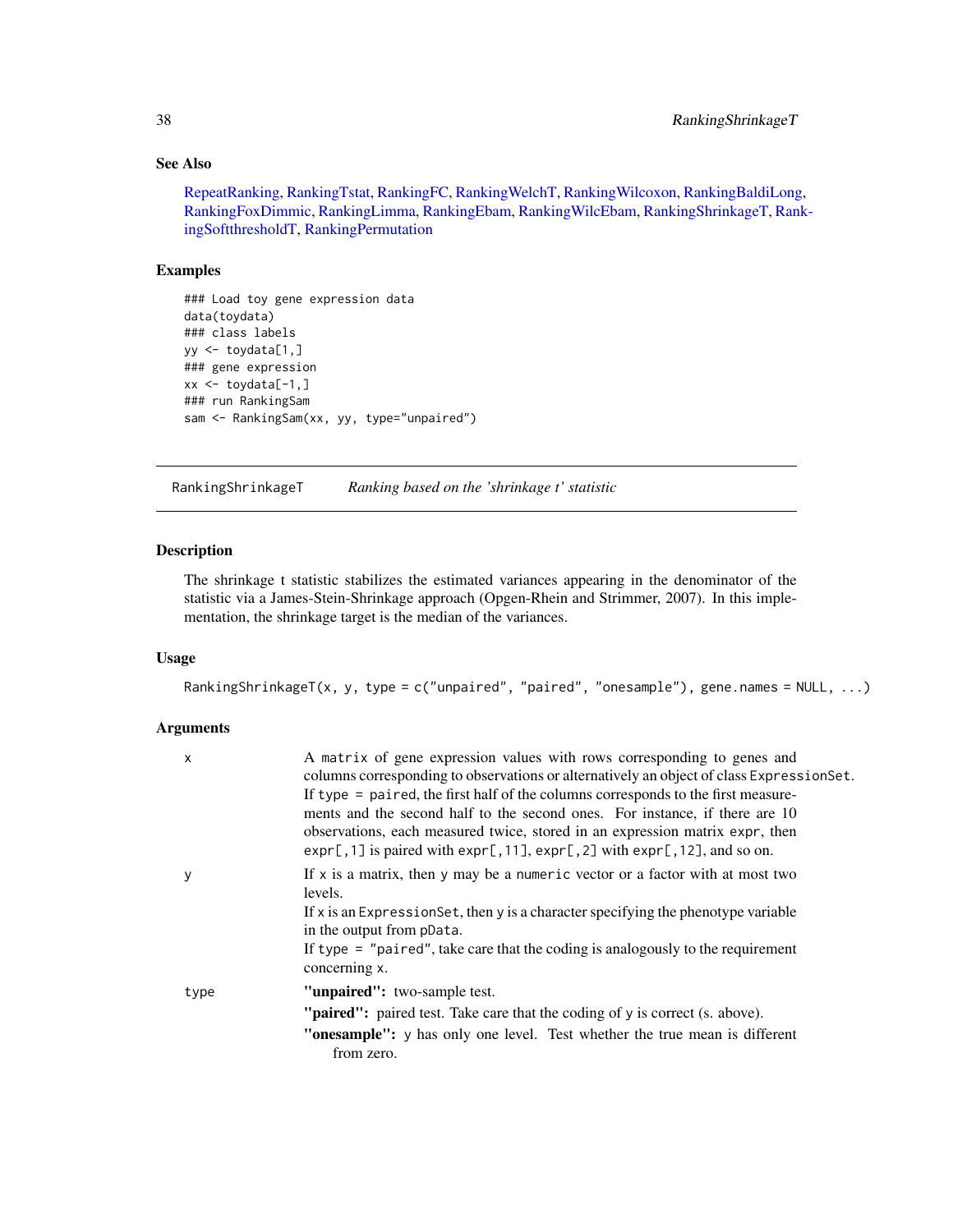## See Also

RepeatRanking, RankingTstat, RankingFC, RankingWelchT, RankingWilcoxon, RankingBaldiLong, RankingFoxDimmic, RankingLimma, RankingEbam, RankingWilcEbam, RankingShrinkageT, RankingSoftthresholdT, RankingPermutation

## Examples

```
### Load toy gene expression data
data(toydata)
### class labels
yy <- toydata[1,]
### gene expression
xx <- toydata[-1,]
### run RankingSam
sam <- RankingSam(xx, yy, type="unpaired")
```

---

# RankingShrinkageT &nbsp;&nbsp;&nbsp;&nbsp; *Ranking based on the 'shrinkage t' statistic*

---

## Description

The shrinkage t statistic stabilizes the estimated variances appearing in the denominator of the statistic via a James-Stein-Shrinkage approach (Opgen-Rhein and Strimmer, 2007). In this implementation, the shrinkage target is the median of the variances.

## Usage

```
RankingShrinkageT(x, y, type = c("unpaired", "paired", "onesample"), gene.names = NULL, ...)
```

## Arguments

| | |
|---|---|
| x | A matrix of gene expression values with rows corresponding to genes and columns corresponding to observations or alternatively an object of class ExpressionSet. If type = paired, the first half of the columns corresponds to the first measurements and the second half to the second ones. For instance, if there are 10 observations, each measured twice, stored in an expression matrix expr, then expr[,1] is paired with expr[,11], expr[,2] with expr[,12], and so on. |
| y | If x is a matrix, then y may be a numeric vector or a factor with at most two levels. If x is an ExpressionSet, then y is a character specifying the phenotype variable in the output from pData. If type = "paired", take care that the coding is analogously to the requirement concerning x. |
| type | **"unpaired":** two-sample test. **"paired":** paired test. Take care that the coding of y is correct (s. above). **"onesample":** y has only one level. Test whether the true mean is different from zero. |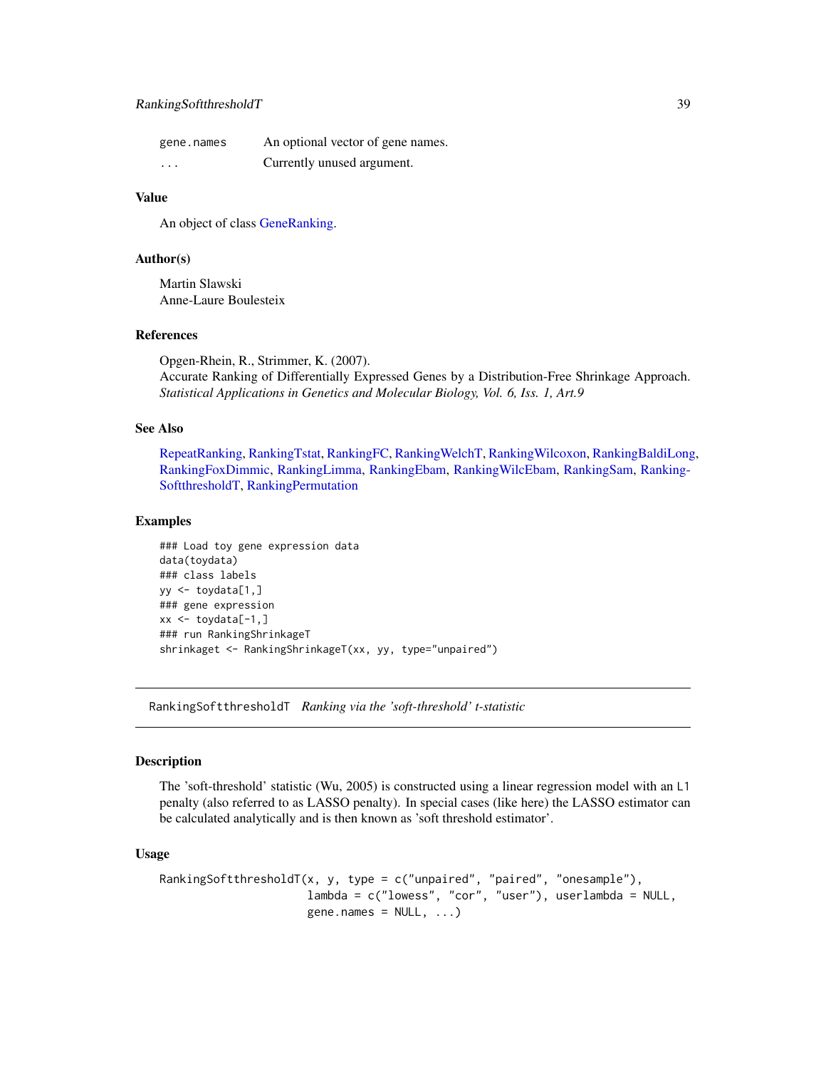| | |
|---|---|
| gene.names | An optional vector of gene names. |
| ... | Currently unused argument. |

## Value

An object of class GeneRanking.

## Author(s)

Martin Slawski  
Anne-Laure Boulesteix

## References

Opgen-Rhein, R., Strimmer, K. (2007).  
Accurate Ranking of Differentially Expressed Genes by a Distribution-Free Shrinkage Approach. *Statistical Applications in Genetics and Molecular Biology, Vol. 6, Iss. 1, Art.9*

## See Also

RepeatRanking, RankingTstat, RankingFC, RankingWelchT, RankingWilcoxon, RankingBaldiLong, RankingFoxDimmic, RankingLimma, RankingEbam, RankingWilcEbam, RankingSam, RankingSoftthresholdT, RankingPermutation

## Examples

```
### Load toy gene expression data
data(toydata)
### class labels
yy <- toydata[1,]
### gene expression
xx <- toydata[-1,]
### run RankingShrinkageT
shrinkaget <- RankingShrinkageT(xx, yy, type="unpaired")
```

---

# RankingSoftthresholdT *Ranking via the 'soft-threshold' t-statistic*

## Description

The 'soft-threshold' statistic (Wu, 2005) is constructed using a linear regression model with an L1 penalty (also referred to as LASSO penalty). In special cases (like here) the LASSO estimator can be calculated analytically and is then known as 'soft threshold estimator'.

## Usage

```
RankingSoftthresholdT(x, y, type = c("unpaired", "paired", "onesample"),
                      lambda = c("lowess", "cor", "user"), userlambda = NULL,
                      gene.names = NULL, ...)
```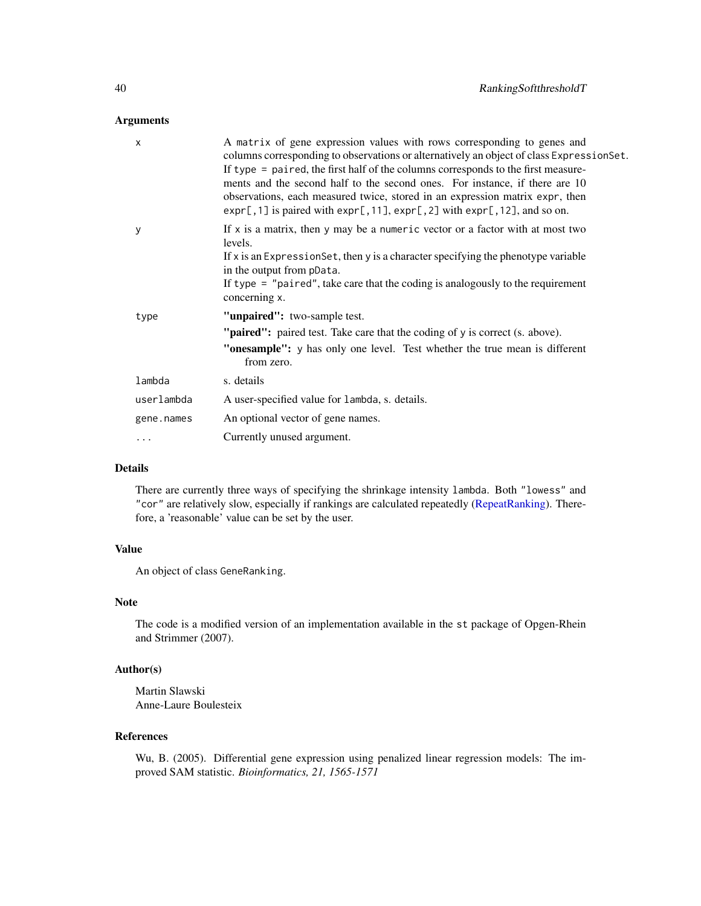## Arguments

| | |
|---|---|
| `x` | A `matrix` of gene expression values with rows corresponding to genes and columns corresponding to observations or alternatively an object of class `ExpressionSet`. If `type = paired`, the first half of the columns corresponds to the first measurements and the second half to the second ones. For instance, if there are 10 observations, each measured twice, stored in an expression matrix `expr`, then `expr[,1]` is paired with `expr[,11]`, `expr[,2]` with `expr[,12]`, and so on. |
| `y` | If `x` is a matrix, then `y` may be a `numeric` vector or a factor with at most two levels. If `x` is an `ExpressionSet`, then `y` is a character specifying the phenotype variable in the output from `pData`. If `type = "paired"`, take care that the coding is analogously to the requirement concerning `x`. |
| `type` | **"unpaired":** two-sample test. **"paired":** paired test. Take care that the coding of `y` is correct (s. above). **"onesample":** `y` has only one level. Test whether the true mean is different from zero. |
| `lambda` | s. details |
| `userlambda` | A user-specified value for `lambda`, s. details. |
| `gene.names` | An optional vector of gene names. |
| `...` | Currently unused argument. |

## Details

There are currently three ways of specifying the shrinkage intensity `lambda`. Both `"lowess"` and `"cor"` are relatively slow, especially if rankings are calculated repeatedly (RepeatRanking). Therefore, a 'reasonable' value can be set by the user.

## Value

An object of class `GeneRanking`.

## Note

The code is a modified version of an implementation available in the `st` package of Opgen-Rhein and Strimmer (2007).

## Author(s)

Martin Slawski
Anne-Laure Boulesteix

## References

Wu, B. (2005). Differential gene expression using penalized linear regression models: The improved SAM statistic. *Bioinformatics, 21, 1565-1571*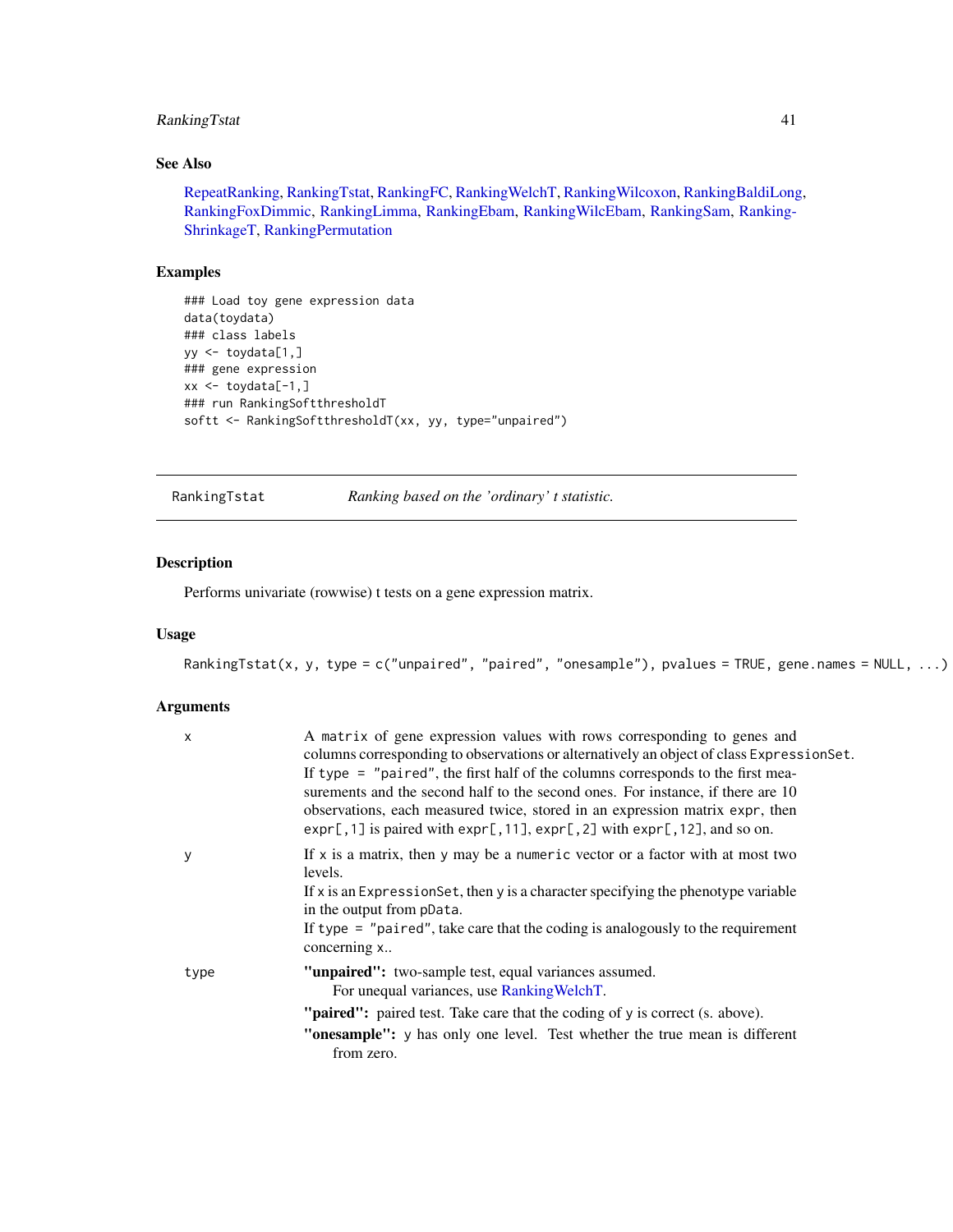## See Also

RepeatRanking, RankingTstat, RankingFC, RankingWelchT, RankingWilcoxon, RankingBaldiLong, RankingFoxDimmic, RankingLimma, RankingEbam, RankingWilcEbam, RankingSam, RankingShrinkageT, RankingPermutation

## Examples

```
### Load toy gene expression data
data(toydata)
### class labels
yy <- toydata[1,]
### gene expression
xx <- toydata[-1,]
### run RankingSoftthresholdT
softt <- RankingSoftthresholdT(xx, yy, type="unpaired")
```

---

# RankingTstat — *Ranking based on the 'ordinary' t statistic.*

---

## Description

Performs univariate (rowwise) t tests on a gene expression matrix.

## Usage

```
RankingTstat(x, y, type = c("unpaired", "paired", "onesample"), pvalues = TRUE, gene.names = NULL, ...)
```

## Arguments

| | |
|---|---|
| `x` | A matrix of gene expression values with rows corresponding to genes and columns corresponding to observations or alternatively an object of class `ExpressionSet`. If `type = "paired"`, the first half of the columns corresponds to the first measurements and the second half to the second ones. For instance, if there are 10 observations, each measured twice, stored in an expression matrix `expr`, then `expr[,1]` is paired with `expr[,11]`, `expr[,2]` with `expr[,12]`, and so on. |
| `y` | If `x` is a matrix, then `y` may be a `numeric` vector or a factor with at most two levels. If `x` is an `ExpressionSet`, then `y` is a character specifying the phenotype variable in the output from `pData`. If `type = "paired"`, take care that the coding is analogously to the requirement concerning `x`.. |
| `type` | **"unpaired":** two-sample test, equal variances assumed. For unequal variances, use RankingWelchT. **"paired":** paired test. Take care that the coding of `y` is correct (s. above). **"onesample":** `y` has only one level. Test whether the true mean is different from zero. |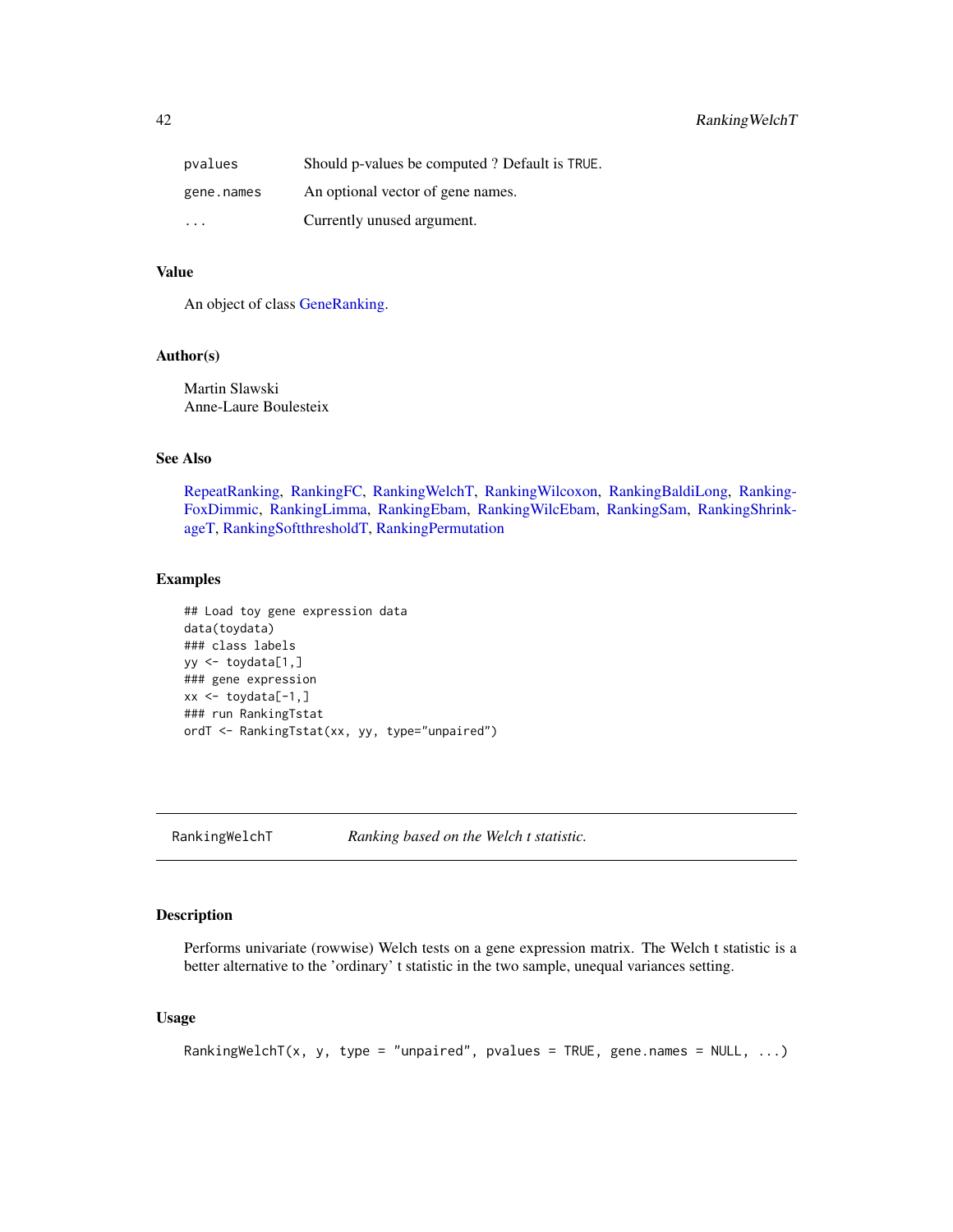| | |
|---|---|
| pvalues | Should p-values be computed ? Default is TRUE. |
| gene.names | An optional vector of gene names. |
| ... | Currently unused argument. |

### Value

An object of class GeneRanking.

### Author(s)

Martin Slawski
Anne-Laure Boulesteix

### See Also

RepeatRanking, RankingFC, RankingWelchT, RankingWilcoxon, RankingBaldiLong, RankingFoxDimmic, RankingLimma, RankingEbam, RankingWilcEbam, RankingSam, RankingShrinkageT, RankingSoftthresholdT, RankingPermutation

### Examples

```
## Load toy gene expression data
data(toydata)
### class labels
yy <- toydata[1,]
### gene expression
xx <- toydata[-1,]
### run RankingTstat
ordT <- RankingTstat(xx, yy, type="unpaired")
```

---

## RankingWelchT *Ranking based on the Welch t statistic.*

---

### Description

Performs univariate (rowwise) Welch tests on a gene expression matrix. The Welch t statistic is a better alternative to the 'ordinary' t statistic in the two sample, unequal variances setting.

### Usage

```
RankingWelchT(x, y, type = "unpaired", pvalues = TRUE, gene.names = NULL, ...)
```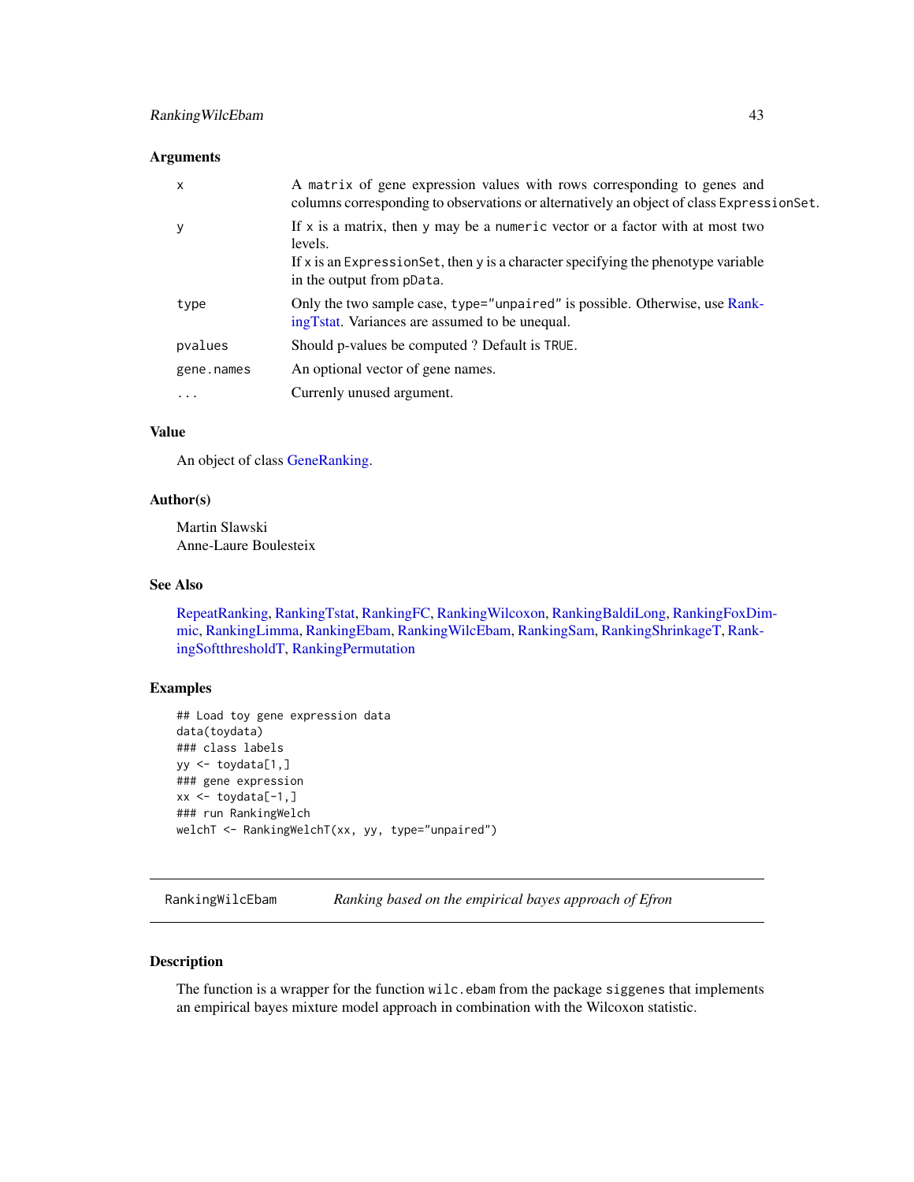### Arguments

| | |
|---|---|
| x | A matrix of gene expression values with rows corresponding to genes and columns corresponding to observations or alternatively an object of class ExpressionSet. |
| y | If x is a matrix, then y may be a numeric vector or a factor with at most two levels.<br>If x is an ExpressionSet, then y is a character specifying the phenotype variable in the output from pData. |
| type | Only the two sample case, type="unpaired" is possible. Otherwise, use RankingTstat. Variances are assumed to be unequal. |
| pvalues | Should p-values be computed ? Default is TRUE. |
| gene.names | An optional vector of gene names. |
| ... | Currenly unused argument. |

### Value

An object of class GeneRanking.

### Author(s)

Martin Slawski
Anne-Laure Boulesteix

### See Also

RepeatRanking, RankingTstat, RankingFC, RankingWilcoxon, RankingBaldiLong, RankingFoxDimmic, RankingLimma, RankingEbam, RankingWilcEbam, RankingSam, RankingShrinkageT, RankingSoftthresholdT, RankingPermutation

### Examples

```
## Load toy gene expression data
data(toydata)
### class labels
yy <- toydata[1,]
### gene expression
xx <- toydata[-1,]
### run RankingWelch
welchT <- RankingWelchT(xx, yy, type="unpaired")
```

---

## RankingWilcEbam — *Ranking based on the empirical bayes approach of Efron*

### Description

The function is a wrapper for the function wilc.ebam from the package siggenes that implements an empirical bayes mixture model approach in combination with the Wilcoxon statistic.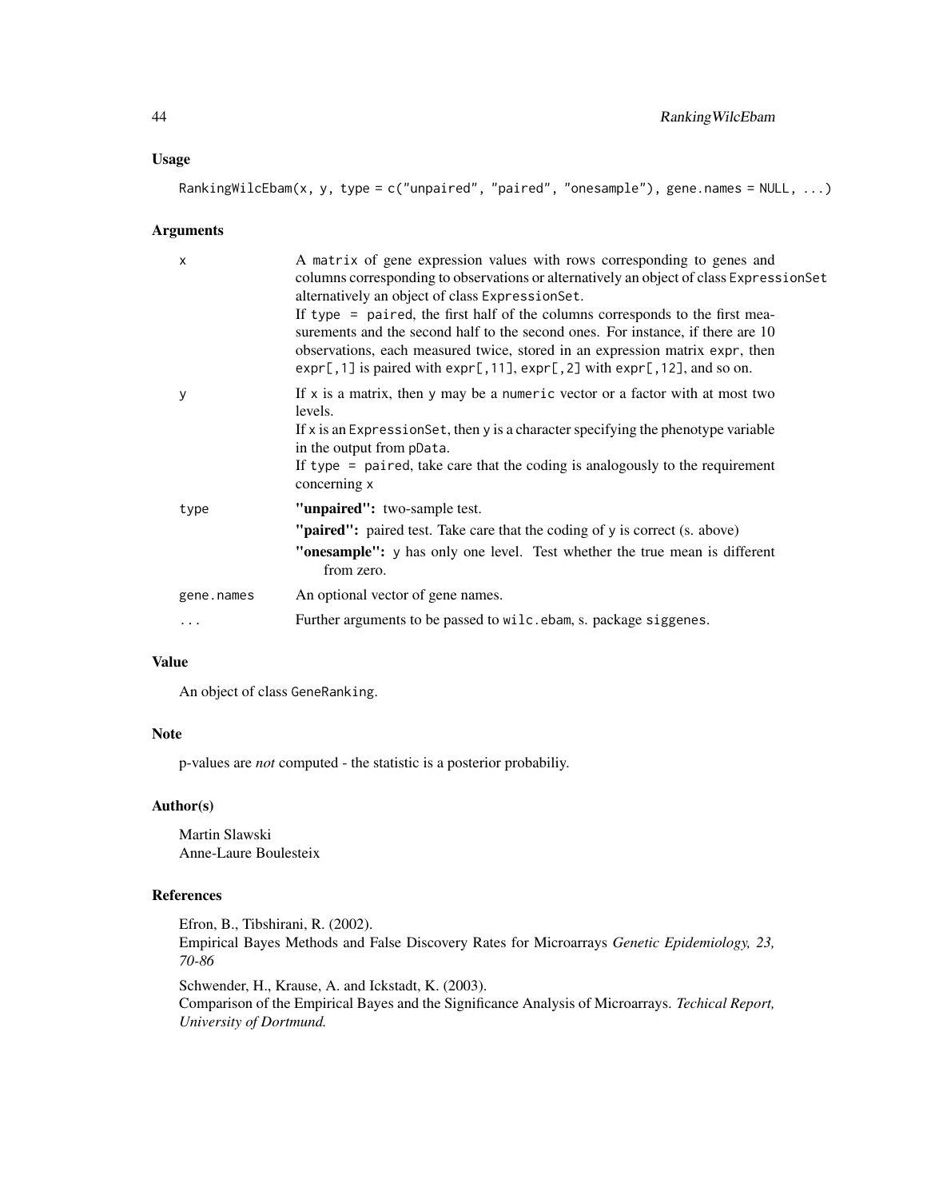## Usage

```
RankingWilcEbam(x, y, type = c("unpaired", "paired", "onesample"), gene.names = NULL, ...)
```

## Arguments

| | |
|---|---|
| `x` | A `matrix` of gene expression values with rows corresponding to genes and columns corresponding to observations or alternatively an object of class `ExpressionSet` alternatively an object of class `ExpressionSet`. If `type = paired`, the first half of the columns corresponds to the first measurements and the second half to the second ones. For instance, if there are 10 observations, each measured twice, stored in an expression matrix `expr`, then `expr[,1]` is paired with `expr[,11]`, `expr[,2]` with `expr[,12]`, and so on. |
| `y` | If `x` is a matrix, then `y` may be a `numeric` vector or a factor with at most two levels. If `x` is an `ExpressionSet`, then `y` is a character specifying the phenotype variable in the output from `pData`. If `type = paired`, take care that the coding is analogously to the requirement concerning `x` |
| `type` | **"unpaired":** two-sample test. **"paired":** paired test. Take care that the coding of `y` is correct (s. above) **"onesample":** `y` has only one level. Test whether the true mean is different from zero. |
| `gene.names` | An optional vector of gene names. |
| `...` | Further arguments to be passed to `wilc.ebam`, s. package `siggenes`. |

## Value

An object of class `GeneRanking`.

## Note

p-values are *not* computed - the statistic is a posterior probabiliy.

## Author(s)

Martin Slawski
Anne-Laure Boulesteix

## References

Efron, B., Tibshirani, R. (2002).
Empirical Bayes Methods and False Discovery Rates for Microarrays *Genetic Epidemiology, 23, 70-86*

Schwender, H., Krause, A. and Ickstadt, K. (2003).
Comparison of the Empirical Bayes and the Significance Analysis of Microarrays. *Techical Report, University of Dortmund.*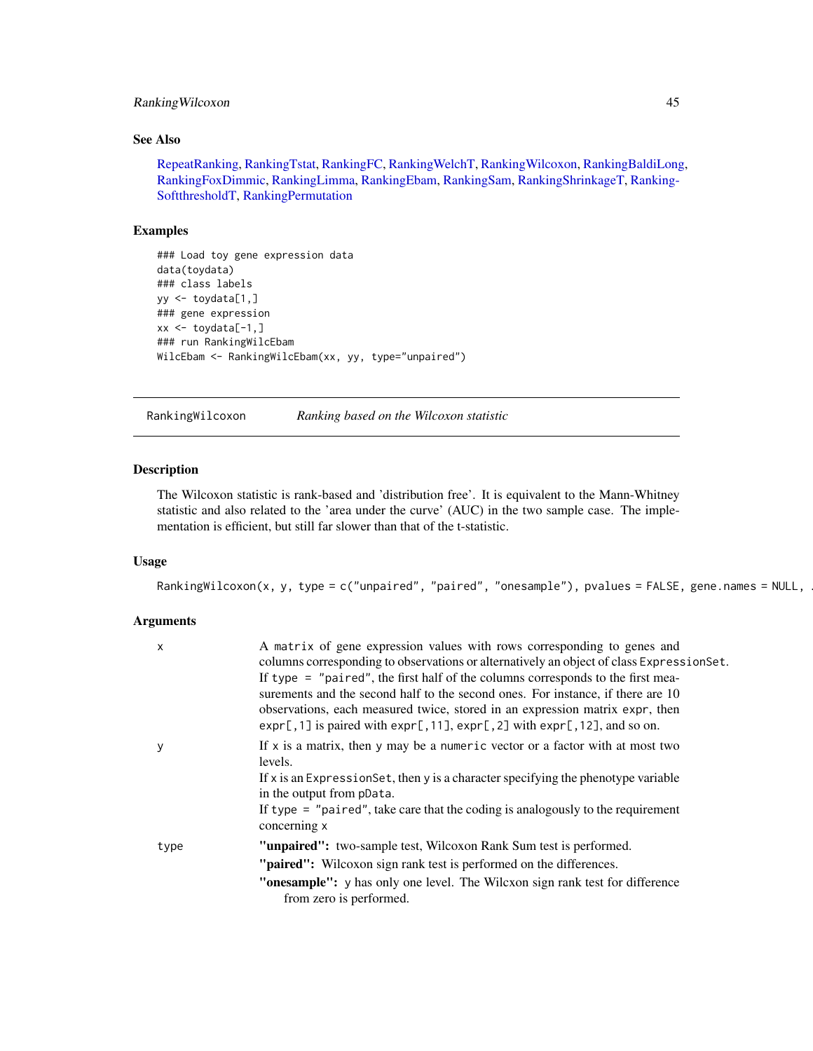## See Also

RepeatRanking, RankingTstat, RankingFC, RankingWelchT, RankingWilcoxon, RankingBaldiLong, RankingFoxDimmic, RankingLimma, RankingEbam, RankingSam, RankingShrinkageT, RankingSoftthresholdT, RankingPermutation

## Examples

```
### Load toy gene expression data
data(toydata)
### class labels
yy <- toydata[1,]
### gene expression
xx <- toydata[-1,]
### run RankingWilcEbam
WilcEbam <- RankingWilcEbam(xx, yy, type="unpaired")
```

---

`RankingWilcoxon` *Ranking based on the Wilcoxon statistic*

---

## Description

The Wilcoxon statistic is rank-based and 'distribution free'. It is equivalent to the Mann-Whitney statistic and also related to the 'area under the curve' (AUC) in the two sample case. The implementation is efficient, but still far slower than that of the t-statistic.

## Usage

```
RankingWilcoxon(x, y, type = c("unpaired", "paired", "onesample"), pvalues = FALSE, gene.names = NULL, .
```

## Arguments

`x` A `matrix` of gene expression values with rows corresponding to genes and columns corresponding to observations or alternatively an object of class `ExpressionSet`.
If `type = "paired"`, the first half of the columns corresponds to the first measurements and the second half to the second ones. For instance, if there are 10 observations, each measured twice, stored in an expression matrix `expr`, then `expr[,1]` is paired with `expr[,11]`, `expr[,2]` with `expr[,12]`, and so on.

`y` If `x` is a matrix, then `y` may be a `numeric` vector or a factor with at most two levels.
If `x` is an `ExpressionSet`, then `y` is a character specifying the phenotype variable in the output from `pData`.
If `type = "paired"`, take care that the coding is analogously to the requirement concerning `x`

`type` **"unpaired":** two-sample test, Wilcoxon Rank Sum test is performed.
**"paired":** Wilcoxon sign rank test is performed on the differences.
**"onesample":** `y` has only one level. The Wilcxon sign rank test for difference from zero is performed.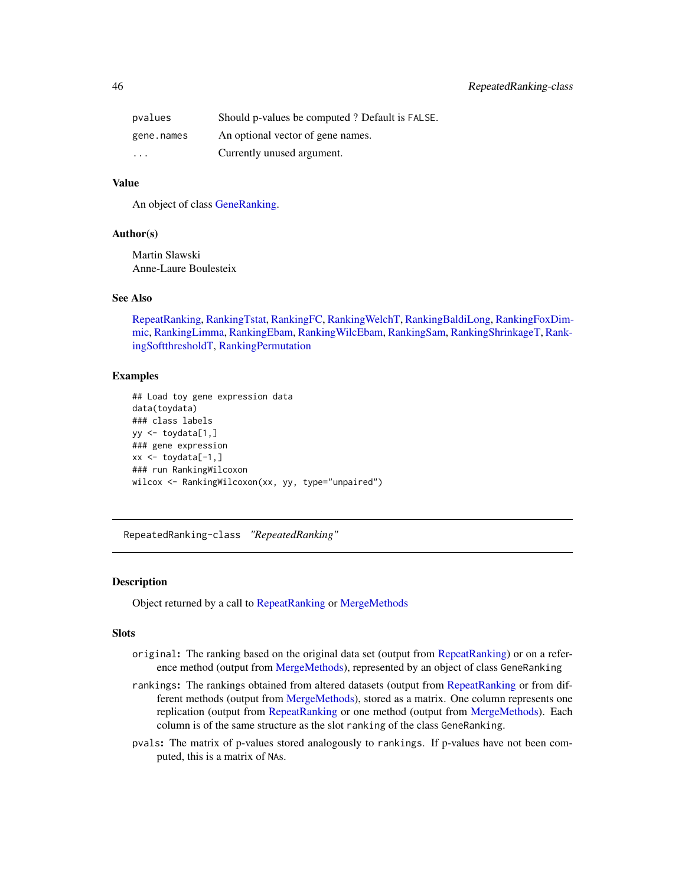| | |
|---|---|
| pvalues | Should p-values be computed ? Default is FALSE. |
| gene.names | An optional vector of gene names. |
| ... | Currently unused argument. |

### Value

An object of class GeneRanking.

### Author(s)

Martin Slawski
Anne-Laure Boulesteix

### See Also

RepeatRanking, RankingTstat, RankingFC, RankingWelchT, RankingBaldiLong, RankingFoxDimmic, RankingLimma, RankingEbam, RankingWilcEbam, RankingSam, RankingShrinkageT, RankingSoftthresholdT, RankingPermutation

### Examples

```
## Load toy gene expression data
data(toydata)
### class labels
yy <- toydata[1,]
### gene expression
xx <- toydata[-1,]
### run RankingWilcoxon
wilcox <- RankingWilcoxon(xx, yy, type="unpaired")
```

---

## RepeatedRanking-class *"RepeatedRanking"*

---

### Description

Object returned by a call to RepeatRanking or MergeMethods

### Slots

- **original:** The ranking based on the original data set (output from RepeatRanking) or on a reference method (output from MergeMethods), represented by an object of class GeneRanking
- **rankings:** The rankings obtained from altered datasets (output from RepeatRanking or from different methods (output from MergeMethods), stored as a matrix. One column represents one replication (output from RepeatRanking or one method (output from MergeMethods). Each column is of the same structure as the slot ranking of the class GeneRanking.
- **pvals:** The matrix of p-values stored analogously to rankings. If p-values have not been computed, this is a matrix of NAs.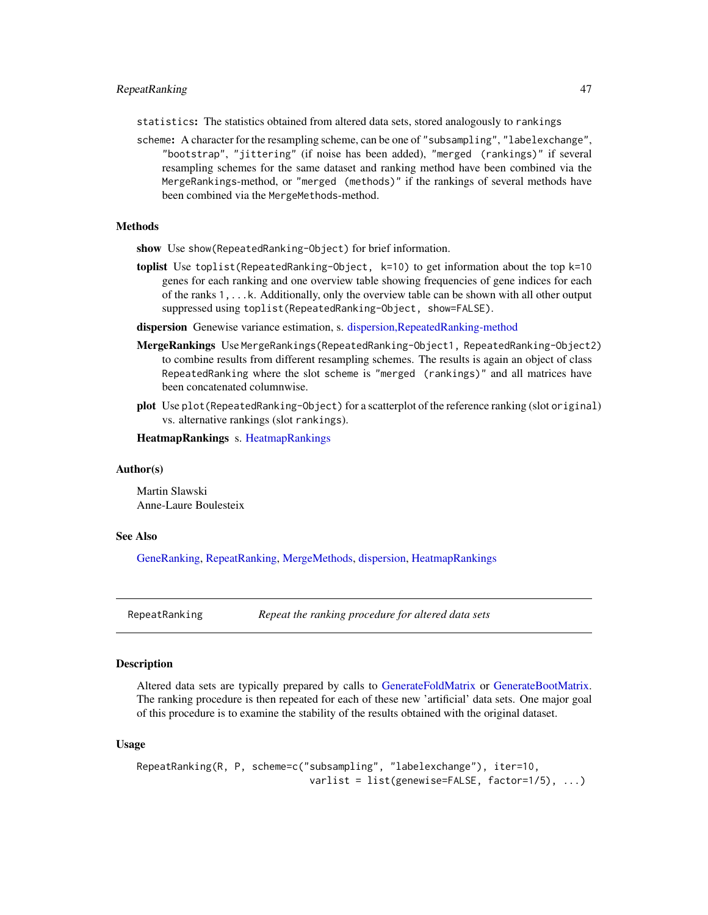statistics: The statistics obtained from altered data sets, stored analogously to rankings

scheme: A character for the resampling scheme, can be one of "subsampling", "labelexchange", "bootstrap", "jittering" (if noise has been added), "merged (rankings)" if several resampling schemes for the same dataset and ranking method have been combined via the MergeRankings-method, or "merged (methods)" if the rankings of several methods have been combined via the MergeMethods-method.

### Methods

**show** Use show(RepeatedRanking-Object) for brief information.

**toplist** Use toplist(RepeatedRanking-Object, k=10) to get information about the top k=10 genes for each ranking and one overview table showing frequencies of gene indices for each of the ranks 1,...k. Additionally, only the overview table can be shown with all other output suppressed using toplist(RepeatedRanking-Object, show=FALSE).

**dispersion** Genewise variance estimation, s. dispersion,RepeatedRanking-method

**MergeRankings** Use MergeRankings(RepeatedRanking-Object1, RepeatedRanking-Object2) to combine results from different resampling schemes. The results is again an object of class RepeatedRanking where the slot scheme is "merged (rankings)" and all matrices have been concatenated columnwise.

**plot** Use plot(RepeatedRanking-Object) for a scatterplot of the reference ranking (slot original) vs. alternative rankings (slot rankings).

**HeatmapRankings** s. HeatmapRankings

### Author(s)

Martin Slawski
Anne-Laure Boulesteix

### See Also

GeneRanking, RepeatRanking, MergeMethods, dispersion, HeatmapRankings

---

## RepeatRanking *Repeat the ranking procedure for altered data sets*

---

### Description

Altered data sets are typically prepared by calls to GenerateFoldMatrix or GenerateBootMatrix. The ranking procedure is then repeated for each of these new 'artificial' data sets. One major goal of this procedure is to examine the stability of the results obtained with the original dataset.

### Usage

```
RepeatRanking(R, P, scheme=c("subsampling", "labelexchange"), iter=10,
                              varlist = list(genewise=FALSE, factor=1/5), ...)
```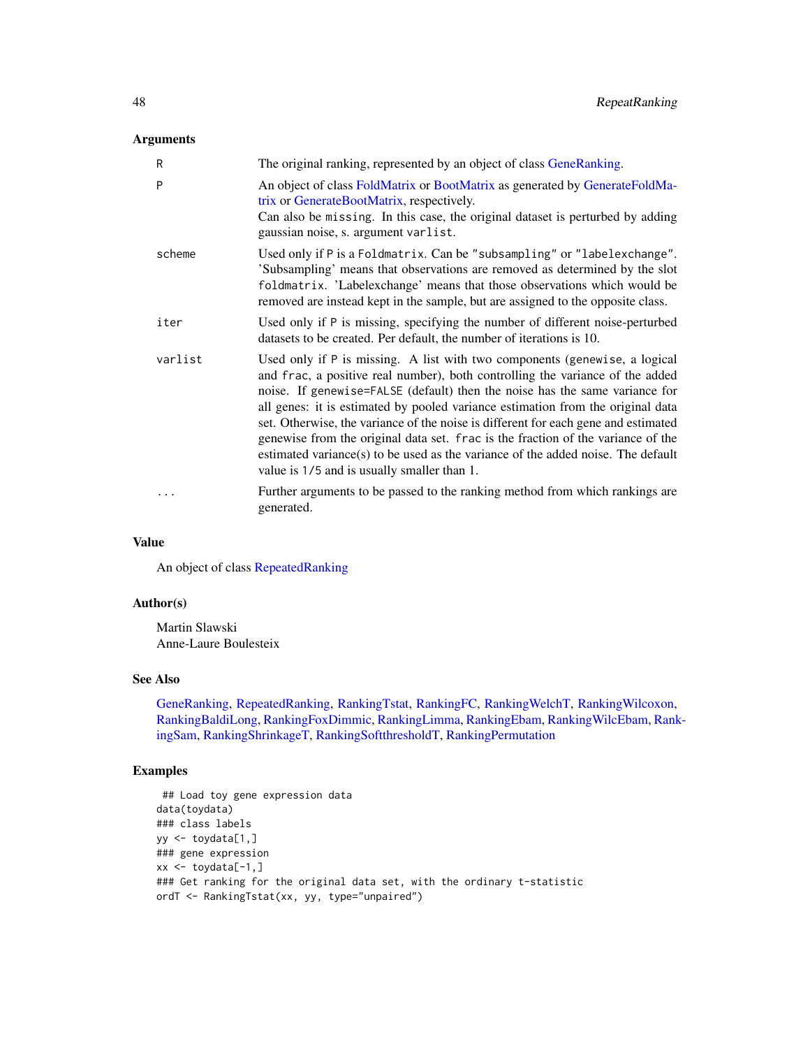## Arguments

| | |
|---|---|
| R | The original ranking, represented by an object of class GeneRanking. |
| P | An object of class FoldMatrix or BootMatrix as generated by GenerateFoldMatrix or GenerateBootMatrix, respectively. Can also be missing. In this case, the original dataset is perturbed by adding gaussian noise, s. argument `varlist`. |
| scheme | Used only if `P` is a `Foldmatrix`. Can be `"subsampling"` or `"labelexchange"`. 'Subsampling' means that observations are removed as determined by the slot `foldmatrix`. 'Labelexchange' means that those observations which would be removed are instead kept in the sample, but are assigned to the opposite class. |
| iter | Used only if `P` is missing, specifying the number of different noise-perturbed datasets to be created. Per default, the number of iterations is 10. |
| varlist | Used only if `P` is missing. A list with two components (`genewise`, a logical and `frac`, a positive real number), both controlling the variance of the added noise. If `genewise=FALSE` (default) then the noise has the same variance for all genes: it is estimated by pooled variance estimation from the original data set. Otherwise, the variance of the noise is different for each gene and estimated genewise from the original data set. `frac` is the fraction of the variance of the estimated variance(s) to be used as the variance of the added noise. The default value is `1/5` and is usually smaller than 1. |
| ... | Further arguments to be passed to the ranking method from which rankings are generated. |

## Value

An object of class RepeatedRanking

## Author(s)

Martin Slawski
Anne-Laure Boulesteix

## See Also

GeneRanking, RepeatedRanking, RankingTstat, RankingFC, RankingWelchT, RankingWilcoxon, RankingBaldiLong, RankingFoxDimmic, RankingLimma, RankingEbam, RankingWilcEbam, RankingSam, RankingShrinkageT, RankingSoftthresholdT, RankingPermutation

## Examples

```
 ## Load toy gene expression data
data(toydata)
### class labels
yy <- toydata[1,]
### gene expression
xx <- toydata[-1,]
### Get ranking for the original data set, with the ordinary t-statistic
ordT <- RankingTstat(xx, yy, type="unpaired")
```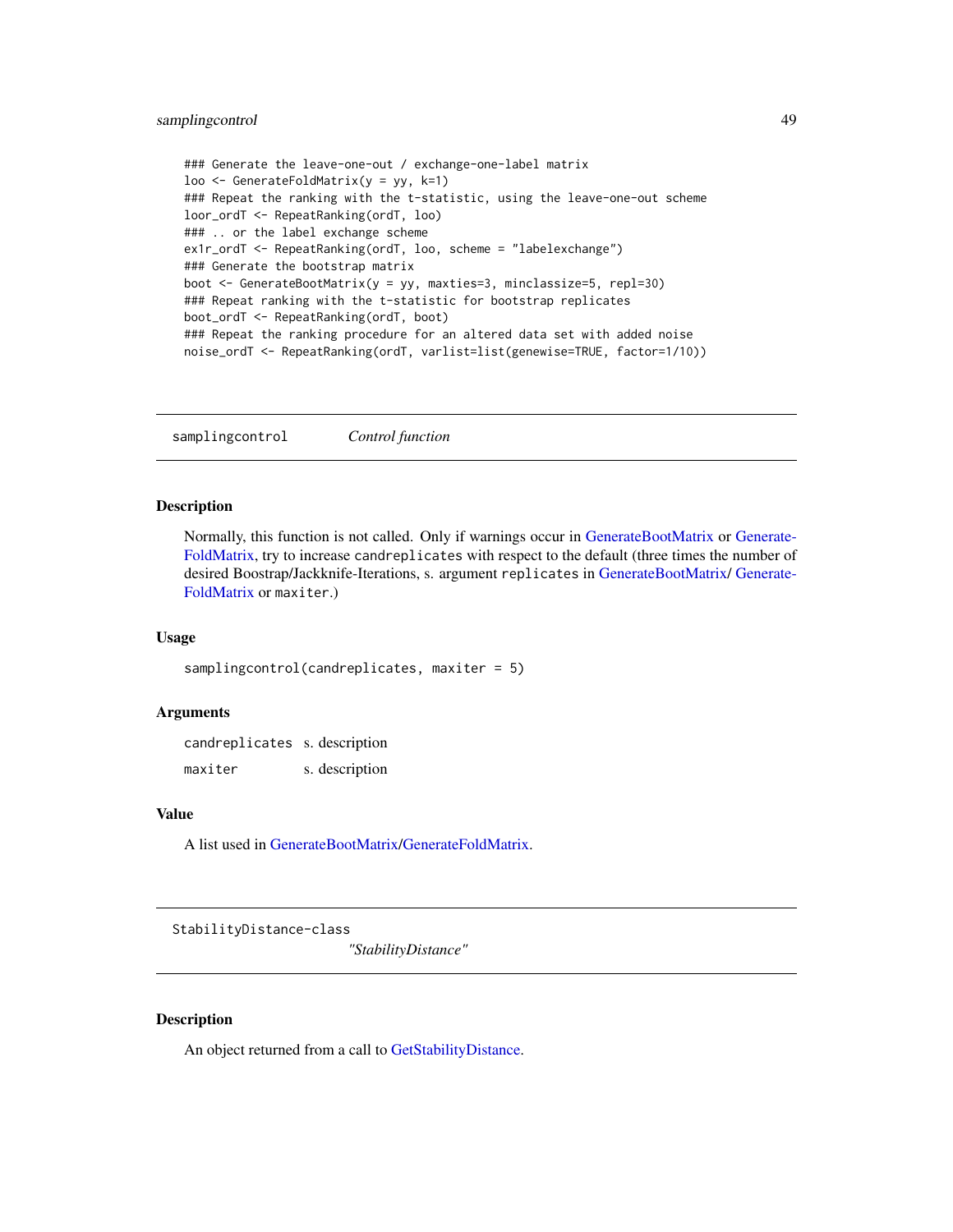```
### Generate the leave-one-out / exchange-one-label matrix
loo <- GenerateFoldMatrix(y = yy, k=1)
### Repeat the ranking with the t-statistic, using the leave-one-out scheme
loor_ordT <- RepeatRanking(ordT, loo)
### .. or the label exchange scheme
ex1r_ordT <- RepeatRanking(ordT, loo, scheme = "labelexchange")
### Generate the bootstrap matrix
boot <- GenerateBootMatrix(y = yy, maxties=3, minclassize=5, repl=30)
### Repeat ranking with the t-statistic for bootstrap replicates
boot_ordT <- RepeatRanking(ordT, boot)
### Repeat the ranking procedure for an altered data set with added noise
noise_ordT <- RepeatRanking(ordT, varlist=list(genewise=TRUE, factor=1/10))
```

## samplingcontrol *Control function*

### Description

Normally, this function is not called. Only if warnings occur in GenerateBootMatrix or GenerateFoldMatrix, try to increase `candreplicates` with respect to the default (three times the number of desired Boostrap/Jackknife-Iterations, s. argument `replicates` in GenerateBootMatrix/ GenerateFoldMatrix or `maxiter`.)

### Usage

```
samplingcontrol(candreplicates, maxiter = 5)
```

### Arguments

| | |
|---|---|
| `candreplicates` | s. description |
| `maxiter` | s. description |

### Value

A list used in GenerateBootMatrix/GenerateFoldMatrix.

## StabilityDistance-class *"StabilityDistance"*

### Description

An object returned from a call to GetStabilityDistance.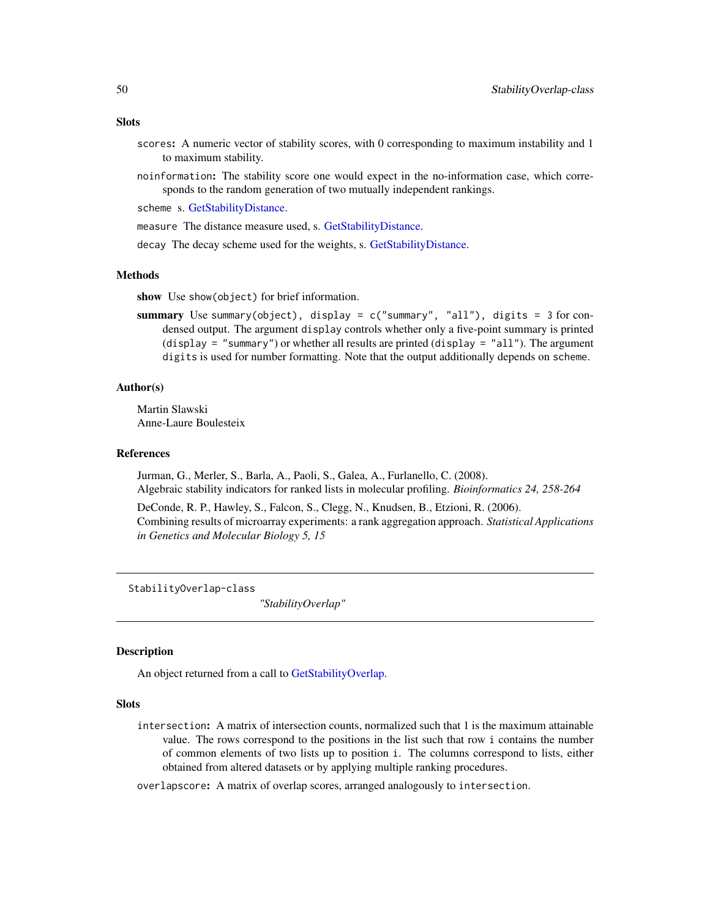### Slots

`scores`: A numeric vector of stability scores, with 0 corresponding to maximum instability and 1 to maximum stability.

`noinformation`: The stability score one would expect in the no-information case, which corresponds to the random generation of two mutually independent rankings.

`scheme` s. GetStabilityDistance.

`measure` The distance measure used, s. GetStabilityDistance.

`decay` The decay scheme used for the weights, s. GetStabilityDistance.

### Methods

**show** Use `show(object)` for brief information.

**summary** Use `summary(object), display = c("summary", "all"), digits = 3` for condensed output. The argument `display` controls whether only a five-point summary is printed (`display = "summary"`) or whether all results are printed (`display = "all"`). The argument `digits` is used for number formatting. Note that the output additionally depends on `scheme`.

### Author(s)

Martin Slawski
Anne-Laure Boulesteix

### References

Jurman, G., Merler, S., Barla, A., Paoli, S., Galea, A., Furlanello, C. (2008).
Algebraic stability indicators for ranked lists in molecular profiling. *Bioinformatics 24, 258-264*

DeConde, R. P., Hawley, S., Falcon, S., Clegg, N., Knudsen, B., Etzioni, R. (2006).
Combining results of microarray experiments: a rank aggregation approach. *Statistical Applications in Genetics and Molecular Biology 5, 15*

---

## StabilityOverlap-class *"StabilityOverlap"*

---

### Description

An object returned from a call to GetStabilityOverlap.

### Slots

`intersection`: A matrix of intersection counts, normalized such that 1 is the maximum attainable value. The rows correspond to the positions in the list such that row `i` contains the number of common elements of two lists up to position `i`. The columns correspond to lists, either obtained from altered datasets or by applying multiple ranking procedures.

`overlapscore`: A matrix of overlap scores, arranged analogously to `intersection`.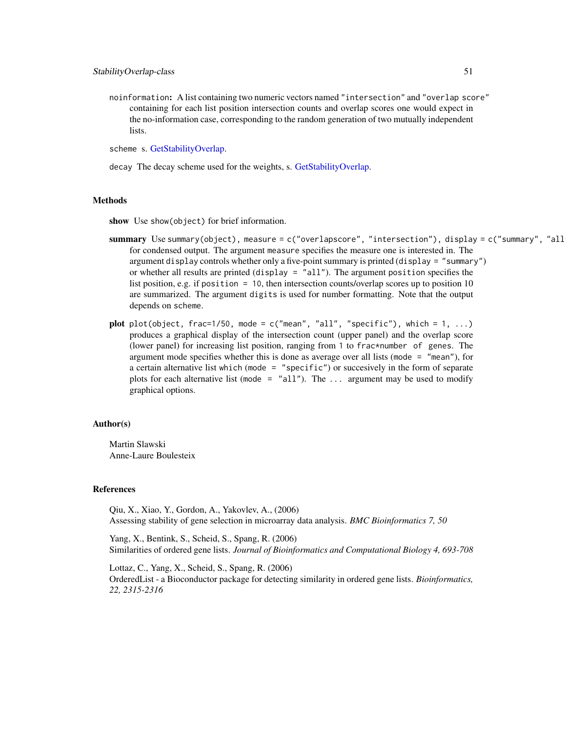`noinformation`: A list containing two numeric vectors named `"intersection"` and `"overlap score"` containing for each list position intersection counts and overlap scores one would expect in the no-information case, corresponding to the random generation of two mutually independent lists.

`scheme` s. GetStabilityOverlap.

`decay` The decay scheme used for the weights, s. GetStabilityOverlap.

## Methods

**show** Use `show(object)` for brief information.

**summary** Use `summary(object), measure = c("overlapscore", "intersection"), display = c("summary", "all` for condensed output. The argument `measure` specifies the measure one is interested in. The argument `display` controls whether only a five-point summary is printed (`display = "summary"`) or whether all results are printed (`display = "all"`). The argument `position` specifies the list position, e.g. if `position = 10`, then intersection counts/overlap scores up to position 10 are summarized. The argument `digits` is used for number formatting. Note that the output depends on `scheme`.

**plot** `plot(object, frac=1/50, mode = c("mean", "all", "specific"), which = 1, ...)` produces a graphical display of the intersection count (upper panel) and the overlap score (lower panel) for increasing list position, ranging from `1` to `frac*number of genes`. The argument mode specifies whether this is done as average over all lists (`mode = "mean"`), for a certain alternative list `which` (`mode = "specific"`) or succesively in the form of separate plots for each alternative list (`mode = "all"`). The `...` argument may be used to modify graphical options.

## Author(s)

Martin Slawski
Anne-Laure Boulesteix

## References

Qiu, X., Xiao, Y., Gordon, A., Yakovlev, A., (2006)
Assessing stability of gene selection in microarray data analysis. *BMC Bioinformatics 7, 50*

Yang, X., Bentink, S., Scheid, S., Spang, R. (2006)
Similarities of ordered gene lists. *Journal of Bioinformatics and Computational Biology 4, 693-708*

Lottaz, C., Yang, X., Scheid, S., Spang, R. (2006)
OrderedList - a Bioconductor package for detecting similarity in ordered gene lists. *Bioinformatics, 22, 2315-2316*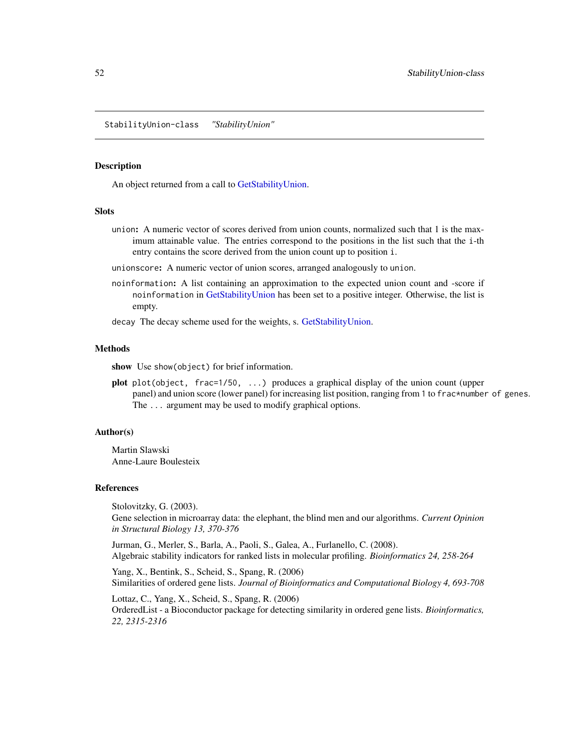StabilityUnion-class *"StabilityUnion"*

## Description

An object returned from a call to GetStabilityUnion.

## Slots

`union`: A numeric vector of scores derived from union counts, normalized such that 1 is the maximum attainable value. The entries correspond to the positions in the list such that the `i`-th entry contains the score derived from the union count up to position `i`.

`unionscore`: A numeric vector of union scores, arranged analogously to `union`.

`noinformation`: A list containing an approximation to the expected union count and -score if `noinformation` in GetStabilityUnion has been set to a positive integer. Otherwise, the list is empty.

`decay` The decay scheme used for the weights, s. GetStabilityUnion.

## Methods

**show** Use `show(object)` for brief information.

**plot** `plot(object, frac=1/50, ...)` produces a graphical display of the union count (upper panel) and union score (lower panel) for increasing list position, ranging from `1` to `frac*number of genes`. The `...` argument may be used to modify graphical options.

## Author(s)

Martin Slawski
Anne-Laure Boulesteix

## References

Stolovitzky, G. (2003).
Gene selection in microarray data: the elephant, the blind men and our algorithms. *Current Opinion in Structural Biology 13, 370-376*

Jurman, G., Merler, S., Barla, A., Paoli, S., Galea, A., Furlanello, C. (2008).
Algebraic stability indicators for ranked lists in molecular profiling. *Bioinformatics 24, 258-264*

Yang, X., Bentink, S., Scheid, S., Spang, R. (2006)
Similarities of ordered gene lists. *Journal of Bioinformatics and Computational Biology 4, 693-708*

Lottaz, C., Yang, X., Scheid, S., Spang, R. (2006)
OrderedList - a Bioconductor package for detecting similarity in ordered gene lists. *Bioinformatics, 22, 2315-2316*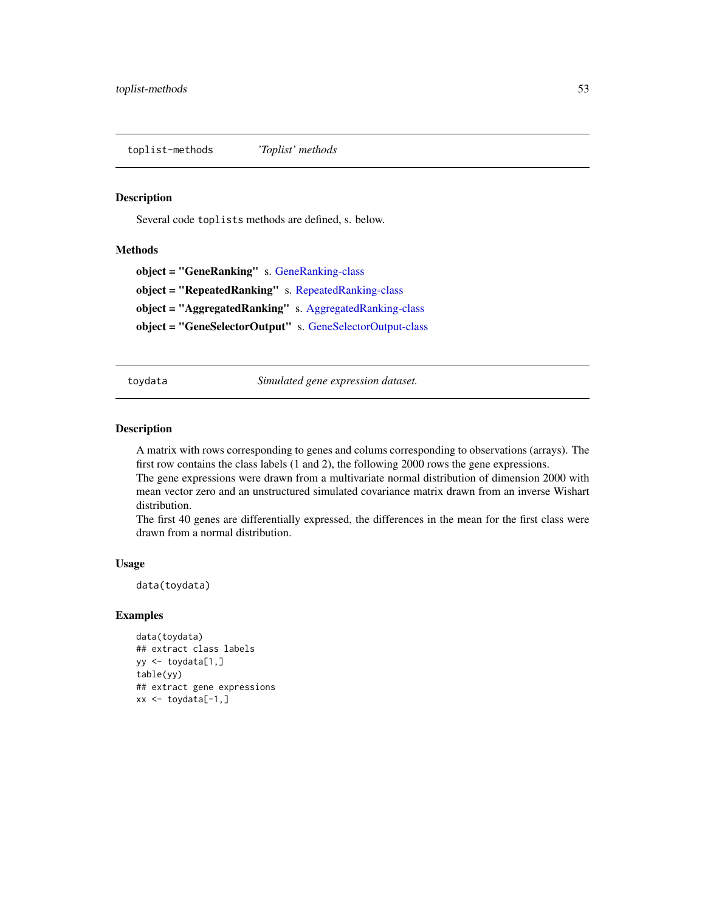## toplist-methods — *'Toplist' methods*

### Description

Several code `toplists` methods are defined, s. below.

### Methods

**object = "GeneRanking"** s. GeneRanking-class

**object = "RepeatedRanking"** s. RepeatedRanking-class

**object = "AggregatedRanking"** s. AggregatedRanking-class

**object = "GeneSelectorOutput"** s. GeneSelectorOutput-class

## toydata — *Simulated gene expression dataset.*

### Description

A matrix with rows corresponding to genes and colums corresponding to observations (arrays). The first row contains the class labels (1 and 2), the following 2000 rows the gene expressions.
The gene expressions were drawn from a multivariate normal distribution of dimension 2000 with mean vector zero and an unstructured simulated covariance matrix drawn from an inverse Wishart distribution.
The first 40 genes are differentially expressed, the differences in the mean for the first class were drawn from a normal distribution.

### Usage

```
data(toydata)
```

### Examples

```
data(toydata)
## extract class labels
yy <- toydata[1,]
table(yy)
## extract gene expressions
xx <- toydata[-1,]
```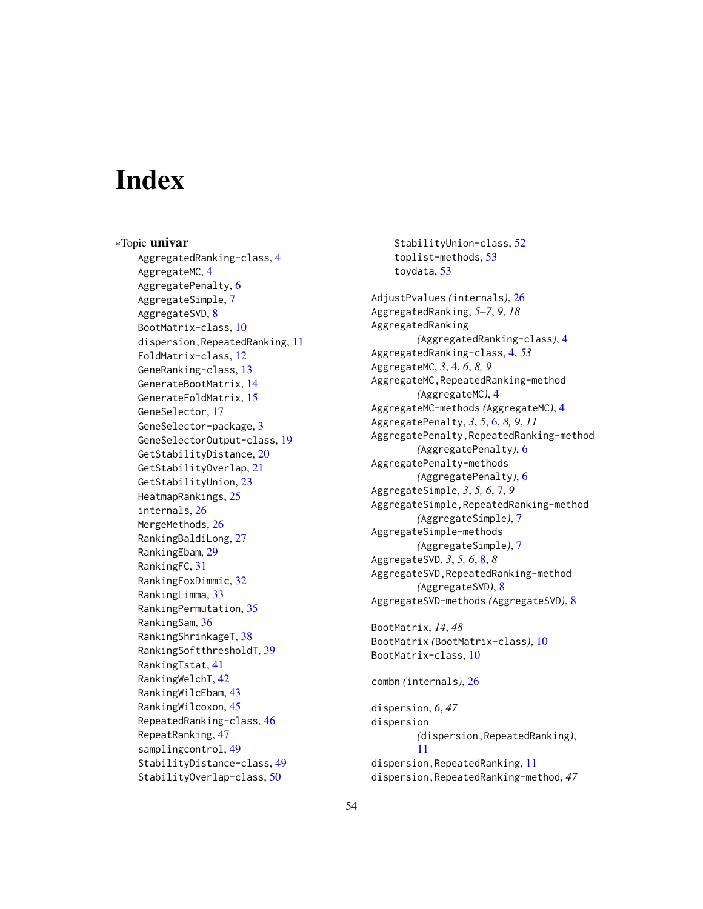# Index

*Topic **univar**

AggregatedRanking-class, 4
AggregateMC, 4
AggregatePenalty, 6
AggregateSimple, 7
AggregateSVD, 8
BootMatrix-class, 10
dispersion,RepeatedRanking, 11
FoldMatrix-class, 12
GeneRanking-class, 13
GenerateBootMatrix, 14
GenerateFoldMatrix, 15
GeneSelector, 17
GeneSelector-package, 3
GeneSelectorOutput-class, 19
GetStabilityDistance, 20
GetStabilityOverlap, 21
GetStabilityUnion, 23
HeatmapRankings, 25
internals, 26
MergeMethods, 26
RankingBaldiLong, 27
RankingEbam, 29
RankingFC, 31
RankingFoxDimmic, 32
RankingLimma, 33
RankingPermutation, 35
RankingSam, 36
RankingShrinkageT, 38
RankingSoftthresholdT, 39
RankingTstat, 41
RankingWelchT, 42
RankingWilcEbam, 43
RankingWilcoxon, 45
RepeatedRanking-class, 46
RepeatRanking, 47
samplingcontrol, 49
StabilityDistance-class, 49
StabilityOverlap-class, 50
StabilityUnion-class, 52
toplist-methods, 53
toydata, 53

AdjustPvalues *(internals)*, 26
AggregatedRanking, *5–7*, *9*, *18*
AggregatedRanking *(AggregatedRanking-class)*, 4
AggregatedRanking-class, 4, *53*
AggregateMC, *3*, 4, *6*, *8*, *9*
AggregateMC,RepeatedRanking-method *(AggregateMC)*, 4
AggregateMC-methods *(AggregateMC)*, 4
AggregatePenalty, *3*, *5*, 6, *8*, *9*, *11*
AggregatePenalty,RepeatedRanking-method *(AggregatePenalty)*, 6
AggregatePenalty-methods *(AggregatePenalty)*, 6
AggregateSimple, *3*, *5*, *6*, 7, *9*
AggregateSimple,RepeatedRanking-method *(AggregateSimple)*, 7
AggregateSimple-methods *(AggregateSimple)*, 7
AggregateSVD, *3*, *5*, *6*, 8, *8*
AggregateSVD,RepeatedRanking-method *(AggregateSVD)*, 8
AggregateSVD-methods *(AggregateSVD)*, 8

BootMatrix, *14*, *48*
BootMatrix *(BootMatrix-class)*, 10
BootMatrix-class, 10

combn *(internals)*, 26

dispersion, *6*, *47*
dispersion *(dispersion,RepeatedRanking)*, 11
dispersion,RepeatedRanking, 11
dispersion,RepeatedRanking-method, *47*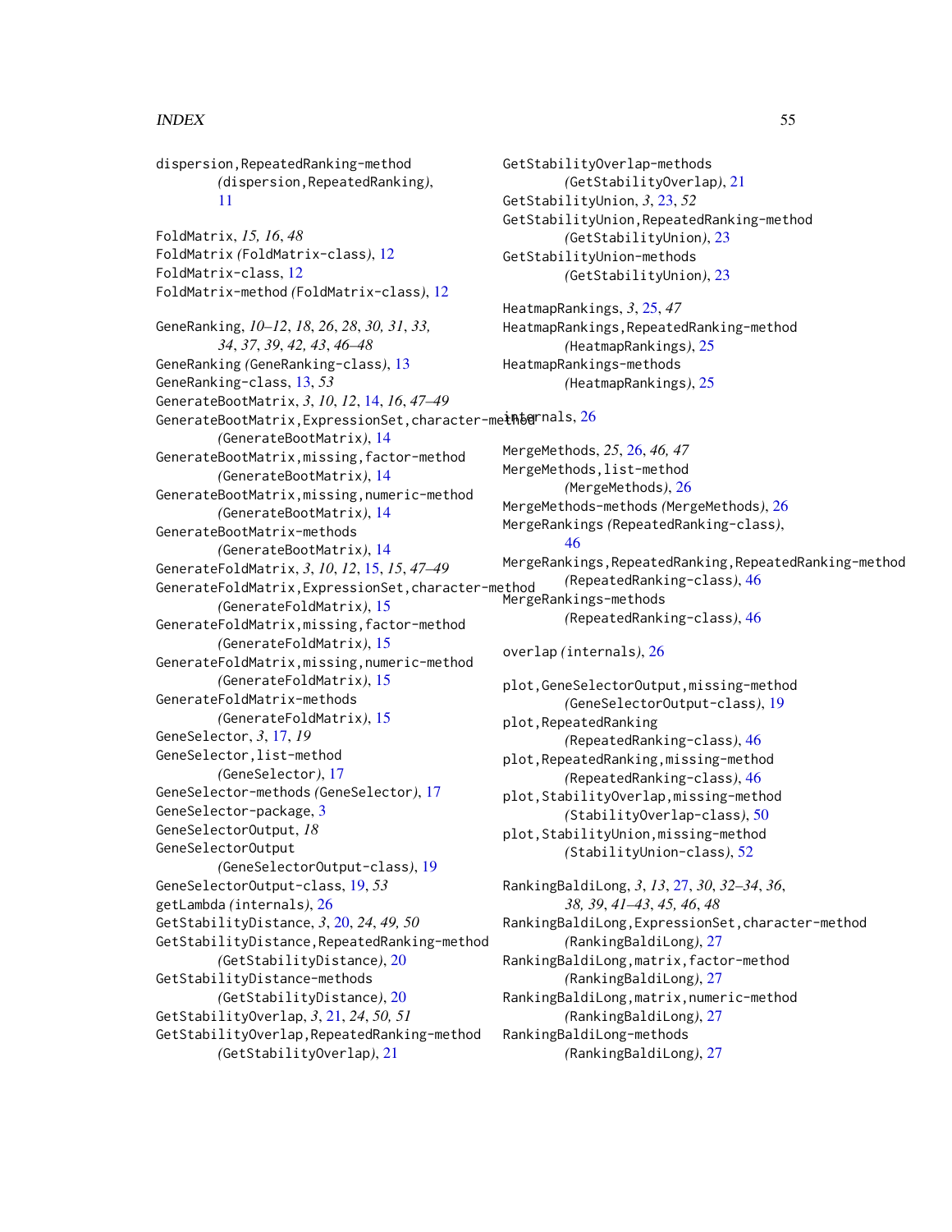dispersion,RepeatedRanking-method
    *(*dispersion,RepeatedRanking*)*, 11

FoldMatrix, *15, 16*, *48*
FoldMatrix *(*FoldMatrix-class*)*, 12
FoldMatrix-class, 12
FoldMatrix-method *(*FoldMatrix-class*)*, 12

GeneRanking, *10–12*, *18*, *26*, *28*, *30, 31*, *33, 34*, *37*, *39*, *42, 43*, *46–48*
GeneRanking *(*GeneRanking-class*)*, 13
GeneRanking-class, 13, *53*
GenerateBootMatrix, *3*, *10*, *12*, 14, *16*, *47–49*
GenerateBootMatrix,ExpressionSet,character-method
    *(*GenerateBootMatrix*)*, 14
GenerateBootMatrix,missing,factor-method
    *(*GenerateBootMatrix*)*, 14
GenerateBootMatrix,missing,numeric-method
    *(*GenerateBootMatrix*)*, 14
GenerateBootMatrix-methods
    *(*GenerateBootMatrix*)*, 14
GenerateFoldMatrix, *3*, *10*, *12*, 15, *15*, *47–49*
GenerateFoldMatrix,ExpressionSet,character-method
    *(*GenerateFoldMatrix*)*, 15
GenerateFoldMatrix,missing,factor-method
    *(*GenerateFoldMatrix*)*, 15
GenerateFoldMatrix,missing,numeric-method
    *(*GenerateFoldMatrix*)*, 15
GenerateFoldMatrix-methods
    *(*GenerateFoldMatrix*)*, 15
GeneSelector, *3*, 17, *19*
GeneSelector,list-method
    *(*GeneSelector*)*, 17
GeneSelector-methods *(*GeneSelector*)*, 17
GeneSelector-package, 3
GeneSelectorOutput, *18*
GeneSelectorOutput
    *(*GeneSelectorOutput-class*)*, 19
GeneSelectorOutput-class, 19, *53*
getLambda *(*internals*)*, 26
GetStabilityDistance, *3*, 20, *24*, *49, 50*
GetStabilityDistance,RepeatedRanking-method
    *(*GetStabilityDistance*)*, 20
GetStabilityDistance-methods
    *(*GetStabilityDistance*)*, 20
GetStabilityOverlap, *3*, 21, *24*, *50, 51*
GetStabilityOverlap,RepeatedRanking-method
    *(*GetStabilityOverlap*)*, 21
GetStabilityOverlap-methods
    *(*GetStabilityOverlap*)*, 21
GetStabilityUnion, *3*, 23, *52*
GetStabilityUnion,RepeatedRanking-method
    *(*GetStabilityUnion*)*, 23
GetStabilityUnion-methods
    *(*GetStabilityUnion*)*, 23

HeatmapRankings, *3*, 25, *47*
HeatmapRankings,RepeatedRanking-method
    *(*HeatmapRankings*)*, 25
HeatmapRankings-methods
    *(*HeatmapRankings*)*, 25

internals, 26

MergeMethods, *25*, 26, *46, 47*
MergeMethods,list-method
    *(*MergeMethods*)*, 26
MergeMethods-methods *(*MergeMethods*)*, 26
MergeRankings *(*RepeatedRanking-class*)*, 46
MergeRankings,RepeatedRanking,RepeatedRanking-method
    *(*RepeatedRanking-class*)*, 46
MergeRankings-methods
    *(*RepeatedRanking-class*)*, 46

overlap *(*internals*)*, 26

plot,GeneSelectorOutput,missing-method
    *(*GeneSelectorOutput-class*)*, 19
plot,RepeatedRanking
    *(*RepeatedRanking-class*)*, 46
plot,RepeatedRanking,missing-method
    *(*RepeatedRanking-class*)*, 46
plot,StabilityOverlap,missing-method
    *(*StabilityOverlap-class*)*, 50
plot,StabilityUnion,missing-method
    *(*StabilityUnion-class*)*, 52

RankingBaldiLong, *3*, *13*, 27, *30*, *32–34*, *36*, *38, 39*, *41–43*, *45, 46*, *48*
RankingBaldiLong,ExpressionSet,character-method
    *(*RankingBaldiLong*)*, 27
RankingBaldiLong,matrix,factor-method
    *(*RankingBaldiLong*)*, 27
RankingBaldiLong,matrix,numeric-method
    *(*RankingBaldiLong*)*, 27
RankingBaldiLong-methods
    *(*RankingBaldiLong*)*, 27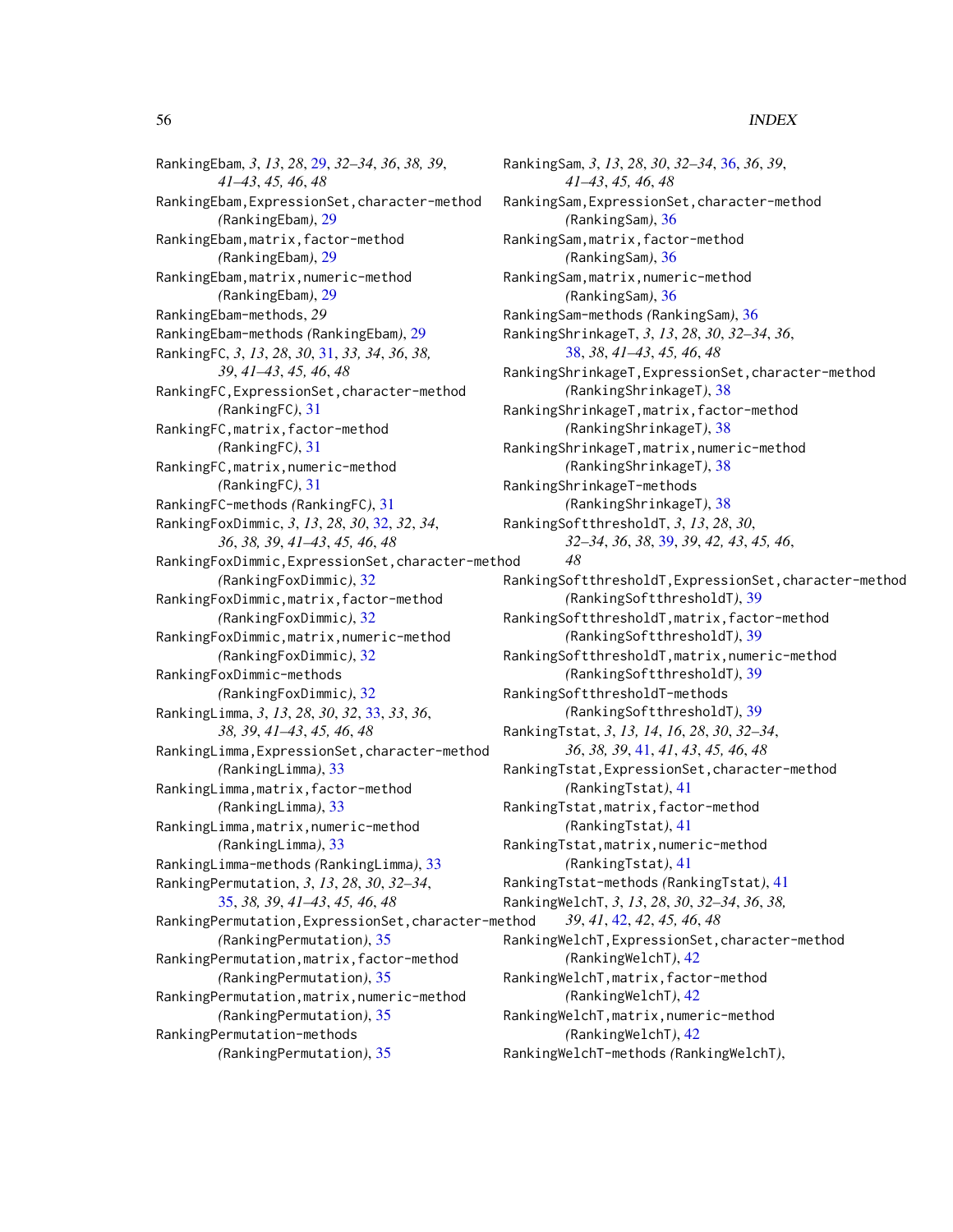RankingEbam, *3*, *13*, *28*, 29, *32–34*, *36*, *38, 39*, *41–43*, *45, 46*, *48*
RankingEbam,ExpressionSet,character-method *(*RankingEbam*)*, 29
RankingEbam,matrix,factor-method *(*RankingEbam*)*, 29
RankingEbam,matrix,numeric-method *(*RankingEbam*)*, 29
RankingEbam-methods, *29*
RankingEbam-methods *(*RankingEbam*)*, 29
RankingFC, *3*, *13*, *28*, *30*, 31, *33, 34*, *36*, *38, 39*, *41–43*, *45, 46*, *48*
RankingFC,ExpressionSet,character-method *(*RankingFC*)*, 31
RankingFC,matrix,factor-method *(*RankingFC*)*, 31
RankingFC,matrix,numeric-method *(*RankingFC*)*, 31
RankingFC-methods *(*RankingFC*)*, 31
RankingFoxDimmic, *3*, *13*, *28*, *30*, 32, *32*, *34*, *36*, *38, 39*, *41–43*, *45, 46*, *48*
RankingFoxDimmic,ExpressionSet,character-method *(*RankingFoxDimmic*)*, 32
RankingFoxDimmic,matrix,factor-method *(*RankingFoxDimmic*)*, 32
RankingFoxDimmic,matrix,numeric-method *(*RankingFoxDimmic*)*, 32
RankingFoxDimmic-methods *(*RankingFoxDimmic*)*, 32
RankingLimma, *3*, *13*, *28*, *30*, *32*, 33, *33*, *36*, *38, 39*, *41–43*, *45, 46*, *48*
RankingLimma,ExpressionSet,character-method *(*RankingLimma*)*, 33
RankingLimma,matrix,factor-method *(*RankingLimma*)*, 33
RankingLimma,matrix,numeric-method *(*RankingLimma*)*, 33
RankingLimma-methods *(*RankingLimma*)*, 33
RankingPermutation, *3*, *13*, *28*, *30*, *32–34*, 35, *38, 39*, *41–43*, *45, 46*, *48*
RankingPermutation,ExpressionSet,character-method *(*RankingPermutation*)*, 35
RankingPermutation,matrix,factor-method *(*RankingPermutation*)*, 35
RankingPermutation,matrix,numeric-method *(*RankingPermutation*)*, 35
RankingPermutation-methods *(*RankingPermutation*)*, 35
RankingSam, *3*, *13*, *28*, *30*, *32–34*, 36, *36*, *39*, *41–43*, *45, 46*, *48*
RankingSam,ExpressionSet,character-method *(*RankingSam*)*, 36
RankingSam,matrix,factor-method *(*RankingSam*)*, 36
RankingSam,matrix,numeric-method *(*RankingSam*)*, 36
RankingSam-methods *(*RankingSam*)*, 36
RankingShrinkageT, *3*, *13*, *28*, *30*, *32–34*, *36*, 38, *38*, *41–43*, *45, 46*, *48*
RankingShrinkageT,ExpressionSet,character-method *(*RankingShrinkageT*)*, 38
RankingShrinkageT,matrix,factor-method *(*RankingShrinkageT*)*, 38
RankingShrinkageT,matrix,numeric-method *(*RankingShrinkageT*)*, 38
RankingShrinkageT-methods *(*RankingShrinkageT*)*, 38
RankingSoftthresholdT, *3*, *13*, *28*, *30*, *32–34*, *36*, *38*, 39, *39*, *42, 43*, *45, 46*, *48*
RankingSoftthresholdT,ExpressionSet,character-method *(*RankingSoftthresholdT*)*, 39
RankingSoftthresholdT,matrix,factor-method *(*RankingSoftthresholdT*)*, 39
RankingSoftthresholdT,matrix,numeric-method *(*RankingSoftthresholdT*)*, 39
RankingSoftthresholdT-methods *(*RankingSoftthresholdT*)*, 39
RankingTstat, *3*, *13, 14*, *16*, *28*, *30*, *32–34*, *36*, *38, 39*, 41, *41*, *43*, *45, 46*, *48*
RankingTstat,ExpressionSet,character-method *(*RankingTstat*)*, 41
RankingTstat,matrix,factor-method *(*RankingTstat*)*, 41
RankingTstat,matrix,numeric-method *(*RankingTstat*)*, 41
RankingTstat-methods *(*RankingTstat*)*, 41
RankingWelchT, *3*, *13*, *28*, *30*, *32–34*, *36*, *38, 39*, *41*, 42, *42*, *45, 46*, *48*
RankingWelchT,ExpressionSet,character-method *(*RankingWelchT*)*, 42
RankingWelchT,matrix,factor-method *(*RankingWelchT*)*, 42
RankingWelchT,matrix,numeric-method *(*RankingWelchT*)*, 42
RankingWelchT-methods *(*RankingWelchT*)*,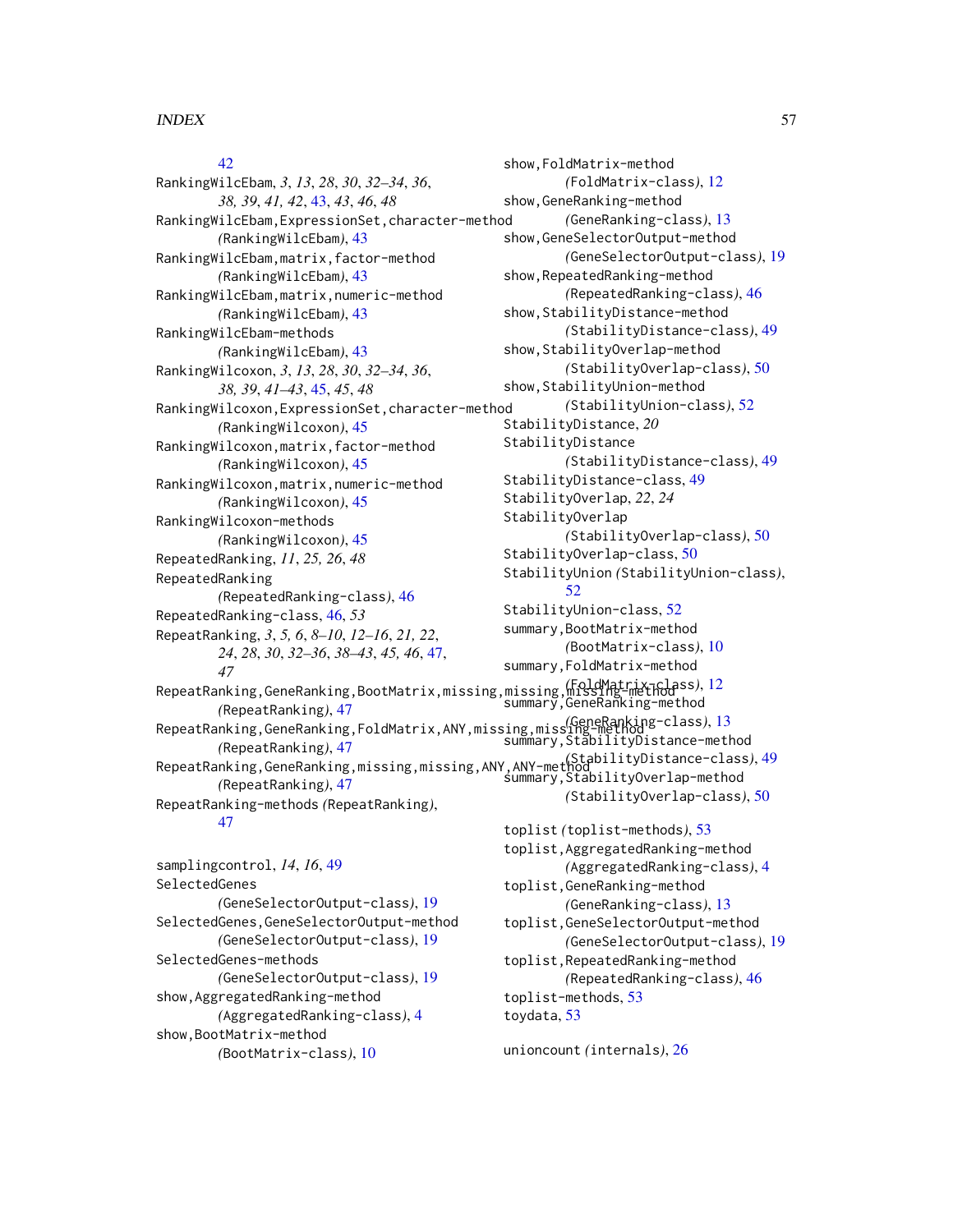42
RankingWilcEbam, *3*, *13*, *28*, *30*, *32–34*, *36*, *38, 39*, *41, 42*, 43, *43*, *46*, *48*
RankingWilcEbam,ExpressionSet,character-method *(RankingWilcEbam)*, 43
RankingWilcEbam,matrix,factor-method *(RankingWilcEbam)*, 43
RankingWilcEbam,matrix,numeric-method *(RankingWilcEbam)*, 43
RankingWilcEbam-methods *(RankingWilcEbam)*, 43
RankingWilcoxon, *3*, *13*, *28*, *30*, *32–34*, *36*, *38, 39*, *41–43*, 45, *45*, *48*
RankingWilcoxon,ExpressionSet,character-method *(RankingWilcoxon)*, 45
RankingWilcoxon,matrix,factor-method *(RankingWilcoxon)*, 45
RankingWilcoxon,matrix,numeric-method *(RankingWilcoxon)*, 45
RankingWilcoxon-methods *(RankingWilcoxon)*, 45
RepeatedRanking, *11*, *25, 26*, *48*
RepeatedRanking *(RepeatedRanking-class)*, 46
RepeatedRanking-class, 46, *53*
RepeatRanking, *3*, *5, 6*, *8–10*, *12–16*, *21, 22*, *24*, *28*, *30*, *32–36*, *38–43*, *45, 46*, 47, *47*
RepeatRanking,GeneRanking,BootMatrix,missing,missing,missing-method *(RepeatRanking)*, 47
RepeatRanking,GeneRanking,FoldMatrix,ANY,missing,missing-method *(RepeatRanking)*, 47
RepeatRanking,GeneRanking,missing,missing,ANY,ANY-method *(RepeatRanking)*, 47
RepeatRanking-methods *(RepeatRanking)*, 47

samplingcontrol, *14*, *16*, 49
SelectedGenes *(GeneSelectorOutput-class)*, 19
SelectedGenes,GeneSelectorOutput-method *(GeneSelectorOutput-class)*, 19
SelectedGenes-methods *(GeneSelectorOutput-class)*, 19
show,AggregatedRanking-method *(AggregatedRanking-class)*, 4
show,BootMatrix-method *(BootMatrix-class)*, 10
show,FoldMatrix-method *(FoldMatrix-class)*, 12
show,GeneRanking-method *(GeneRanking-class)*, 13
show,GeneSelectorOutput-method *(GeneSelectorOutput-class)*, 19
show,RepeatedRanking-method *(RepeatedRanking-class)*, 46
show,StabilityDistance-method *(StabilityDistance-class)*, 49
show,StabilityOverlap-method *(StabilityOverlap-class)*, 50
show,StabilityUnion-method *(StabilityUnion-class)*, 52
StabilityDistance, *20*
StabilityDistance *(StabilityDistance-class)*, 49
StabilityDistance-class, 49
StabilityOverlap, *22*, *24*
StabilityOverlap *(StabilityOverlap-class)*, 50
StabilityOverlap-class, 50
StabilityUnion *(StabilityUnion-class)*, 52
StabilityUnion-class, 52
summary,BootMatrix-method *(BootMatrix-class)*, 10
summary,FoldMatrix-method *(FoldMatrix-class)*, 12
summary,GeneRanking-method *(GeneRanking-class)*, 13
summary,StabilityDistance-method *(StabilityDistance-class)*, 49
summary,StabilityOverlap-method *(StabilityOverlap-class)*, 50

toplist *(toplist-methods)*, 53
toplist,AggregatedRanking-method *(AggregatedRanking-class)*, 4
toplist,GeneRanking-method *(GeneRanking-class)*, 13
toplist,GeneSelectorOutput-method *(GeneSelectorOutput-class)*, 19
toplist,RepeatedRanking-method *(RepeatedRanking-class)*, 46
toplist-methods, 53
toydata, 53

unioncount *(internals)*, 26